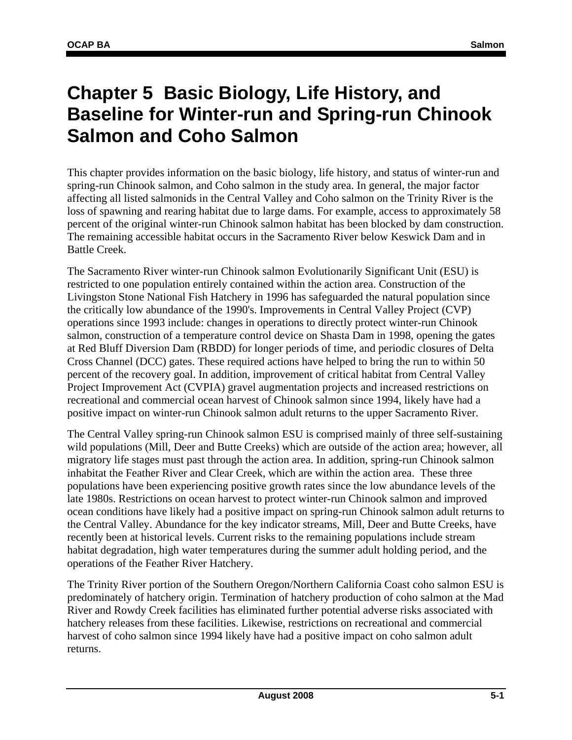# Chapter 5 Basic Biology, Life History, and Baseline for Winter-run and Spring-run Chinook Salmon and Coho Salmon

This chapter provides information on the basic biology, life history, and status of winter-run and spring-run Chinook salmon, and Coho salmon in the study area. In general, the major factor affecting all listed salmonids in the Central Valley and Coho salmon on the Trinity River is the loss of spawning and rearing habitat due to large dams. For example, access to approximately 58 percent of the original winter-run Chinook salmon habitat has been blocked by dam construction. The remaining accessible habitat occurs in the Sacramento River below Keswick Dam and in Battle Creek.

The Sacramento River winter-run Chinook salmon Evolutionarily Significant Unit (ESU) is restricted to one population entirely contained within the action area. Construction of the Livingston Stone National Fish Hatchery in 1996 has safeguarded the natural population since the critically low abundance of the 1990's. Improvements in Central Valley Project (CVP) operations since 1993 include: changes in operations to directly protect winter-run Chinook salmon, construction of a temperature control device on Shasta Dam in 1998, opening the gates at Red Bluff Diversion Dam (RBDD) for longer periods of time, and periodic closures of Delta Cross Channel (DCC) gates. These required actions have helped to bring the run to within 50 percent of the recovery goal. In addition, improvement of critical habitat from Central Valley Project Improvement Act (CVPIA) gravel augmentation projects and increased restrictions on recreational and commercial ocean harvest of Chinook salmon since 1994, likely have had a positive impact on winter-run Chinook salmon adult returns to the upper Sacramento River.

The Central Valley spring-run Chinook salmon ESU is comprised mainly of three self-sustaining wild populations (Mill, Deer and Butte Creeks) which are outside of the action area; however, all migratory life stages must past through the action area. In addition, spring-run Chinook salmon inhabitat the Feather River and Clear Creek, which are within the action area. These three populations have been experiencing positive growth rates since the low abundance levels of the late 1980s. Restrictions on ocean harvest to protect winter-run Chinook salmon and improved ocean conditions have likely had a positive impact on spring-run Chinook salmon adult returns to the Central Valley. Abundance for the key indicator streams, Mill, Deer and Butte Creeks, have recently been at historical levels. Current risks to the remaining populations include stream habitat degradation, high water temperatures during the summer adult holding period, and the operations of the Feather River Hatchery.

The Trinity River portion of the Southern Oregon/Northern California Coast coho salmon ESU is predominately of hatchery origin. Termination of hatchery production of coho salmon at the Mad River and Rowdy Creek facilities has eliminated further potential adverse risks associated with hatchery releases from these facilities. Likewise, restrictions on recreational and commercial harvest of coho salmon since 1994 likely have had a positive impact on coho salmon adult returns.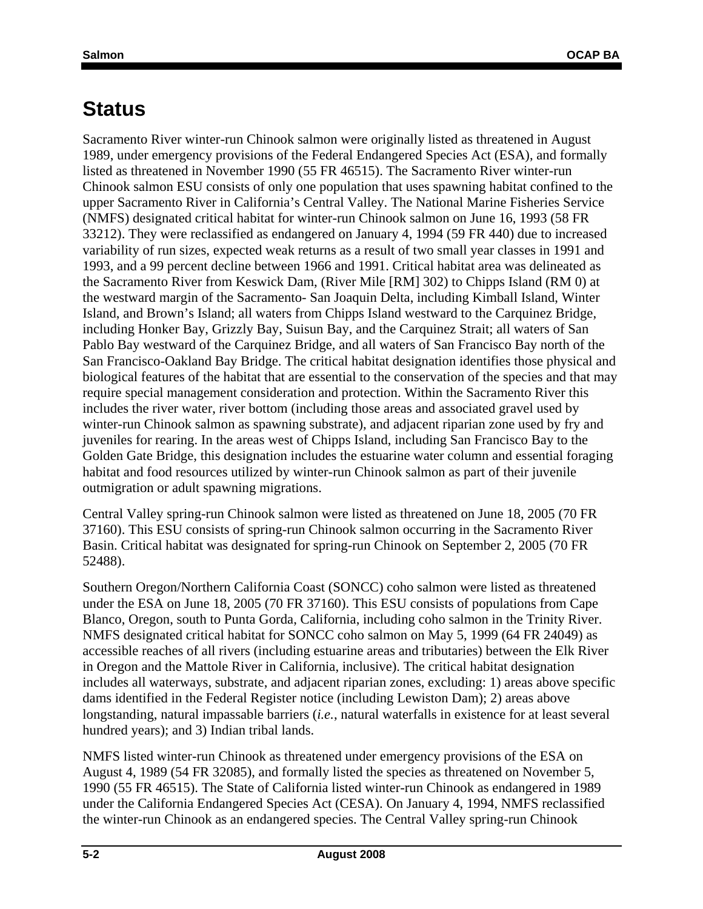# Status

Sacramento River winter-run Chinook salmon were originally listed as threatened in August 1989, under emergency provisions of the Federal Endangered Species Act (ESA), and formally listed as threatened in November 1990 (55 FR 46515). The Sacramento River winter-run Chinook salmon ESU consists of only one population that uses spawning habitat confined to the upper Sacramento River in California's Central Valley. The National Marine Fisheries Service (NMFS) designated critical habitat for winter-run Chinook salmon on June 16, 1993 (58 FR 33212). They were reclassified as endangered on January 4, 1994 (59 FR 440) due to increased variability of run sizes, expected weak returns as a result of two small year classes in 1991 and 1993, and a 99 percent decline between 1966 and 1991. Critical habitat area was delineated as the Sacramento River from Keswick Dam, (River Mile [RM] 302) to Chipps Island (RM 0) at the westward margin of the Sacramento- San Joaquin Delta, including Kimball Island, Winter Island, and Brown's Island; all waters from Chipps Island westward to the Carquinez Bridge, including Honker Bay, Grizzly Bay, Suisun Bay, and the Carquinez Strait; all waters of San Pablo Bay westward of the Carquinez Bridge, and all waters of San Francisco Bay north of the San Francisco-Oakland Bay Bridge. The critical habitat designation identifies those physical and biological features of the habitat that are essential to the conservation of the species and that may require special management consideration and protection. Within the Sacramento River this includes the river water, river bottom (including those areas and associated gravel used by winter-run Chinook salmon as spawning substrate), and adjacent riparian zone used by fry and juveniles for rearing. In the areas west of Chipps Island, including San Francisco Bay to the Golden Gate Bridge, this designation includes the estuarine water column and essential foraging habitat and food resources utilized by winter-run Chinook salmon as part of their juvenile outmigration or adult spawning migrations.

Central Valley spring-run Chinook salmon were listed as threatened on June 18, 2005 (70 FR 37160). This ESU consists of spring-run Chinook salmon occurring in the Sacramento River Basin. Critical habitat was designated for spring-run Chinook on September 2, 2005 (70 FR 52488).

Southern Oregon/Northern California Coast (SONCC) coho salmon were listed as threatened under the ESA on June 18, 2005 (70 FR 37160). This ESU consists of populations from Cape Blanco, Oregon, south to Punta Gorda, California, including coho salmon in the Trinity River. NMFS designated critical habitat for SONCC coho salmon on May 5, 1999 (64 FR 24049) as accessible reaches of all rivers (including estuarine areas and tributaries) between the Elk River in Oregon and the Mattole River in California, inclusive). The critical habitat designation includes all waterways, substrate, and adjacent riparian zones, excluding: 1) areas above specific dams identified in the Federal Register notice (including Lewiston Dam); 2) areas above longstanding, natural impassable barriers (*i.e.*, natural waterfalls in existence for at least several hundred years); and 3) Indian tribal lands.

NMFS listed winter-run Chinook as threatened under emergency provisions of the ESA on August 4, 1989 (54 FR 32085), and formally listed the species as threatened on November 5, 1990 (55 FR 46515). The State of California listed winter-run Chinook as endangered in 1989 under the California Endangered Species Act (CESA). On January 4, 1994, NMFS reclassified the winter-run Chinook as an endangered species. The Central Valley spring-run Chinook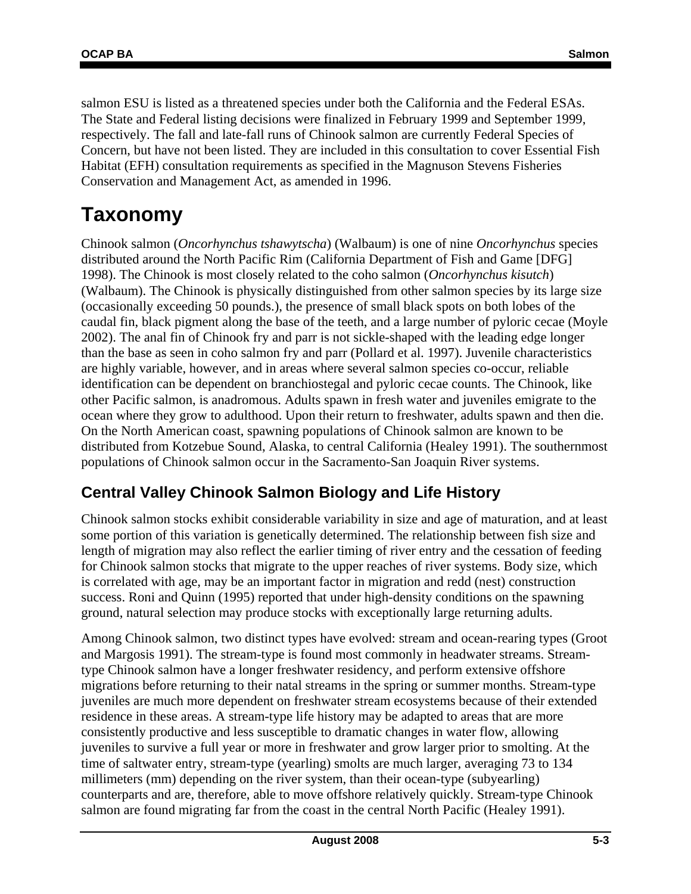salmon ESU is listed as a threatened species under both the California and the Federal ESAs. The State and Federal listing decisions were finalized in February 1999 and September 1999, respectively. The fall and late-fall runs of Chinook salmon are currently Federal Species of Concern, but have not been listed. They are included in this consultation to cover Essential Fish Habitat (EFH) consultation requirements as specified in the Magnuson Stevens Fisheries Conservation and Management Act, as amended in 1996.

# Taxonomy

Chinook salmon (*Oncorhynchus tshawytscha*) (Walbaum) is one of nine *Oncorhynchus* species distributed around the North Pacific Rim (California Department of Fish and Game [DFG] 1998). The Chinook is most closely related to the coho salmon (*Oncorhynchus kisutch*) (Walbaum). The Chinook is physically distinguished from other salmon species by its large size (occasionally exceeding 50 pounds.), the presence of small black spots on both lobes of the caudal fin, black pigment along the base of the teeth, and a large number of pyloric cecae (Moyle 2002). The anal fin of Chinook fry and parr is not sickle-shaped with the leading edge longer than the base as seen in coho salmon fry and parr (Pollard et al. 1997). Juvenile characteristics are highly variable, however, and in areas where several salmon species co-occur, reliable identification can be dependent on branchiostegal and pyloric cecae counts. The Chinook, like other Pacific salmon, is anadromous. Adults spawn in fresh water and juveniles emigrate to the ocean where they grow to adulthood. Upon their return to freshwater, adults spawn and then die. On the North American coast, spawning populations of Chinook salmon are known to be distributed from Kotzebue Sound, Alaska, to central California (Healey 1991). The southernmost populations of Chinook salmon occur in the Sacramento-San Joaquin River systems.

## Central Valley Chinook Salmon Biology and Life History

Chinook salmon stocks exhibit considerable variability in size and age of maturation, and at least some portion of this variation is genetically determined. The relationship between fish size and length of migration may also reflect the earlier timing of river entry and the cessation of feeding for Chinook salmon stocks that migrate to the upper reaches of river systems. Body size, which is correlated with age, may be an important factor in migration and redd (nest) construction success. Roni and Quinn (1995) reported that under high-density conditions on the spawning ground, natural selection may produce stocks with exceptionally large returning adults.

Among Chinook salmon, two distinct types have evolved: stream and ocean-rearing types (Groot and Margosis 1991). The stream-type is found most commonly in headwater streams. Stream-type Chinook salmon have a longer freshwater residency, and perform extensive offshore migrations before returning to their natal streams in the spring or summer months. Stream-type juveniles are much more dependent on freshwater stream ecosystems because of their extended residence in these areas. A stream-type life history may be adapted to areas that are more consistently productive and less susceptible to dramatic changes in water flow, allowing juveniles to survive a full year or more in freshwater and grow larger prior to smolting. At the time of saltwater entry, stream-type (yearling) smolts are much larger, averaging 73 to 134 millimeters (mm) depending on the river system, than their ocean-type (subyearling) counterparts and are, therefore, able to move offshore relatively quickly. Stream-type Chinook salmon are found migrating far from the coast in the central North Pacific (Healey 1991).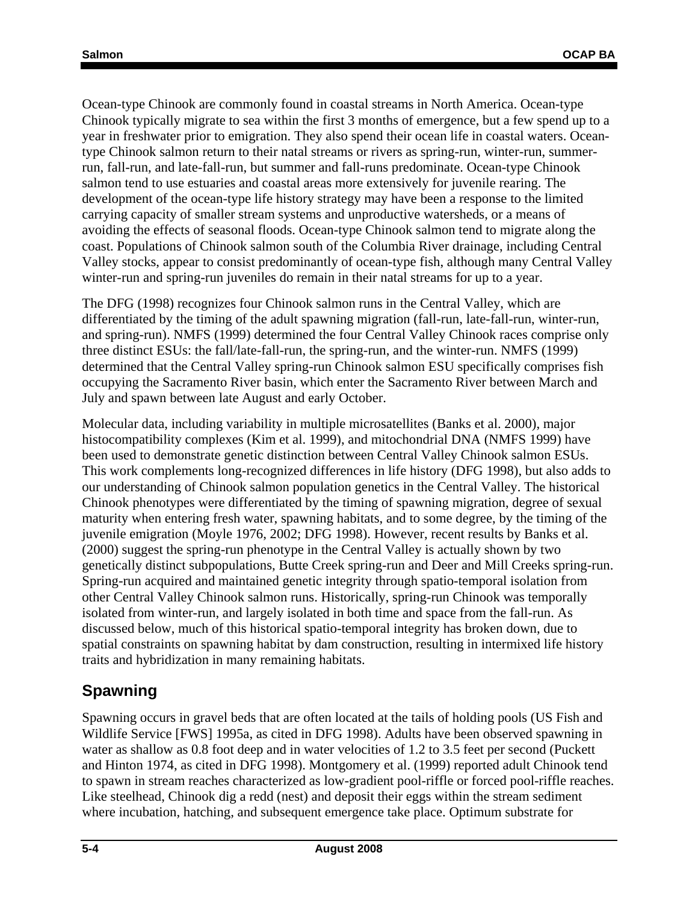Ocean-type Chinook are commonly found in coastal streams in North America. Ocean-type Chinook typically migrate to sea within the first 3 months of emergence, but a few spend up to a year in freshwater prior to emigration. They also spend their ocean life in coastal waters. Ocean-type Chinook salmon return to their natal streams or rivers as spring-run, winter-run, summer-run, fall-run, and late-fall-run, but summer and fall-runs predominate. Ocean-type Chinook salmon tend to use estuaries and coastal areas more extensively for juvenile rearing. The development of the ocean-type life history strategy may have been a response to the limited carrying capacity of smaller stream systems and unproductive watersheds, or a means of avoiding the effects of seasonal floods. Ocean-type Chinook salmon tend to migrate along the coast. Populations of Chinook salmon south of the Columbia River drainage, including Central Valley stocks, appear to consist predominantly of ocean-type fish, although many Central Valley winter-run and spring-run juveniles do remain in their natal streams for up to a year.

The DFG (1998) recognizes four Chinook salmon runs in the Central Valley, which are differentiated by the timing of the adult spawning migration (fall-run, late-fall-run, winter-run, and spring-run). NMFS (1999) determined the four Central Valley Chinook races comprise only three distinct ESUs: the fall/late-fall-run, the spring-run, and the winter-run. NMFS (1999) determined that the Central Valley spring-run Chinook salmon ESU specifically comprises fish occupying the Sacramento River basin, which enter the Sacramento River between March and July and spawn between late August and early October.

Molecular data, including variability in multiple microsatellites (Banks et al. 2000), major histocompatibility complexes (Kim et al. 1999), and mitochondrial DNA (NMFS 1999) have been used to demonstrate genetic distinction between Central Valley Chinook salmon ESUs. This work complements long-recognized differences in life history (DFG 1998), but also adds to our understanding of Chinook salmon population genetics in the Central Valley. The historical Chinook phenotypes were differentiated by the timing of spawning migration, degree of sexual maturity when entering fresh water, spawning habitats, and to some degree, by the timing of the juvenile emigration (Moyle 1976, 2002; DFG 1998). However, recent results by Banks et al. (2000) suggest the spring-run phenotype in the Central Valley is actually shown by two genetically distinct subpopulations, Butte Creek spring-run and Deer and Mill Creeks spring-run. Spring-run acquired and maintained genetic integrity through spatio-temporal isolation from other Central Valley Chinook salmon runs. Historically, spring-run Chinook was temporally isolated from winter-run, and largely isolated in both time and space from the fall-run. As discussed below, much of this historical spatio-temporal integrity has broken down, due to spatial constraints on spawning habitat by dam construction, resulting in intermixed life history traits and hybridization in many remaining habitats.

## Spawning

Spawning occurs in gravel beds that are often located at the tails of holding pools (US Fish and Wildlife Service [FWS] 1995a, as cited in DFG 1998). Adults have been observed spawning in water as shallow as 0.8 foot deep and in water velocities of 1.2 to 3.5 feet per second (Puckett and Hinton 1974, as cited in DFG 1998). Montgomery et al. (1999) reported adult Chinook tend to spawn in stream reaches characterized as low-gradient pool-riffle or forced pool-riffle reaches. Like steelhead, Chinook dig a redd (nest) and deposit their eggs within the stream sediment where incubation, hatching, and subsequent emergence take place. Optimum substrate for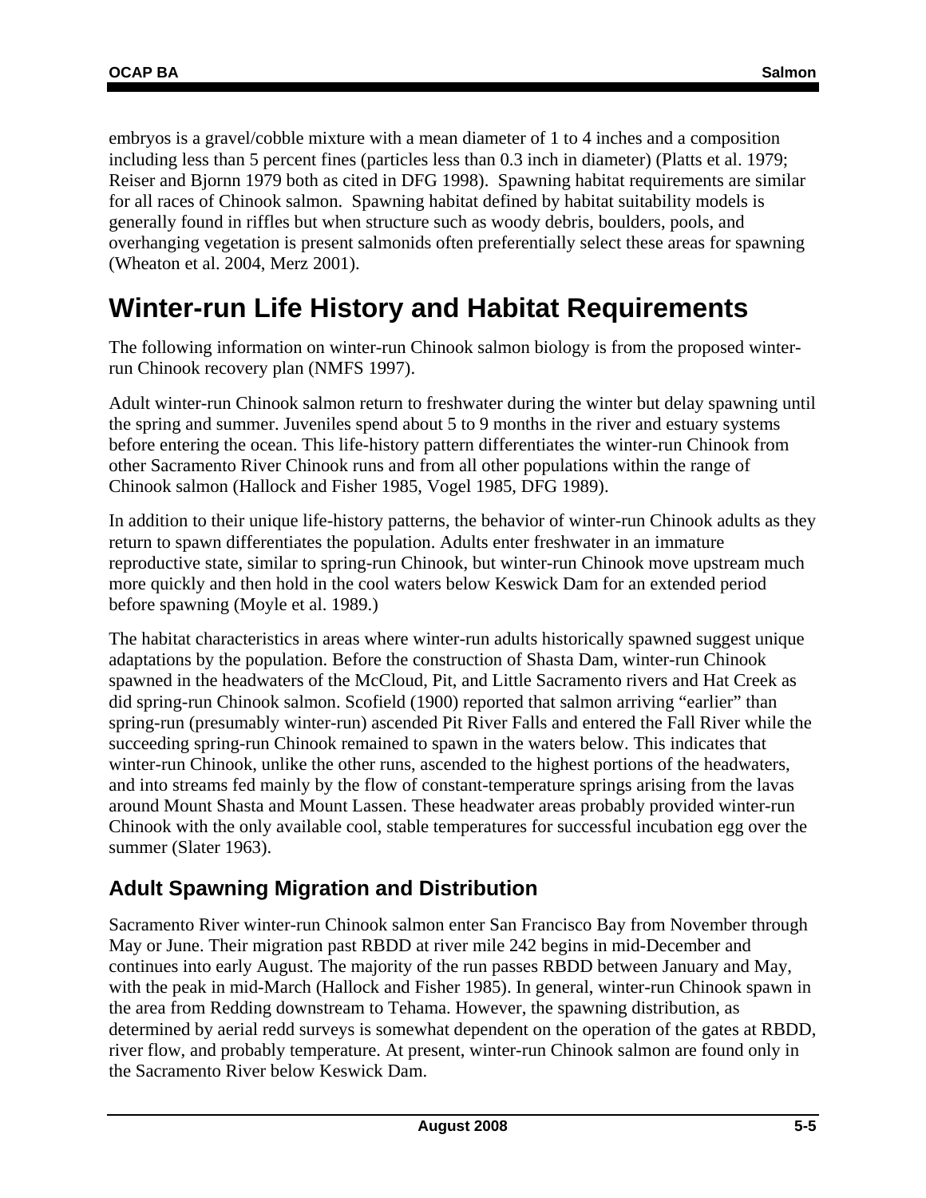embryos is a gravel/cobble mixture with a mean diameter of 1 to 4 inches and a composition including less than 5 percent fines (particles less than 0.3 inch in diameter) (Platts et al. 1979; Reiser and Bjornn 1979 both as cited in DFG 1998). Spawning habitat requirements are similar for all races of Chinook salmon. Spawning habitat defined by habitat suitability models is generally found in riffles but when structure such as woody debris, boulders, pools, and overhanging vegetation is present salmonids often preferentially select these areas for spawning (Wheaton et al. 2004, Merz 2001).

# Winter-run Life History and Habitat Requirements

The following information on winter-run Chinook salmon biology is from the proposed winter-run Chinook recovery plan (NMFS 1997).

Adult winter-run Chinook salmon return to freshwater during the winter but delay spawning until the spring and summer. Juveniles spend about 5 to 9 months in the river and estuary systems before entering the ocean. This life-history pattern differentiates the winter-run Chinook from other Sacramento River Chinook runs and from all other populations within the range of Chinook salmon (Hallock and Fisher 1985, Vogel 1985, DFG 1989).

In addition to their unique life-history patterns, the behavior of winter-run Chinook adults as they return to spawn differentiates the population. Adults enter freshwater in an immature reproductive state, similar to spring-run Chinook, but winter-run Chinook move upstream much more quickly and then hold in the cool waters below Keswick Dam for an extended period before spawning (Moyle et al. 1989.)

The habitat characteristics in areas where winter-run adults historically spawned suggest unique adaptations by the population. Before the construction of Shasta Dam, winter-run Chinook spawned in the headwaters of the McCloud, Pit, and Little Sacramento rivers and Hat Creek as did spring-run Chinook salmon. Scofield (1900) reported that salmon arriving "earlier" than spring-run (presumably winter-run) ascended Pit River Falls and entered the Fall River while the succeeding spring-run Chinook remained to spawn in the waters below. This indicates that winter-run Chinook, unlike the other runs, ascended to the highest portions of the headwaters, and into streams fed mainly by the flow of constant-temperature springs arising from the lavas around Mount Shasta and Mount Lassen. These headwater areas probably provided winter-run Chinook with the only available cool, stable temperatures for successful incubation egg over the summer (Slater 1963).

## Adult Spawning Migration and Distribution

Sacramento River winter-run Chinook salmon enter San Francisco Bay from November through May or June. Their migration past RBDD at river mile 242 begins in mid-December and continues into early August. The majority of the run passes RBDD between January and May, with the peak in mid-March (Hallock and Fisher 1985). In general, winter-run Chinook spawn in the area from Redding downstream to Tehama. However, the spawning distribution, as determined by aerial redd surveys is somewhat dependent on the operation of the gates at RBDD, river flow, and probably temperature. At present, winter-run Chinook salmon are found only in the Sacramento River below Keswick Dam.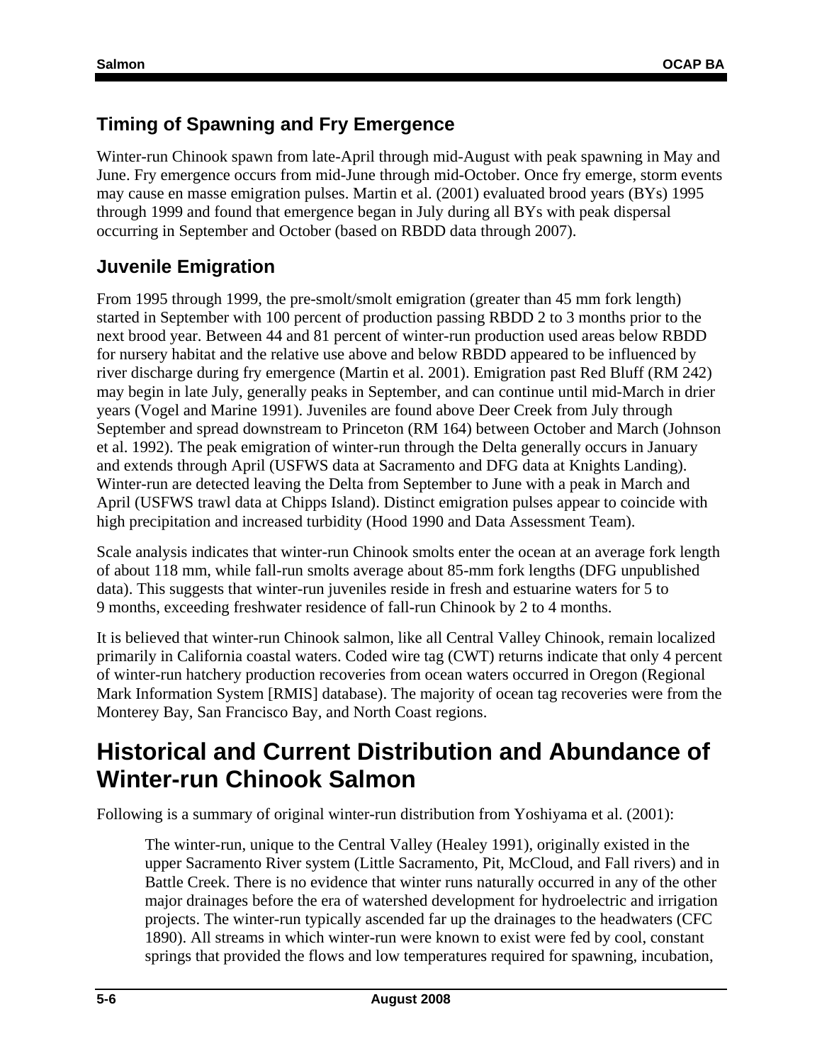### Timing of Spawning and Fry Emergence

Winter-run Chinook spawn from late-April through mid-August with peak spawning in May and June. Fry emergence occurs from mid-June through mid-October. Once fry emerge, storm events may cause en masse emigration pulses. Martin et al. (2001) evaluated brood years (BYs) 1995 through 1999 and found that emergence began in July during all BYs with peak dispersal occurring in September and October (based on RBDD data through 2007).

### Juvenile Emigration

From 1995 through 1999, the pre-smolt/smolt emigration (greater than 45 mm fork length) started in September with 100 percent of production passing RBDD 2 to 3 months prior to the next brood year. Between 44 and 81 percent of winter-run production used areas below RBDD for nursery habitat and the relative use above and below RBDD appeared to be influenced by river discharge during fry emergence (Martin et al. 2001). Emigration past Red Bluff (RM 242) may begin in late July, generally peaks in September, and can continue until mid-March in drier years (Vogel and Marine 1991). Juveniles are found above Deer Creek from July through September and spread downstream to Princeton (RM 164) between October and March (Johnson et al. 1992). The peak emigration of winter-run through the Delta generally occurs in January and extends through April (USFWS data at Sacramento and DFG data at Knights Landing). Winter-run are detected leaving the Delta from September to June with a peak in March and April (USFWS trawl data at Chipps Island). Distinct emigration pulses appear to coincide with high precipitation and increased turbidity (Hood 1990 and Data Assessment Team).

Scale analysis indicates that winter-run Chinook smolts enter the ocean at an average fork length of about 118 mm, while fall-run smolts average about 85-mm fork lengths (DFG unpublished data). This suggests that winter-run juveniles reside in fresh and estuarine waters for 5 to 9 months, exceeding freshwater residence of fall-run Chinook by 2 to 4 months.

It is believed that winter-run Chinook salmon, like all Central Valley Chinook, remain localized primarily in California coastal waters. Coded wire tag (CWT) returns indicate that only 4 percent of winter-run hatchery production recoveries from ocean waters occurred in Oregon (Regional Mark Information System [RMIS] database). The majority of ocean tag recoveries were from the Monterey Bay, San Francisco Bay, and North Coast regions.

## Historical and Current Distribution and Abundance of Winter-run Chinook Salmon

Following is a summary of original winter-run distribution from Yoshiyama et al. (2001):

> The winter-run, unique to the Central Valley (Healey 1991), originally existed in the upper Sacramento River system (Little Sacramento, Pit, McCloud, and Fall rivers) and in Battle Creek. There is no evidence that winter runs naturally occurred in any of the other major drainages before the era of watershed development for hydroelectric and irrigation projects. The winter-run typically ascended far up the drainages to the headwaters (CFC 1890). All streams in which winter-run were known to exist were fed by cool, constant springs that provided the flows and low temperatures required for spawning, incubation,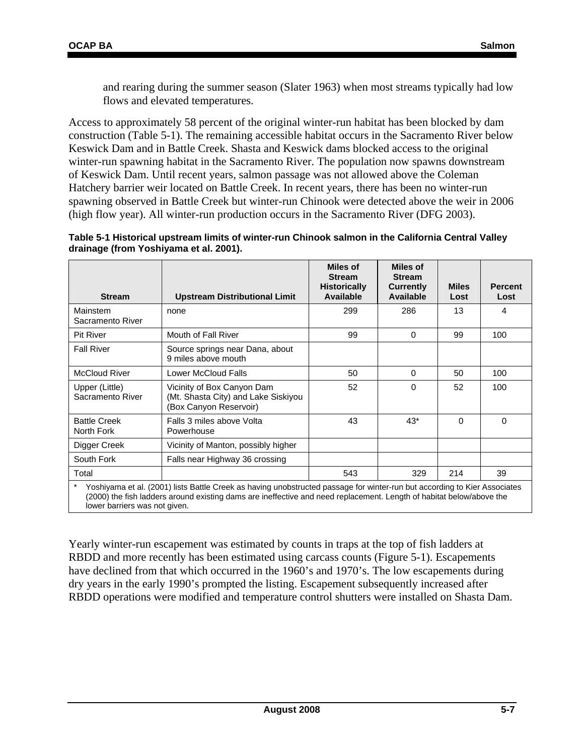and rearing during the summer season (Slater 1963) when most streams typically had low flows and elevated temperatures.

Access to approximately 58 percent of the original winter-run habitat has been blocked by dam construction (Table 5-1). The remaining accessible habitat occurs in the Sacramento River below Keswick Dam and in Battle Creek. Shasta and Keswick dams blocked access to the original winter-run spawning habitat in the Sacramento River. The population now spawns downstream of Keswick Dam. Until recent years, salmon passage was not allowed above the Coleman Hatchery barrier weir located on Battle Creek. In recent years, there has been no winter-run spawning observed in Battle Creek but winter-run Chinook were detected above the weir in 2006 (high flow year). All winter-run production occurs in the Sacramento River (DFG 2003).

**Table 5-1 Historical upstream limits of winter-run Chinook salmon in the California Central Valley drainage (from Yoshiyama et al. 2001).**

| Stream | Upstream Distributional Limit | Miles of Stream Historically Available | Miles of Stream Currently Available | Miles Lost | Percent Lost |
|---|---|---|---|---|---|
| Mainstem Sacramento River | none | 299 | 286 | 13 | 4 |
| Pit River | Mouth of Fall River | 99 | 0 | 99 | 100 |
| Fall River | Source springs near Dana, about 9 miles above mouth | | | | |
| McCloud River | Lower McCloud Falls | 50 | 0 | 50 | 100 |
| Upper (Little) Sacramento River | Vicinity of Box Canyon Dam (Mt. Shasta City) and Lake Siskiyou (Box Canyon Reservoir) | 52 | 0 | 52 | 100 |
| Battle Creek North Fork | Falls 3 miles above Volta Powerhouse | 43 | 43* | 0 | 0 |
| Digger Creek | Vicinity of Manton, possibly higher | | | | |
| South Fork | Falls near Highway 36 crossing | | | | |
| Total | | 543 | 329 | 214 | 39 |

\* Yoshiyama et al. (2001) lists Battle Creek as having unobstructed passage for winter-run but according to Kier Associates (2000) the fish ladders around existing dams are ineffective and need replacement. Length of habitat below/above the lower barriers was not given.

Yearly winter-run escapement was estimated by counts in traps at the top of fish ladders at RBDD and more recently has been estimated using carcass counts (Figure 5-1). Escapements have declined from that which occurred in the 1960's and 1970's. The low escapements during dry years in the early 1990's prompted the listing. Escapement subsequently increased after RBDD operations were modified and temperature control shutters were installed on Shasta Dam.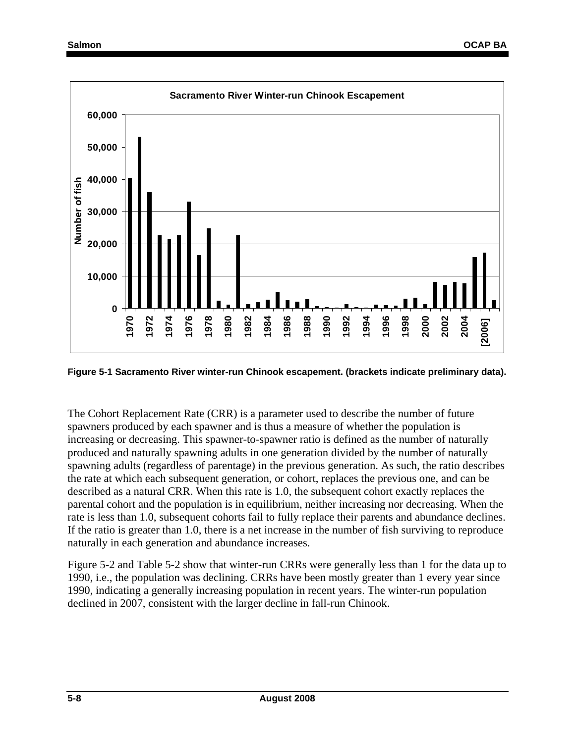**Sacramento River Winter-run Chinook Escapement**

**Figure 5-1 Sacramento River winter-run Chinook escapement. (brackets indicate preliminary data).**

The Cohort Replacement Rate (CRR) is a parameter used to describe the number of future spawners produced by each spawner and is thus a measure of whether the population is increasing or decreasing. This spawner-to-spawner ratio is defined as the number of naturally produced and naturally spawning adults in one generation divided by the number of naturally spawning adults (regardless of parentage) in the previous generation. As such, the ratio describes the rate at which each subsequent generation, or cohort, replaces the previous one, and can be described as a natural CRR. When this rate is 1.0, the subsequent cohort exactly replaces the parental cohort and the population is in equilibrium, neither increasing nor decreasing. When the rate is less than 1.0, subsequent cohorts fail to fully replace their parents and abundance declines. If the ratio is greater than 1.0, there is a net increase in the number of fish surviving to reproduce naturally in each generation and abundance increases.

Figure 5-2 and Table 5-2 show that winter-run CRRs were generally less than 1 for the data up to 1990, i.e., the population was declining. CRRs have been mostly greater than 1 every year since 1990, indicating a generally increasing population in recent years. The winter-run population declined in 2007, consistent with the larger decline in fall-run Chinook.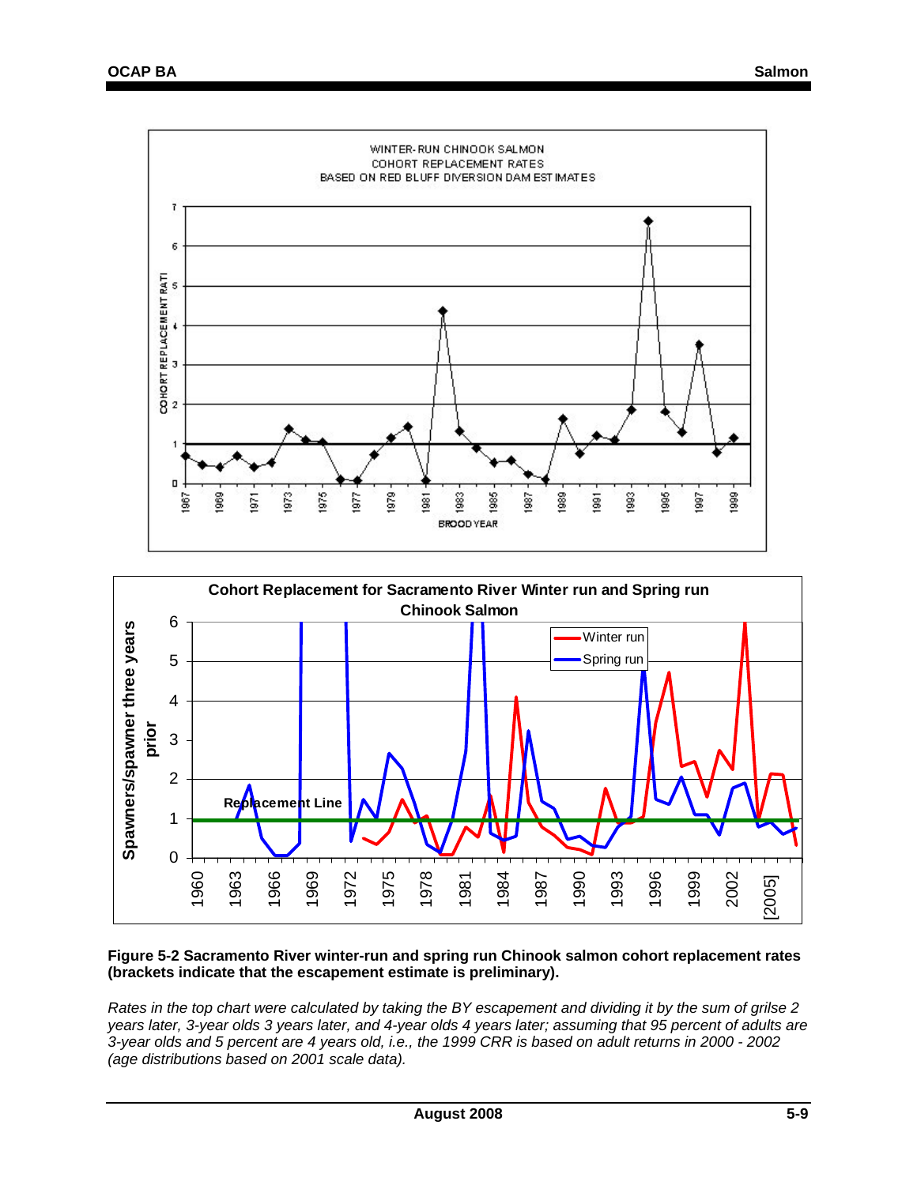**Figure 5-2 Sacramento River winter-run and spring run Chinook salmon cohort replacement rates (brackets indicate that the escapement estimate is preliminary).**

*Rates in the top chart were calculated by taking the BY escapement and dividing it by the sum of grilse 2 years later, 3-year olds 3 years later, and 4-year olds 4 years later; assuming that 95 percent of adults are 3-year olds and 5 percent are 4 years old, i.e., the 1999 CRR is based on adult returns in 2000 - 2002 (age distributions based on 2001 scale data).*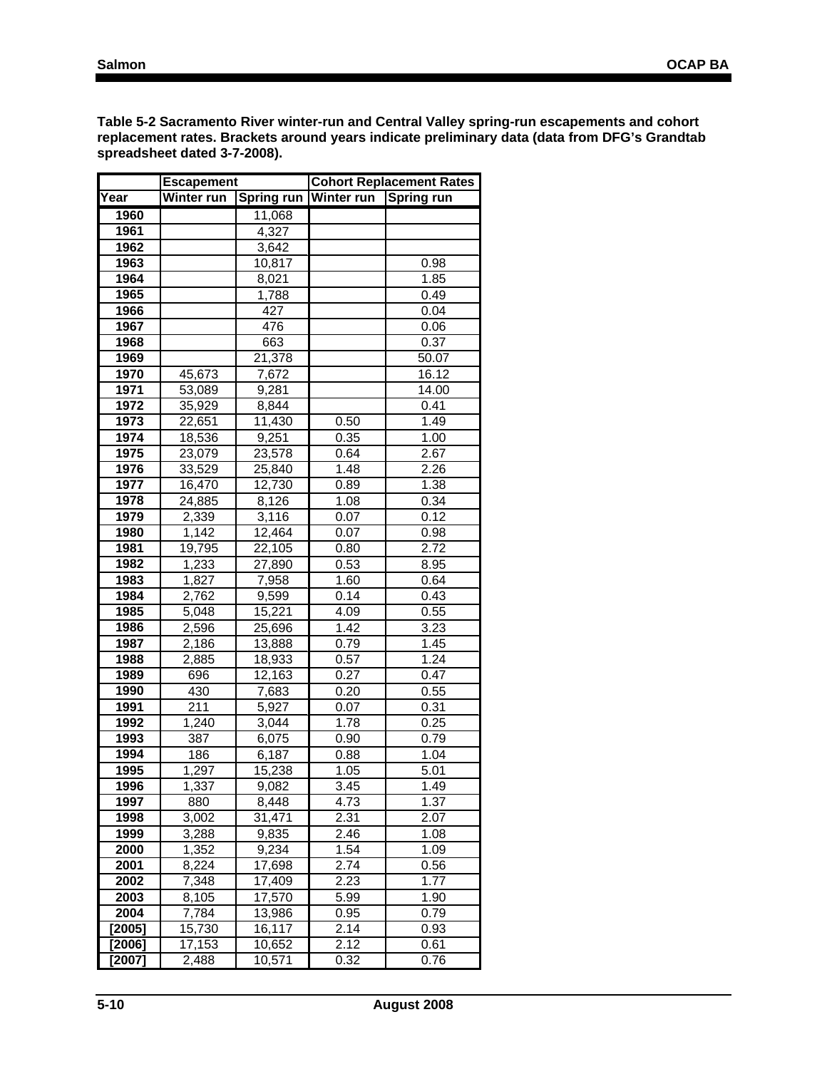**Table 5-2 Sacramento River winter-run and Central Valley spring-run escapements and cohort replacement rates. Brackets around years indicate preliminary data (data from DFG's Grandtab spreadsheet dated 3-7-2008).**

| | Escapement | | Cohort Replacement Rates | |
|---|---|---|---|---|
| Year | Winter run | Spring run | Winter run | Spring run |
| 1960 | | 11,068 | | |
| 1961 | | 4,327 | | |
| 1962 | | 3,642 | | |
| 1963 | | 10,817 | | 0.98 |
| 1964 | | 8,021 | | 1.85 |
| 1965 | | 1,788 | | 0.49 |
| 1966 | | 427 | | 0.04 |
| 1967 | | 476 | | 0.06 |
| 1968 | | 663 | | 0.37 |
| 1969 | | 21,378 | | 50.07 |
| 1970 | 45,673 | 7,672 | | 16.12 |
| 1971 | 53,089 | 9,281 | | 14.00 |
| 1972 | 35,929 | 8,844 | | 0.41 |
| 1973 | 22,651 | 11,430 | 0.50 | 1.49 |
| 1974 | 18,536 | 9,251 | 0.35 | 1.00 |
| 1975 | 23,079 | 23,578 | 0.64 | 2.67 |
| 1976 | 33,529 | 25,840 | 1.48 | 2.26 |
| 1977 | 16,470 | 12,730 | 0.89 | 1.38 |
| 1978 | 24,885 | 8,126 | 1.08 | 0.34 |
| 1979 | 2,339 | 3,116 | 0.07 | 0.12 |
| 1980 | 1,142 | 12,464 | 0.07 | 0.98 |
| 1981 | 19,795 | 22,105 | 0.80 | 2.72 |
| 1982 | 1,233 | 27,890 | 0.53 | 8.95 |
| 1983 | 1,827 | 7,958 | 1.60 | 0.64 |
| 1984 | 2,762 | 9,599 | 0.14 | 0.43 |
| 1985 | 5,048 | 15,221 | 4.09 | 0.55 |
| 1986 | 2,596 | 25,696 | 1.42 | 3.23 |
| 1987 | 2,186 | 13,888 | 0.79 | 1.45 |
| 1988 | 2,885 | 18,933 | 0.57 | 1.24 |
| 1989 | 696 | 12,163 | 0.27 | 0.47 |
| 1990 | 430 | 7,683 | 0.20 | 0.55 |
| 1991 | 211 | 5,927 | 0.07 | 0.31 |
| 1992 | 1,240 | 3,044 | 1.78 | 0.25 |
| 1993 | 387 | 6,075 | 0.90 | 0.79 |
| 1994 | 186 | 6,187 | 0.88 | 1.04 |
| 1995 | 1,297 | 15,238 | 1.05 | 5.01 |
| 1996 | 1,337 | 9,082 | 3.45 | 1.49 |
| 1997 | 880 | 8,448 | 4.73 | 1.37 |
| 1998 | 3,002 | 31,471 | 2.31 | 2.07 |
| 1999 | 3,288 | 9,835 | 2.46 | 1.08 |
| 2000 | 1,352 | 9,234 | 1.54 | 1.09 |
| 2001 | 8,224 | 17,698 | 2.74 | 0.56 |
| 2002 | 7,348 | 17,409 | 2.23 | 1.77 |
| 2003 | 8,105 | 17,570 | 5.99 | 1.90 |
| 2004 | 7,784 | 13,986 | 0.95 | 0.79 |
| [2005] | 15,730 | 16,117 | 2.14 | 0.93 |
| [2006] | 17,153 | 10,652 | 2.12 | 0.61 |
| [2007] | 2,488 | 10,571 | 0.32 | 0.76 |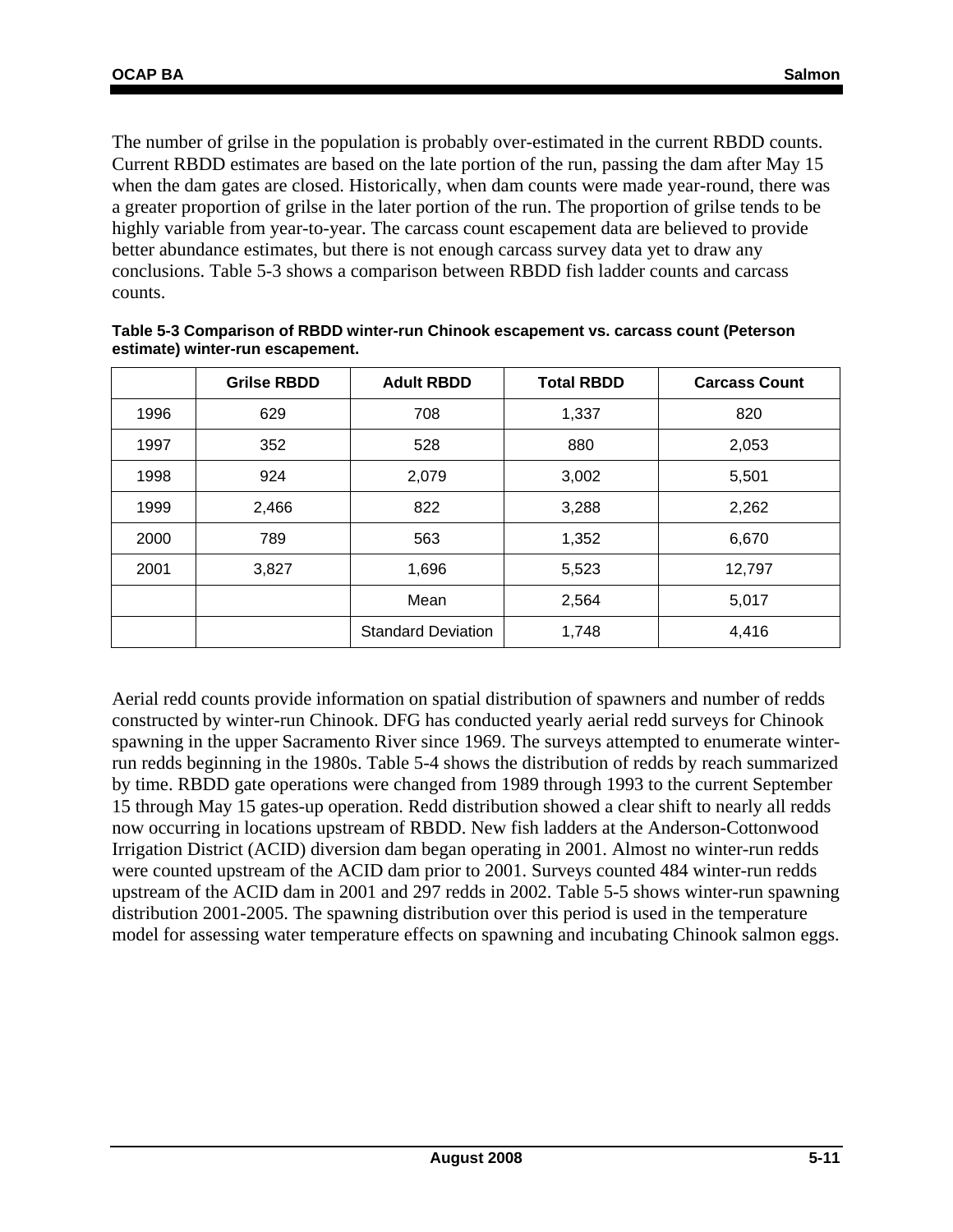The number of grilse in the population is probably over-estimated in the current RBDD counts. Current RBDD estimates are based on the late portion of the run, passing the dam after May 15 when the dam gates are closed. Historically, when dam counts were made year-round, there was a greater proportion of grilse in the later portion of the run. The proportion of grilse tends to be highly variable from year-to-year. The carcass count escapement data are believed to provide better abundance estimates, but there is not enough carcass survey data yet to draw any conclusions. Table 5-3 shows a comparison between RBDD fish ladder counts and carcass counts.

**Table 5-3 Comparison of RBDD winter-run Chinook escapement vs. carcass count (Peterson estimate) winter-run escapement.**

| | Grilse RBDD | Adult RBDD | Total RBDD | Carcass Count |
|---|---|---|---|---|
| 1996 | 629 | 708 | 1,337 | 820 |
| 1997 | 352 | 528 | 880 | 2,053 |
| 1998 | 924 | 2,079 | 3,002 | 5,501 |
| 1999 | 2,466 | 822 | 3,288 | 2,262 |
| 2000 | 789 | 563 | 1,352 | 6,670 |
| 2001 | 3,827 | 1,696 | 5,523 | 12,797 |
| | | Mean | 2,564 | 5,017 |
| | | Standard Deviation | 1,748 | 4,416 |

Aerial redd counts provide information on spatial distribution of spawners and number of redds constructed by winter-run Chinook. DFG has conducted yearly aerial redd surveys for Chinook spawning in the upper Sacramento River since 1969. The surveys attempted to enumerate winter-run redds beginning in the 1980s. Table 5-4 shows the distribution of redds by reach summarized by time. RBDD gate operations were changed from 1989 through 1993 to the current September 15 through May 15 gates-up operation. Redd distribution showed a clear shift to nearly all redds now occurring in locations upstream of RBDD. New fish ladders at the Anderson-Cottonwood Irrigation District (ACID) diversion dam began operating in 2001. Almost no winter-run redds were counted upstream of the ACID dam prior to 2001. Surveys counted 484 winter-run redds upstream of the ACID dam in 2001 and 297 redds in 2002. Table 5-5 shows winter-run spawning distribution 2001-2005. The spawning distribution over this period is used in the temperature model for assessing water temperature effects on spawning and incubating Chinook salmon eggs.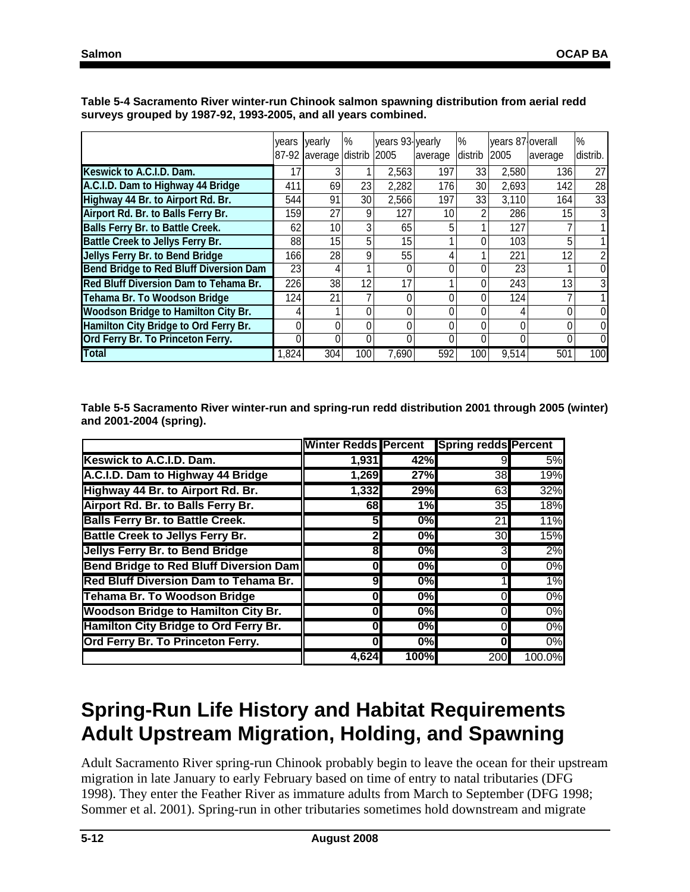**Table 5-4 Sacramento River winter-run Chinook salmon spawning distribution from aerial redd surveys grouped by 1987-92, 1993-2005, and all years combined.**

| | years 87-92 | yearly average | % distrib | years 93-2005 | yearly average | % distrib | years 87-2005 | overall average | % distrib. |
|---|---|---|---|---|---|---|---|---|---|
| Keswick to A.C.I.D. Dam. | 17 | 3 | 1 | 2,563 | 197 | 33 | 2,580 | 136 | 27 |
| A.C.I.D. Dam to Highway 44 Bridge | 411 | 69 | 23 | 2,282 | 176 | 30 | 2,693 | 142 | 28 |
| Highway 44 Br. to Airport Rd. Br. | 544 | 91 | 30 | 2,566 | 197 | 33 | 3,110 | 164 | 33 |
| Airport Rd. Br. to Balls Ferry Br. | 159 | 27 | 9 | 127 | 10 | 2 | 286 | 15 | 3 |
| Balls Ferry Br. to Battle Creek. | 62 | 10 | 3 | 65 | 5 | 1 | 127 | 7 | 1 |
| Battle Creek to Jellys Ferry Br. | 88 | 15 | 5 | 15 | 1 | 0 | 103 | 5 | 1 |
| Jellys Ferry Br. to Bend Bridge | 166 | 28 | 9 | 55 | 4 | 1 | 221 | 12 | 2 |
| Bend Bridge to Red Bluff Diversion Dam | 23 | 4 | 1 | 0 | 0 | 0 | 23 | 1 | 0 |
| Red Bluff Diversion Dam to Tehama Br. | 226 | 38 | 12 | 17 | 1 | 0 | 243 | 13 | 3 |
| Tehama Br. To Woodson Bridge | 124 | 21 | 7 | 0 | 0 | 0 | 124 | 7 | 1 |
| Woodson Bridge to Hamilton City Br. | 4 | 1 | 0 | 0 | 0 | 0 | 4 | 0 | 0 |
| Hamilton City Bridge to Ord Ferry Br. | 0 | 0 | 0 | 0 | 0 | 0 | 0 | 0 | 0 |
| Ord Ferry Br. To Princeton Ferry. | 0 | 0 | 0 | 0 | 0 | 0 | 0 | 0 | 0 |
| Total | 1,824 | 304 | 100 | 7,690 | 592 | 100 | 9,514 | 501 | 100 |

**Table 5-5 Sacramento River winter-run and spring-run redd distribution 2001 through 2005 (winter) and 2001-2004 (spring).**

| | Winter Redds | Percent | Spring redds | Percent |
|---|---|---|---|---|
| Keswick to A.C.I.D. Dam. | 1,931 | 42% | 9 | 5% |
| A.C.I.D. Dam to Highway 44 Bridge | 1,269 | 27% | 38 | 19% |
| Highway 44 Br. to Airport Rd. Br. | 1,332 | 29% | 63 | 32% |
| Airport Rd. Br. to Balls Ferry Br. | 68 | 1% | 35 | 18% |
| Balls Ferry Br. to Battle Creek. | 5 | 0% | 21 | 11% |
| Battle Creek to Jellys Ferry Br. | 2 | 0% | 30 | 15% |
| Jellys Ferry Br. to Bend Bridge | 8 | 0% | 3 | 2% |
| Bend Bridge to Red Bluff Diversion Dam | 0 | 0% | 0 | 0% |
| Red Bluff Diversion Dam to Tehama Br. | 9 | 0% | 1 | 1% |
| Tehama Br. To Woodson Bridge | 0 | 0% | 0 | 0% |
| Woodson Bridge to Hamilton City Br. | 0 | 0% | 0 | 0% |
| Hamilton City Bridge to Ord Ferry Br. | 0 | 0% | 0 | 0% |
| Ord Ferry Br. To Princeton Ferry. | 0 | 0% | 0 | 0% |
| | 4,624 | 100% | 200 | 100.0% |

# Spring-Run Life History and Habitat Requirements Adult Upstream Migration, Holding, and Spawning

Adult Sacramento River spring-run Chinook probably begin to leave the ocean for their upstream migration in late January to early February based on time of entry to natal tributaries (DFG 1998). They enter the Feather River as immature adults from March to September (DFG 1998; Sommer et al. 2001). Spring-run in other tributaries sometimes hold downstream and migrate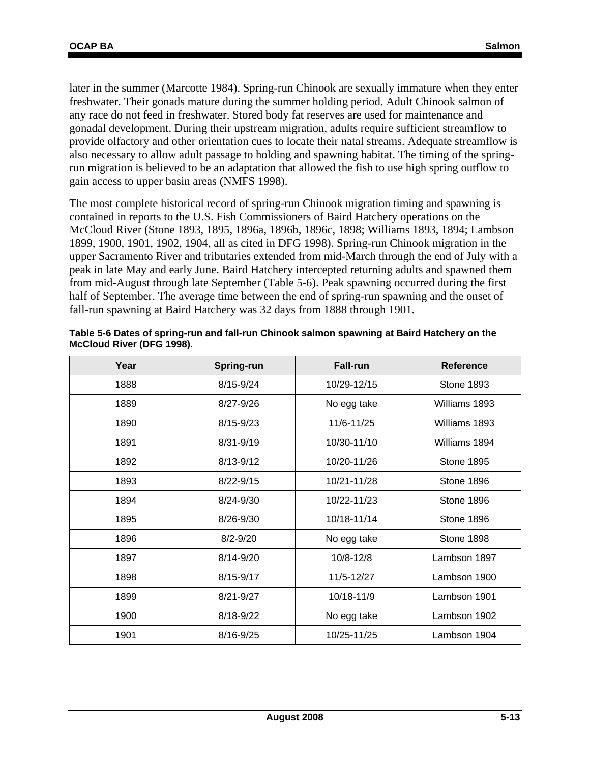later in the summer (Marcotte 1984). Spring-run Chinook are sexually immature when they enter freshwater. Their gonads mature during the summer holding period. Adult Chinook salmon of any race do not feed in freshwater. Stored body fat reserves are used for maintenance and gonadal development. During their upstream migration, adults require sufficient streamflow to provide olfactory and other orientation cues to locate their natal streams. Adequate streamflow is also necessary to allow adult passage to holding and spawning habitat. The timing of the spring-run migration is believed to be an adaptation that allowed the fish to use high spring outflow to gain access to upper basin areas (NMFS 1998).

The most complete historical record of spring-run Chinook migration timing and spawning is contained in reports to the U.S. Fish Commissioners of Baird Hatchery operations on the McCloud River (Stone 1893, 1895, 1896a, 1896b, 1896c, 1898; Williams 1893, 1894; Lambson 1899, 1900, 1901, 1902, 1904, all as cited in DFG 1998). Spring-run Chinook migration in the upper Sacramento River and tributaries extended from mid-March through the end of July with a peak in late May and early June. Baird Hatchery intercepted returning adults and spawned them from mid-August through late September (Table 5-6). Peak spawning occurred during the first half of September. The average time between the end of spring-run spawning and the onset of fall-run spawning at Baird Hatchery was 32 days from 1888 through 1901.

**Table 5-6 Dates of spring-run and fall-run Chinook salmon spawning at Baird Hatchery on the McCloud River (DFG 1998).**

| Year | Spring-run | Fall-run | Reference |
|---|---|---|---|
| 1888 | 8/15-9/24 | 10/29-12/15 | Stone 1893 |
| 1889 | 8/27-9/26 | No egg take | Williams 1893 |
| 1890 | 8/15-9/23 | 11/6-11/25 | Williams 1893 |
| 1891 | 8/31-9/19 | 10/30-11/10 | Williams 1894 |
| 1892 | 8/13-9/12 | 10/20-11/26 | Stone 1895 |
| 1893 | 8/22-9/15 | 10/21-11/28 | Stone 1896 |
| 1894 | 8/24-9/30 | 10/22-11/23 | Stone 1896 |
| 1895 | 8/26-9/30 | 10/18-11/14 | Stone 1896 |
| 1896 | 8/2-9/20 | No egg take | Stone 1898 |
| 1897 | 8/14-9/20 | 10/8-12/8 | Lambson 1897 |
| 1898 | 8/15-9/17 | 11/5-12/27 | Lambson 1900 |
| 1899 | 8/21-9/27 | 10/18-11/9 | Lambson 1901 |
| 1900 | 8/18-9/22 | No egg take | Lambson 1902 |
| 1901 | 8/16-9/25 | 10/25-11/25 | Lambson 1904 |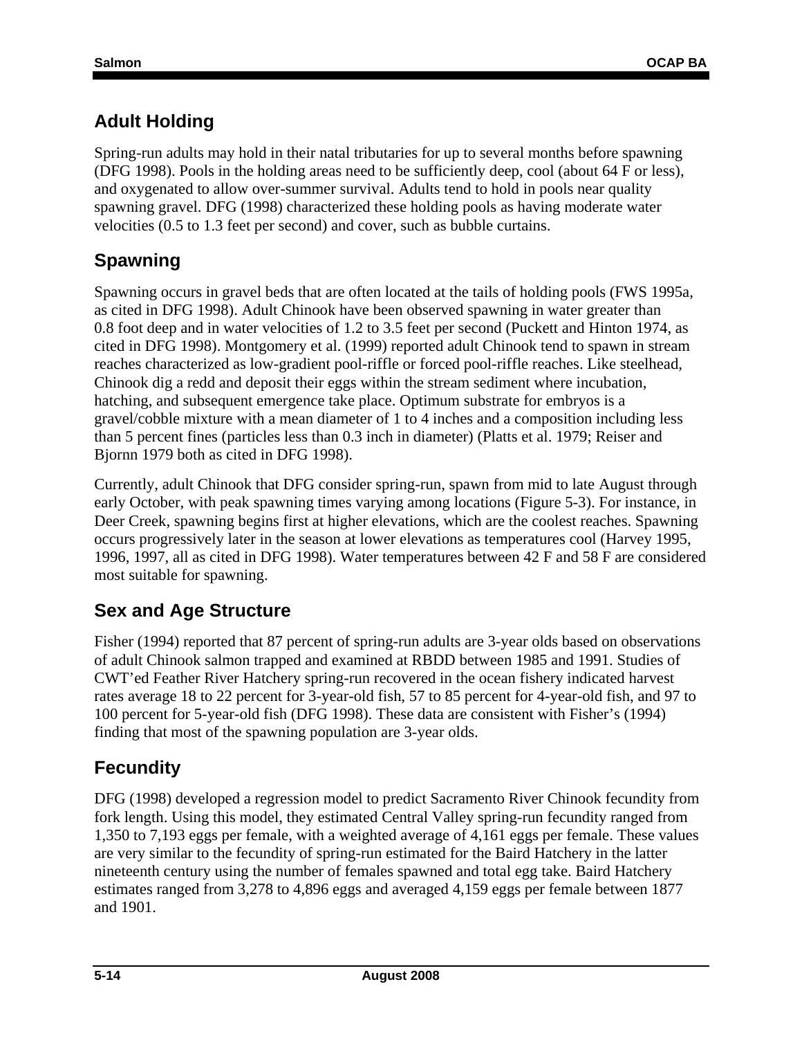## Adult Holding

Spring-run adults may hold in their natal tributaries for up to several months before spawning (DFG 1998). Pools in the holding areas need to be sufficiently deep, cool (about 64 F or less), and oxygenated to allow over-summer survival. Adults tend to hold in pools near quality spawning gravel. DFG (1998) characterized these holding pools as having moderate water velocities (0.5 to 1.3 feet per second) and cover, such as bubble curtains.

## Spawning

Spawning occurs in gravel beds that are often located at the tails of holding pools (FWS 1995a, as cited in DFG 1998). Adult Chinook have been observed spawning in water greater than 0.8 foot deep and in water velocities of 1.2 to 3.5 feet per second (Puckett and Hinton 1974, as cited in DFG 1998). Montgomery et al. (1999) reported adult Chinook tend to spawn in stream reaches characterized as low-gradient pool-riffle or forced pool-riffle reaches. Like steelhead, Chinook dig a redd and deposit their eggs within the stream sediment where incubation, hatching, and subsequent emergence take place. Optimum substrate for embryos is a gravel/cobble mixture with a mean diameter of 1 to 4 inches and a composition including less than 5 percent fines (particles less than 0.3 inch in diameter) (Platts et al. 1979; Reiser and Bjornn 1979 both as cited in DFG 1998).

Currently, adult Chinook that DFG consider spring-run, spawn from mid to late August through early October, with peak spawning times varying among locations (Figure 5-3). For instance, in Deer Creek, spawning begins first at higher elevations, which are the coolest reaches. Spawning occurs progressively later in the season at lower elevations as temperatures cool (Harvey 1995, 1996, 1997, all as cited in DFG 1998). Water temperatures between 42 F and 58 F are considered most suitable for spawning.

## Sex and Age Structure

Fisher (1994) reported that 87 percent of spring-run adults are 3-year olds based on observations of adult Chinook salmon trapped and examined at RBDD between 1985 and 1991. Studies of CWT'ed Feather River Hatchery spring-run recovered in the ocean fishery indicated harvest rates average 18 to 22 percent for 3-year-old fish, 57 to 85 percent for 4-year-old fish, and 97 to 100 percent for 5-year-old fish (DFG 1998). These data are consistent with Fisher's (1994) finding that most of the spawning population are 3-year olds.

## Fecundity

DFG (1998) developed a regression model to predict Sacramento River Chinook fecundity from fork length. Using this model, they estimated Central Valley spring-run fecundity ranged from 1,350 to 7,193 eggs per female, with a weighted average of 4,161 eggs per female. These values are very similar to the fecundity of spring-run estimated for the Baird Hatchery in the latter nineteenth century using the number of females spawned and total egg take. Baird Hatchery estimates ranged from 3,278 to 4,896 eggs and averaged 4,159 eggs per female between 1877 and 1901.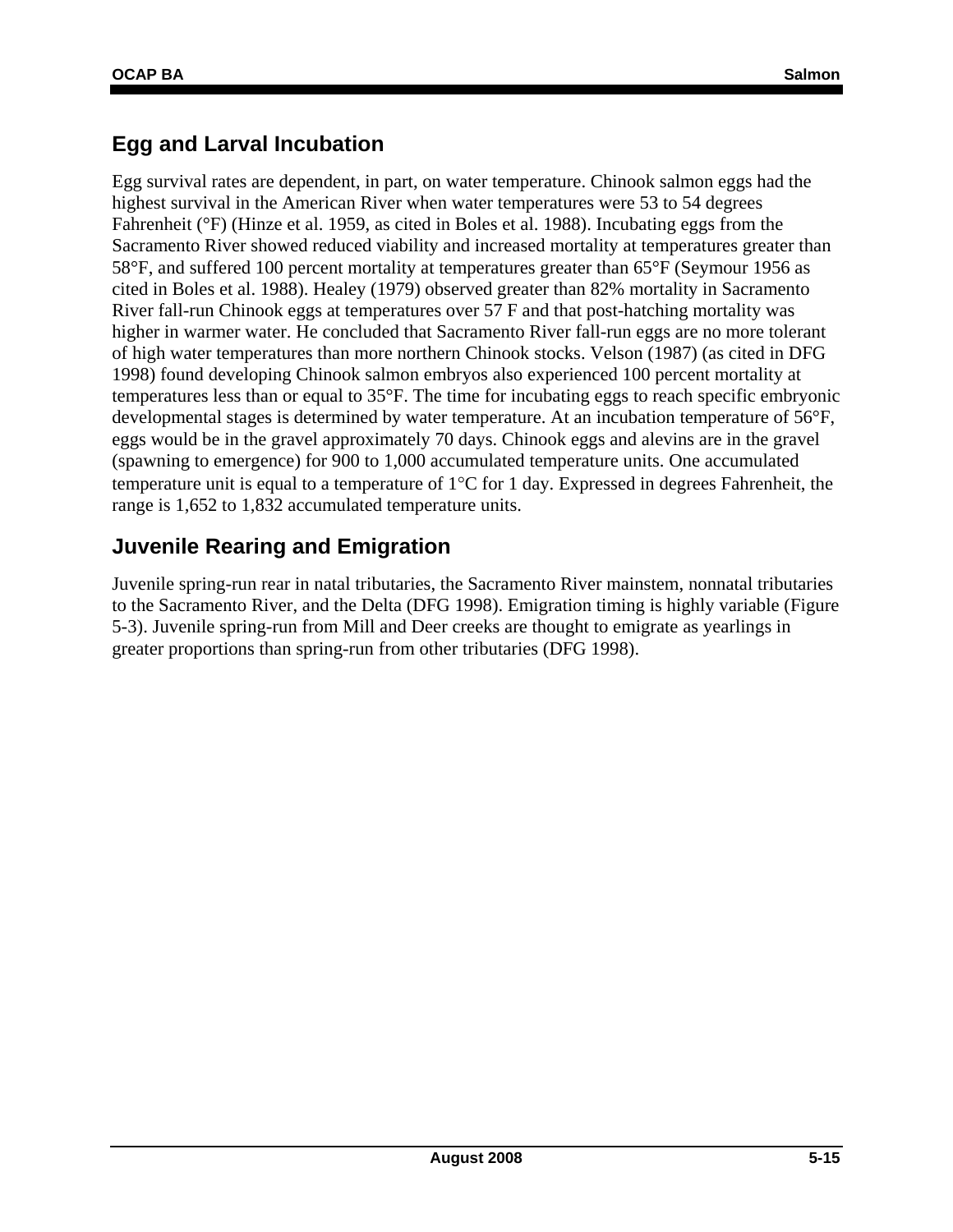## Egg and Larval Incubation

Egg survival rates are dependent, in part, on water temperature. Chinook salmon eggs had the highest survival in the American River when water temperatures were 53 to 54 degrees Fahrenheit (°F) (Hinze et al. 1959, as cited in Boles et al. 1988). Incubating eggs from the Sacramento River showed reduced viability and increased mortality at temperatures greater than 58°F, and suffered 100 percent mortality at temperatures greater than 65°F (Seymour 1956 as cited in Boles et al. 1988). Healey (1979) observed greater than 82% mortality in Sacramento River fall-run Chinook eggs at temperatures over 57 F and that post-hatching mortality was higher in warmer water. He concluded that Sacramento River fall-run eggs are no more tolerant of high water temperatures than more northern Chinook stocks. Velson (1987) (as cited in DFG 1998) found developing Chinook salmon embryos also experienced 100 percent mortality at temperatures less than or equal to 35°F. The time for incubating eggs to reach specific embryonic developmental stages is determined by water temperature. At an incubation temperature of 56°F, eggs would be in the gravel approximately 70 days. Chinook eggs and alevins are in the gravel (spawning to emergence) for 900 to 1,000 accumulated temperature units. One accumulated temperature unit is equal to a temperature of 1°C for 1 day. Expressed in degrees Fahrenheit, the range is 1,652 to 1,832 accumulated temperature units.

## Juvenile Rearing and Emigration

Juvenile spring-run rear in natal tributaries, the Sacramento River mainstem, nonnatal tributaries to the Sacramento River, and the Delta (DFG 1998). Emigration timing is highly variable (Figure 5-3). Juvenile spring-run from Mill and Deer creeks are thought to emigrate as yearlings in greater proportions than spring-run from other tributaries (DFG 1998).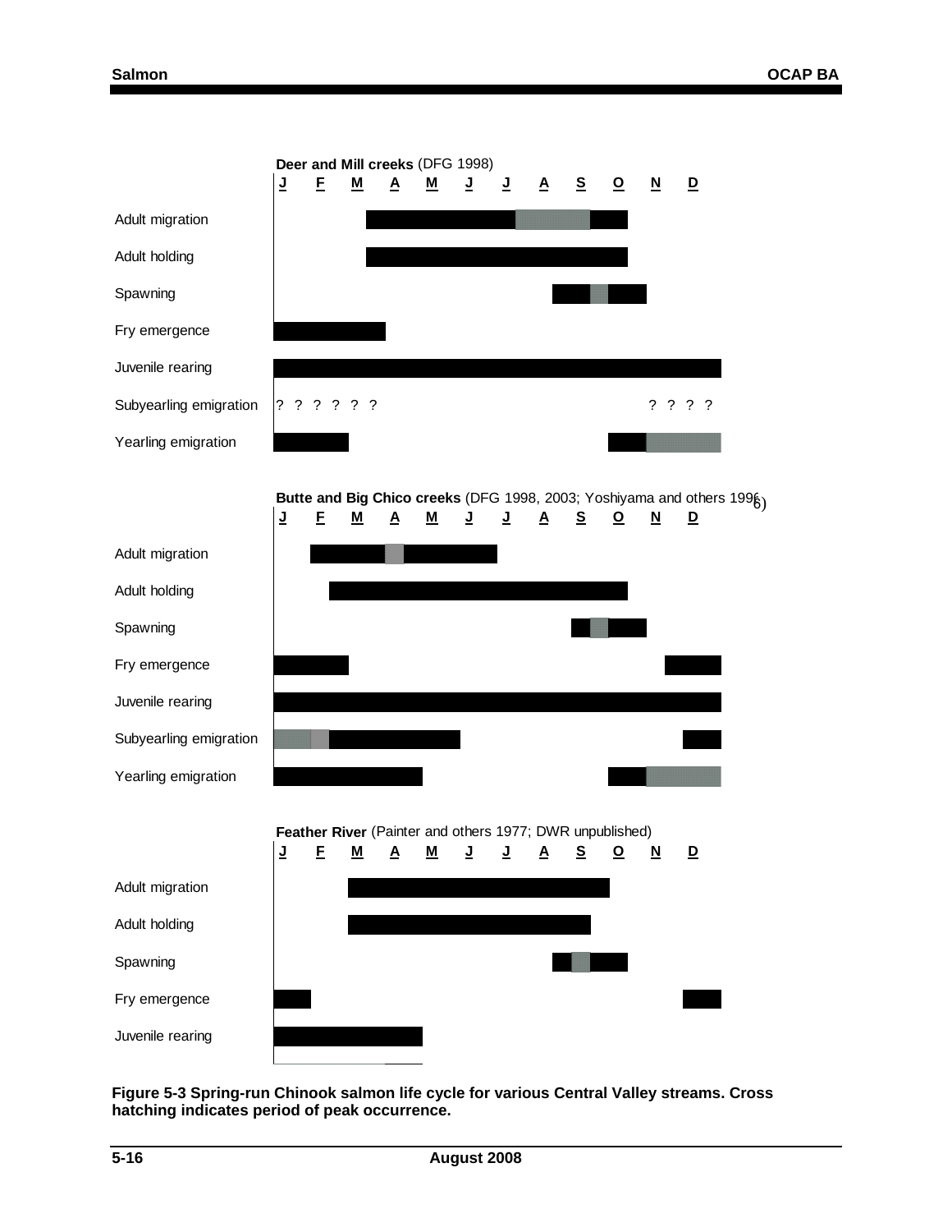**Deer and Mill creeks** (DFG 1998)

| | J | F | M | A | M | J | J | A | S | O | N | D |
|---|---|---|---|---|---|---|---|---|---|---|---|---|
| Adult migration | | | | | | | | | | | | |
| Adult holding | | | | | | | | | | | | |
| Spawning | | | | | | | | | | | | |
| Fry emergence | | | | | | | | | | | | |
| Juvenile rearing | | | | | | | | | | | | |
| Subyearling emigration | ? ? | ? ? | ? ? | | | | | | | | ? ? | ? ? |
| Yearling emigration | | | | | | | | | | | | |

**Butte and Big Chico creeks** (DFG 1998, 2003; Yoshiyama and others 1996)

| | J | F | M | A | M | J | J | A | S | O | N | D |
|---|---|---|---|---|---|---|---|---|---|---|---|---|
| Adult migration | | | | | | | | | | | | |
| Adult holding | | | | | | | | | | | | |
| Spawning | | | | | | | | | | | | |
| Fry emergence | | | | | | | | | | | | |
| Juvenile rearing | | | | | | | | | | | | |
| Subyearling emigration | | | | | | | | | | | | |
| Yearling emigration | | | | | | | | | | | | |

**Feather River** (Painter and others 1977; DWR unpublished)

| | J | F | M | A | M | J | J | A | S | O | N | D |
|---|---|---|---|---|---|---|---|---|---|---|---|---|
| Adult migration | | | | | | | | | | | | |
| Adult holding | | | | | | | | | | | | |
| Spawning | | | | | | | | | | | | |
| Fry emergence | | | | | | | | | | | | |
| Juvenile rearing | | | | | | | | | | | | |

**Figure 5-3 Spring-run Chinook salmon life cycle for various Central Valley streams. Cross hatching indicates period of peak occurrence.**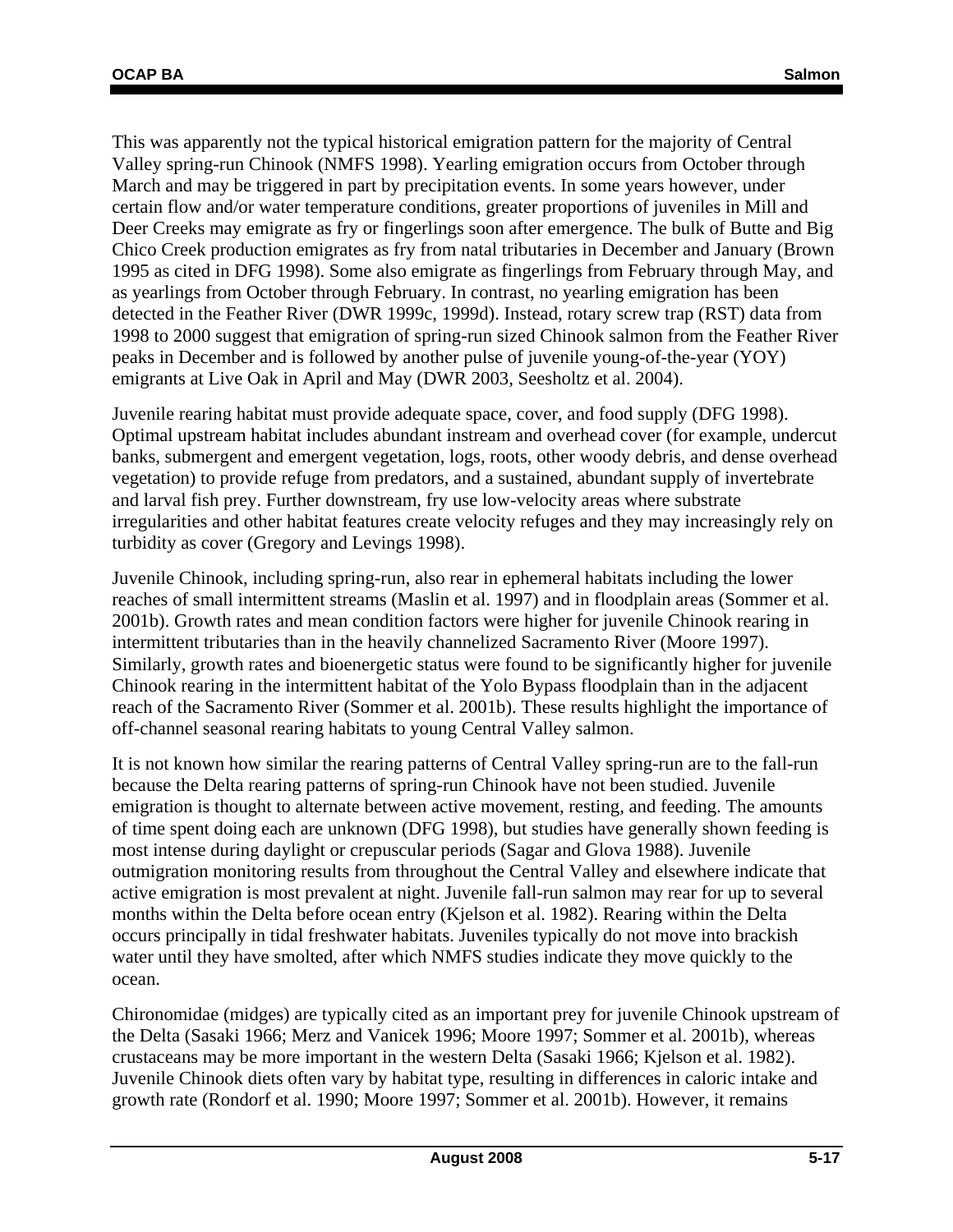This was apparently not the typical historical emigration pattern for the majority of Central Valley spring-run Chinook (NMFS 1998). Yearling emigration occurs from October through March and may be triggered in part by precipitation events. In some years however, under certain flow and/or water temperature conditions, greater proportions of juveniles in Mill and Deer Creeks may emigrate as fry or fingerlings soon after emergence. The bulk of Butte and Big Chico Creek production emigrates as fry from natal tributaries in December and January (Brown 1995 as cited in DFG 1998). Some also emigrate as fingerlings from February through May, and as yearlings from October through February. In contrast, no yearling emigration has been detected in the Feather River (DWR 1999c, 1999d). Instead, rotary screw trap (RST) data from 1998 to 2000 suggest that emigration of spring-run sized Chinook salmon from the Feather River peaks in December and is followed by another pulse of juvenile young-of-the-year (YOY) emigrants at Live Oak in April and May (DWR 2003, Seesholtz et al. 2004).

Juvenile rearing habitat must provide adequate space, cover, and food supply (DFG 1998). Optimal upstream habitat includes abundant instream and overhead cover (for example, undercut banks, submergent and emergent vegetation, logs, roots, other woody debris, and dense overhead vegetation) to provide refuge from predators, and a sustained, abundant supply of invertebrate and larval fish prey. Further downstream, fry use low-velocity areas where substrate irregularities and other habitat features create velocity refuges and they may increasingly rely on turbidity as cover (Gregory and Levings 1998).

Juvenile Chinook, including spring-run, also rear in ephemeral habitats including the lower reaches of small intermittent streams (Maslin et al. 1997) and in floodplain areas (Sommer et al. 2001b). Growth rates and mean condition factors were higher for juvenile Chinook rearing in intermittent tributaries than in the heavily channelized Sacramento River (Moore 1997). Similarly, growth rates and bioenergetic status were found to be significantly higher for juvenile Chinook rearing in the intermittent habitat of the Yolo Bypass floodplain than in the adjacent reach of the Sacramento River (Sommer et al. 2001b). These results highlight the importance of off-channel seasonal rearing habitats to young Central Valley salmon.

It is not known how similar the rearing patterns of Central Valley spring-run are to the fall-run because the Delta rearing patterns of spring-run Chinook have not been studied. Juvenile emigration is thought to alternate between active movement, resting, and feeding. The amounts of time spent doing each are unknown (DFG 1998), but studies have generally shown feeding is most intense during daylight or crepuscular periods (Sagar and Glova 1988). Juvenile outmigration monitoring results from throughout the Central Valley and elsewhere indicate that active emigration is most prevalent at night. Juvenile fall-run salmon may rear for up to several months within the Delta before ocean entry (Kjelson et al. 1982). Rearing within the Delta occurs principally in tidal freshwater habitats. Juveniles typically do not move into brackish water until they have smolted, after which NMFS studies indicate they move quickly to the ocean.

Chironomidae (midges) are typically cited as an important prey for juvenile Chinook upstream of the Delta (Sasaki 1966; Merz and Vanicek 1996; Moore 1997; Sommer et al. 2001b), whereas crustaceans may be more important in the western Delta (Sasaki 1966; Kjelson et al. 1982). Juvenile Chinook diets often vary by habitat type, resulting in differences in caloric intake and growth rate (Rondorf et al. 1990; Moore 1997; Sommer et al. 2001b). However, it remains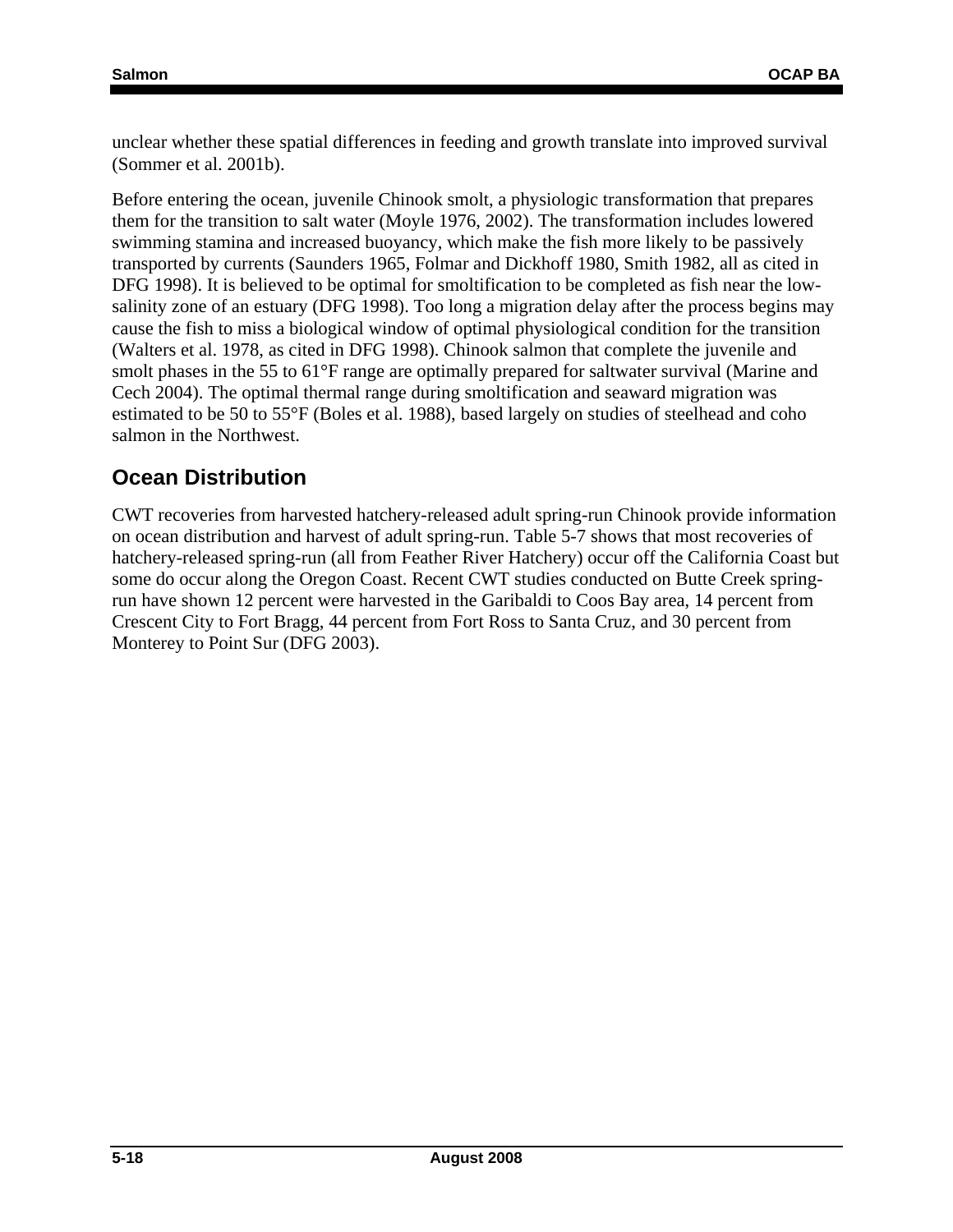unclear whether these spatial differences in feeding and growth translate into improved survival (Sommer et al. 2001b).

Before entering the ocean, juvenile Chinook smolt, a physiologic transformation that prepares them for the transition to salt water (Moyle 1976, 2002). The transformation includes lowered swimming stamina and increased buoyancy, which make the fish more likely to be passively transported by currents (Saunders 1965, Folmar and Dickhoff 1980, Smith 1982, all as cited in DFG 1998). It is believed to be optimal for smoltification to be completed as fish near the low-salinity zone of an estuary (DFG 1998). Too long a migration delay after the process begins may cause the fish to miss a biological window of optimal physiological condition for the transition (Walters et al. 1978, as cited in DFG 1998). Chinook salmon that complete the juvenile and smolt phases in the 55 to 61°F range are optimally prepared for saltwater survival (Marine and Cech 2004). The optimal thermal range during smoltification and seaward migration was estimated to be 50 to 55°F (Boles et al. 1988), based largely on studies of steelhead and coho salmon in the Northwest.

## Ocean Distribution

CWT recoveries from harvested hatchery-released adult spring-run Chinook provide information on ocean distribution and harvest of adult spring-run. Table 5-7 shows that most recoveries of hatchery-released spring-run (all from Feather River Hatchery) occur off the California Coast but some do occur along the Oregon Coast. Recent CWT studies conducted on Butte Creek spring-run have shown 12 percent were harvested in the Garibaldi to Coos Bay area, 14 percent from Crescent City to Fort Bragg, 44 percent from Fort Ross to Santa Cruz, and 30 percent from Monterey to Point Sur (DFG 2003).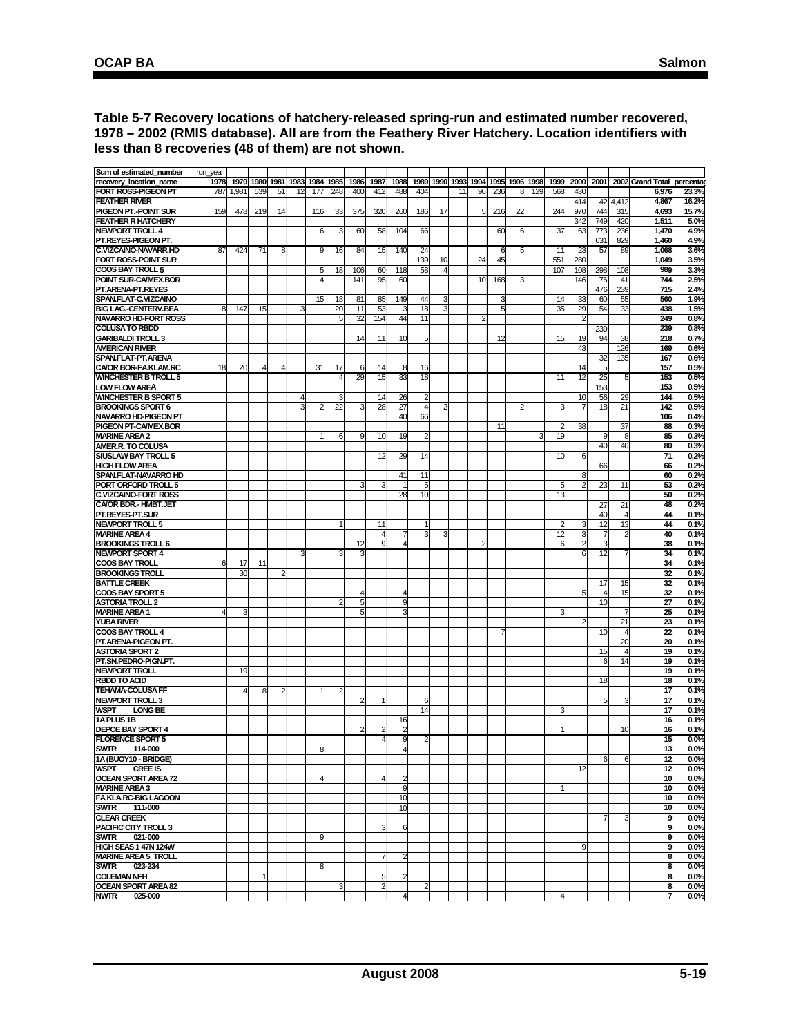**Table 5-7 Recovery locations of hatchery-released spring-run and estimated number recovered, 1978 – 2002 (RMIS database). All are from the Feathery River Hatchery. Location identifiers with less than 8 recoveries (48 of them) are not shown.**

| Sum of estimated_number | run_year | | | | | | | | | | | | | | | | | | | | | | |
|---|---|---|---|---|---|---|---|---|---|---|---|---|---|---|---|---|---|---|---|---|---|---|---|
| recovery_location_name | 1978 | 1979 | 1980 | 1981 | 1983 | 1984 | 1985 | 1986 | 1987 | 1988 | 1989 | 1990 | 1993 | 1994 | 1995 | 1996 | 1998 | 1999 | 2000 | 2001 | 2002 | Grand Total | percentag |
| FORT ROSS-PIGEON PT | 787 | 1,981 | 539 | 51 | 12 | 177 | 248 | 400 | 412 | 488 | 404 | | 11 | 96 | 236 | 8 | 129 | 568 | 430 | | | 6,976 | 23.3% |
| FEATHER RIVER | | | | | | | | | | | | | | | | | | | 414 | 42 | 4,412 | 4,867 | 16.2% |
| PIGEON PT.-POINT SUR | 159 | 478 | 219 | 14 | | 116 | 33 | 375 | 320 | 260 | 186 | 17 | | 5 | 216 | 22 | | 244 | 970 | 744 | 315 | 4,693 | 15.7% |
| FEATHER R HATCHERY | | | | | | | | | | | | | | | | | | | 342 | 749 | 420 | 1,511 | 5.0% |
| NEWPORT TROLL 4 | | | | | | 6 | 3 | 60 | 58 | 104 | 66 | | | | 60 | 6 | | 37 | 63 | 773 | 236 | 1,470 | 4.9% |
| PT.REYES-PIGEON PT. | | | | | | | | | | | | | | | | | | | | 631 | 829 | 1,460 | 4.9% |
| C.VIZCAINO-NAVARR.HD | 87 | 424 | 71 | 8 | | 9 | 16 | 84 | 15 | 140 | 24 | | | | 6 | 5 | | 11 | 23 | 57 | 89 | 1,068 | 3.6% |
| FORT ROSS-POINT SUR | | | | | | | | | | | 139 | 10 | | 24 | 45 | | | 551 | 280 | | | 1,049 | 3.5% |
| COOS BAY TROLL 5 | | | | | | 5 | 18 | 106 | 60 | 118 | 58 | 4 | | | | | | 107 | 108 | 298 | 108 | 989 | 3.3% |
| POINT SUR-CA/MEX.BOR | | | | | | 4 | | 141 | 95 | 60 | | | | 10 | 168 | 3 | | | 146 | 76 | 41 | 744 | 2.5% |
| PT.ARENA-PT.REYES | | | | | | | | | | | | | | | | | | | | 476 | 239 | 715 | 2.4% |
| SPAN.FLAT-C.VIZCAINO | | | | | | 15 | 18 | 81 | 85 | 149 | 44 | 3 | | | 3 | | | 14 | 33 | 60 | 55 | 560 | 1.9% |
| BIG LAG.-CENTERV.BEA | 8 | 147 | 15 | | 3 | | 20 | 11 | 53 | 3 | 18 | 3 | | | 5 | | | 35 | 29 | 54 | 33 | 438 | 1.5% |
| NAVARRO HD-FORT ROSS | | | | | | | 5 | 32 | 154 | 44 | 11 | | | 2 | | | | | 2 | | | 249 | 0.8% |
| COLUSA TO RBDD | | | | | | | | | | | | | | | | | | | | 239 | | 239 | 0.8% |
| GARIBALDI TROLL 3 | | | | | | | | 14 | 11 | 10 | 5 | | | | 12 | | | 15 | 19 | 94 | 38 | 218 | 0.7% |
| AMERICAN RIVER | | | | | | | | | | | | | | | | | | | 43 | | 126 | 169 | 0.6% |
| SPAN.FLAT-PT.ARENA | | | | | | | | | | | | | | | | | | | | 32 | 135 | 167 | 0.6% |
| CA/OR BOR-FA.KLAM.RC | 18 | 20 | 4 | 4 | | 31 | 17 | 6 | 14 | 8 | 16 | | | | | | | | 14 | 5 | | 157 | 0.5% |
| WINCHESTER B TROLL 5 | | | | | | | 4 | 29 | 15 | 33 | 18 | | | | | | | 11 | 12 | 25 | 5 | 153 | 0.5% |
| LOW FLOW AREA | | | | | | | | | | | | | | | | | | | | 153 | | 153 | 0.5% |
| WINCHESTER B SPORT 5 | | | | | 4 | | 3 | | 14 | 26 | 2 | | | | | | | | 10 | 56 | 29 | 144 | 0.5% |
| BROOKINGS SPORT 6 | | | | | 3 | 2 | 22 | 3 | 28 | 27 | 4 | 2 | | | | 2 | | 3 | 7 | 18 | 21 | 142 | 0.5% |
| NAVARRO HD-PIGEON PT | | | | | | | | | | 40 | 66 | | | | | | | | | | | 106 | 0.4% |
| PIGEON PT-CA/MEX.BOR | | | | | | | | | | | | | | | 11 | | | 2 | 38 | | 37 | 88 | 0.3% |
| MARINE AREA 2 | | | | | | 1 | 6 | 9 | 10 | 19 | 2 | | | | | | 3 | 19 | | 9 | 8 | 85 | 0.3% |
| AMER.R. TO COLUSA | | | | | | | | | | | | | | | | | | | | 40 | 40 | 80 | 0.3% |
| SIUSLAW BAY TROLL 5 | | | | | | | | | 12 | 29 | 14 | | | | | | | 10 | 6 | | | 71 | 0.2% |
| HIGH FLOW AREA | | | | | | | | | | | | | | | | | | | | 66 | | 66 | 0.2% |
| SPAN.FLAT-NAVARRO HD | | | | | | | | | | 41 | 11 | | | | | | | | 8 | | | 60 | 0.2% |
| PORT ORFORD TROLL 5 | | | | | | | | 3 | 3 | 1 | 5 | | | | | | | 5 | 2 | 23 | 11 | 53 | 0.2% |
| C.VIZCAINO-FORT ROSS | | | | | | | | | | 28 | 10 | | | | | | | 13 | | | | 50 | 0.2% |
| CA/OR BDR.- HMBT.JET | | | | | | | | | | | | | | | | | | | | 27 | 21 | 48 | 0.2% |
| PT.REYES-PT.SUR | | | | | | | | | | | | | | | | | | | | 40 | 4 | 44 | 0.1% |
| NEWPORT TROLL 5 | | | | | | | 1 | | 11 | | 1 | | | | | | | 2 | 3 | 12 | 13 | 44 | 0.1% |
| MARINE AREA 4 | | | | | | | | | 4 | 7 | 3 | 3 | | | | | | 12 | 3 | 7 | 2 | 40 | 0.1% |
| BROOKINGS TROLL 6 | | | | | | | | 12 | 9 | 4 | | | | 2 | | | | 6 | 2 | 3 | | 38 | 0.1% |
| NEWPORT SPORT 4 | | | | | 3 | | 3 | 3 | | | | | | | | | | | 6 | 12 | 7 | 34 | 0.1% |
| COOS BAY TROLL | 6 | 17 | 11 | | | | | | | | | | | | | | | | | | | 34 | 0.1% |
| BROOKINGS TROLL | | 30 | | 2 | | | | | | | | | | | | | | | | | | 32 | 0.1% |
| BATTLE CREEK | | | | | | | | | | | | | | | | | | | | 17 | 15 | 32 | 0.1% |
| COOS BAY SPORT 5 | | | | | | | | 4 | | 4 | | | | | | | | | 5 | 4 | 15 | 32 | 0.1% |
| ASTORIA TROLL 2 | | | | | | | 2 | 5 | | 9 | | | | | | | | | | 10 | | 27 | 0.1% |
| MARINE AREA 1 | 4 | 3 | | | | | | 5 | | 3 | | | | | | | | 3 | | | 7 | 25 | 0.1% |
| YUBA RIVER | | | | | | | | | | | | | | | | | | | 2 | | 21 | 23 | 0.1% |
| COOS BAY TROLL 4 | | | | | | | | | | | | | | | 7 | | | | | 10 | 4 | 22 | 0.1% |
| PT.ARENA-PIGEON PT. | | | | | | | | | | | | | | | | | | | | | 20 | 20 | 0.1% |
| ASTORIA SPORT 2 | | | | | | | | | | | | | | | | | | | | 15 | 4 | 19 | 0.1% |
| PT.SN.PEDRO-PIGN.PT. | | | | | | | | | | | | | | | | | | | | 6 | 14 | 19 | 0.1% |
| NEWPORT TROLL | | 19 | | | | | | | | | | | | | | | | | | | | 19 | 0.1% |
| RBDD TO ACID | | | | | | | | | | | | | | | | | | | | 18 | | 18 | 0.1% |
| TEHAMA-COLUSA FF | | 4 | 8 | 2 | | 1 | 2 | | | | | | | | | | | | | | | 17 | 0.1% |
| NEWPORT TROLL 3 | | | | | | | | 2 | 1 | | 6 | | | | | | | | | 5 | 3 | 17 | 0.1% |
| WSPT LONG BE | | | | | | | | | | | 14 | | | | | | | 3 | | | | 17 | 0.1% |
| 1A PLUS 1B | | | | | | | | | | 16 | | | | | | | | | | | | 16 | 0.1% |
| DEPOE BAY SPORT 4 | | | | | | | | 2 | 2 | 2 | | | | | | | | 1 | | | 10 | 16 | 0.1% |
| FLORENCE SPORT 5 | | | | | | | | | 4 | 9 | 2 | | | | | | | | | | | 15 | 0.0% |
| SWTR 114-000 | | | | | | 8 | | | | 4 | | | | | | | | | | | | 13 | 0.0% |
| 1A (BUOY10 - BRIDGE) | | | | | | | | | | | | | | | | | | | | 6 | 6 | 12 | 0.0% |
| WSPT CREE IS | | | | | | | | | | | | | | | | | | | 12 | | | 12 | 0.0% |
| OCEAN SPORT AREA 72 | | | | | | 4 | | | 4 | 2 | | | | | | | | | | | | 10 | 0.0% |
| MARINE AREA 3 | | | | | | | | | | 9 | | | | | | | | 1 | | | | 10 | 0.0% |
| FA.KLA.RC-BIG LAGOON | | | | | | | | | | 10 | | | | | | | | | | | | 10 | 0.0% |
| SWTR 111-000 | | | | | | | | | | 10 | | | | | | | | | | | | 10 | 0.0% |
| CLEAR CREEK | | | | | | | | | | | | | | | | | | | | 7 | 3 | 9 | 0.0% |
| PACIFIC CITY TROLL 3 | | | | | | | | | 3 | 6 | | | | | | | | | | | | 9 | 0.0% |
| SWTR 021-000 | | | | | | 9 | | | | | | | | | | | | | | | | 9 | 0.0% |
| HIGH SEAS 1 47N 124W | | | | | | | | | | | | | | | | | | | 9 | | | 9 | 0.0% |
| MARINE AREA 5 TROLL | | | | | | | | | 7 | 2 | | | | | | | | | | | | 8 | 0.0% |
| SWTR 023-234 | | | | | | 8 | | | | | | | | | | | | | | | | 8 | 0.0% |
| COLEMAN NFH | | | 1 | | | | | | 5 | 2 | | | | | | | | | | | | 8 | 0.0% |
| OCEAN SPORT AREA 82 | | | | | | | 3 | | 2 | | 2 | | | | | | | | | | | 8 | 0.0% |
| NWTR 025-000 | | | | | | | | | | 4 | | | | | | | | 4 | | | | 7 | 0.0% |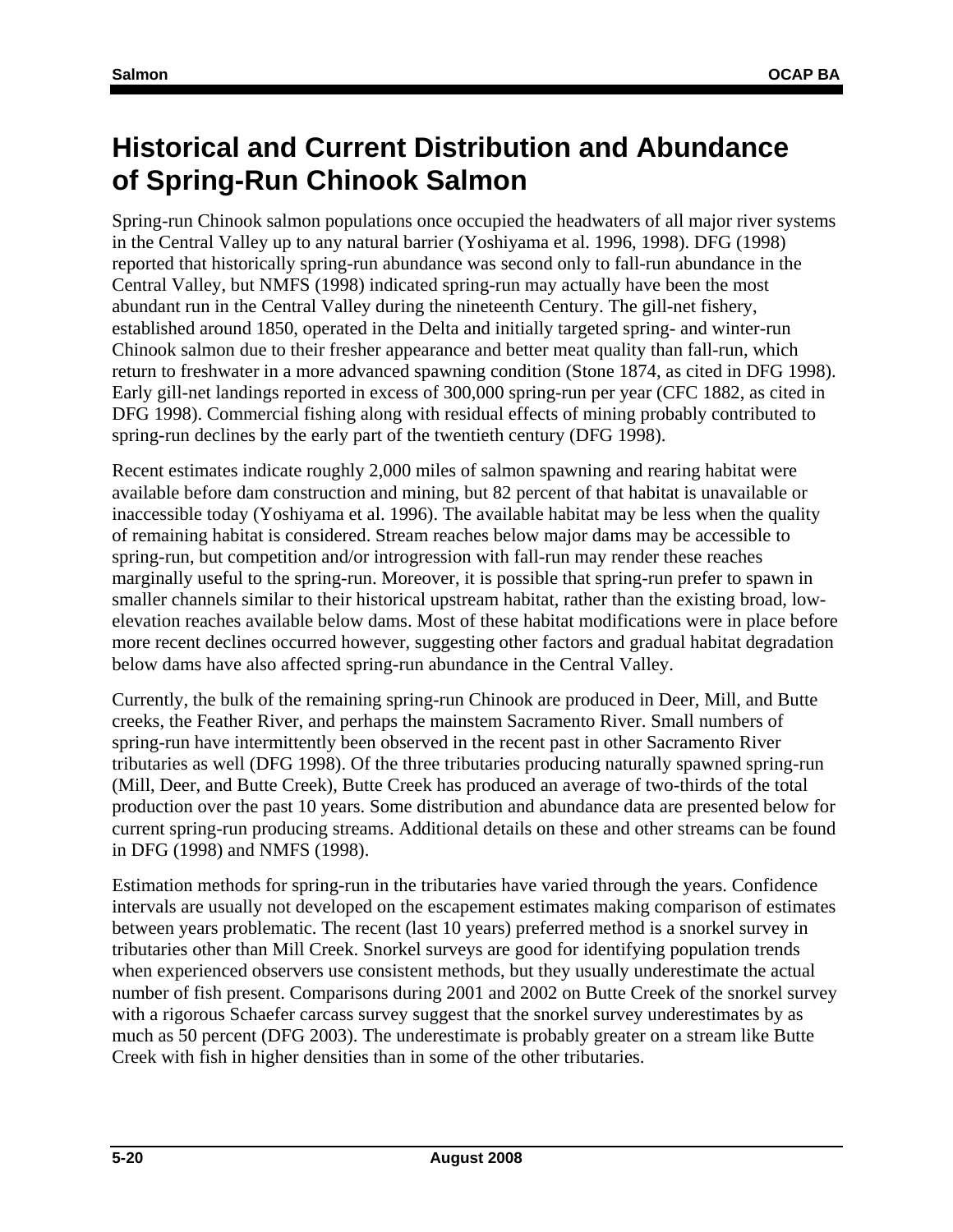# Historical and Current Distribution and Abundance of Spring-Run Chinook Salmon

Spring-run Chinook salmon populations once occupied the headwaters of all major river systems in the Central Valley up to any natural barrier (Yoshiyama et al. 1996, 1998). DFG (1998) reported that historically spring-run abundance was second only to fall-run abundance in the Central Valley, but NMFS (1998) indicated spring-run may actually have been the most abundant run in the Central Valley during the nineteenth Century. The gill-net fishery, established around 1850, operated in the Delta and initially targeted spring- and winter-run Chinook salmon due to their fresher appearance and better meat quality than fall-run, which return to freshwater in a more advanced spawning condition (Stone 1874, as cited in DFG 1998). Early gill-net landings reported in excess of 300,000 spring-run per year (CFC 1882, as cited in DFG 1998). Commercial fishing along with residual effects of mining probably contributed to spring-run declines by the early part of the twentieth century (DFG 1998).

Recent estimates indicate roughly 2,000 miles of salmon spawning and rearing habitat were available before dam construction and mining, but 82 percent of that habitat is unavailable or inaccessible today (Yoshiyama et al. 1996). The available habitat may be less when the quality of remaining habitat is considered. Stream reaches below major dams may be accessible to spring-run, but competition and/or introgression with fall-run may render these reaches marginally useful to the spring-run. Moreover, it is possible that spring-run prefer to spawn in smaller channels similar to their historical upstream habitat, rather than the existing broad, low-elevation reaches available below dams. Most of these habitat modifications were in place before more recent declines occurred however, suggesting other factors and gradual habitat degradation below dams have also affected spring-run abundance in the Central Valley.

Currently, the bulk of the remaining spring-run Chinook are produced in Deer, Mill, and Butte creeks, the Feather River, and perhaps the mainstem Sacramento River. Small numbers of spring-run have intermittently been observed in the recent past in other Sacramento River tributaries as well (DFG 1998). Of the three tributaries producing naturally spawned spring-run (Mill, Deer, and Butte Creek), Butte Creek has produced an average of two-thirds of the total production over the past 10 years. Some distribution and abundance data are presented below for current spring-run producing streams. Additional details on these and other streams can be found in DFG (1998) and NMFS (1998).

Estimation methods for spring-run in the tributaries have varied through the years. Confidence intervals are usually not developed on the escapement estimates making comparison of estimates between years problematic. The recent (last 10 years) preferred method is a snorkel survey in tributaries other than Mill Creek. Snorkel surveys are good for identifying population trends when experienced observers use consistent methods, but they usually underestimate the actual number of fish present. Comparisons during 2001 and 2002 on Butte Creek of the snorkel survey with a rigorous Schaefer carcass survey suggest that the snorkel survey underestimates by as much as 50 percent (DFG 2003). The underestimate is probably greater on a stream like Butte Creek with fish in higher densities than in some of the other tributaries.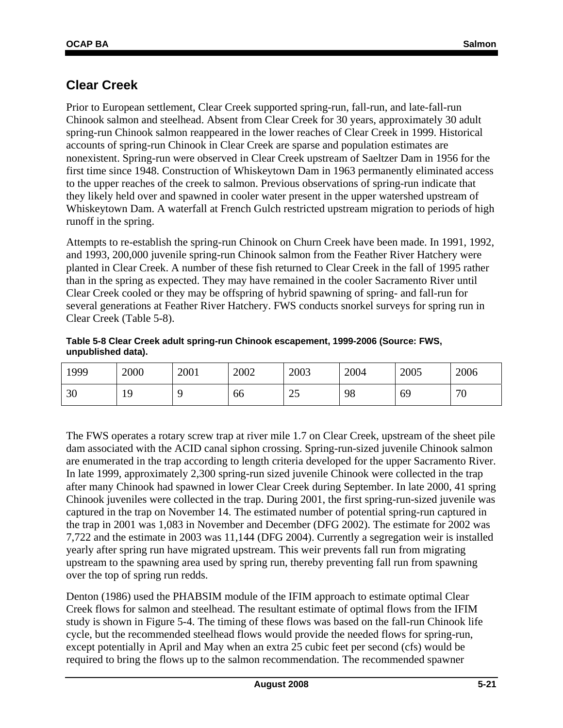## Clear Creek

Prior to European settlement, Clear Creek supported spring-run, fall-run, and late-fall-run Chinook salmon and steelhead. Absent from Clear Creek for 30 years, approximately 30 adult spring-run Chinook salmon reappeared in the lower reaches of Clear Creek in 1999. Historical accounts of spring-run Chinook in Clear Creek are sparse and population estimates are nonexistent. Spring-run were observed in Clear Creek upstream of Saeltzer Dam in 1956 for the first time since 1948. Construction of Whiskeytown Dam in 1963 permanently eliminated access to the upper reaches of the creek to salmon. Previous observations of spring-run indicate that they likely held over and spawned in cooler water present in the upper watershed upstream of Whiskeytown Dam. A waterfall at French Gulch restricted upstream migration to periods of high runoff in the spring.

Attempts to re-establish the spring-run Chinook on Churn Creek have been made. In 1991, 1992, and 1993, 200,000 juvenile spring-run Chinook salmon from the Feather River Hatchery were planted in Clear Creek. A number of these fish returned to Clear Creek in the fall of 1995 rather than in the spring as expected. They may have remained in the cooler Sacramento River until Clear Creek cooled or they may be offspring of hybrid spawning of spring- and fall-run for several generations at Feather River Hatchery. FWS conducts snorkel surveys for spring run in Clear Creek (Table 5-8).

**Table 5-8 Clear Creek adult spring-run Chinook escapement, 1999-2006 (Source: FWS, unpublished data).**

| 1999 | 2000 | 2001 | 2002 | 2003 | 2004 | 2005 | 2006 |
|---|---|---|---|---|---|---|---|
| 30 | 19 | 9 | 66 | 25 | 98 | 69 | 70 |

The FWS operates a rotary screw trap at river mile 1.7 on Clear Creek, upstream of the sheet pile dam associated with the ACID canal siphon crossing. Spring-run-sized juvenile Chinook salmon are enumerated in the trap according to length criteria developed for the upper Sacramento River. In late 1999, approximately 2,300 spring-run sized juvenile Chinook were collected in the trap after many Chinook had spawned in lower Clear Creek during September. In late 2000, 41 spring Chinook juveniles were collected in the trap. During 2001, the first spring-run-sized juvenile was captured in the trap on November 14. The estimated number of potential spring-run captured in the trap in 2001 was 1,083 in November and December (DFG 2002). The estimate for 2002 was 7,722 and the estimate in 2003 was 11,144 (DFG 2004). Currently a segregation weir is installed yearly after spring run have migrated upstream. This weir prevents fall run from migrating upstream to the spawning area used by spring run, thereby preventing fall run from spawning over the top of spring run redds.

Denton (1986) used the PHABSIM module of the IFIM approach to estimate optimal Clear Creek flows for salmon and steelhead. The resultant estimate of optimal flows from the IFIM study is shown in Figure 5-4. The timing of these flows was based on the fall-run Chinook life cycle, but the recommended steelhead flows would provide the needed flows for spring-run, except potentially in April and May when an extra 25 cubic feet per second (cfs) would be required to bring the flows up to the salmon recommendation. The recommended spawner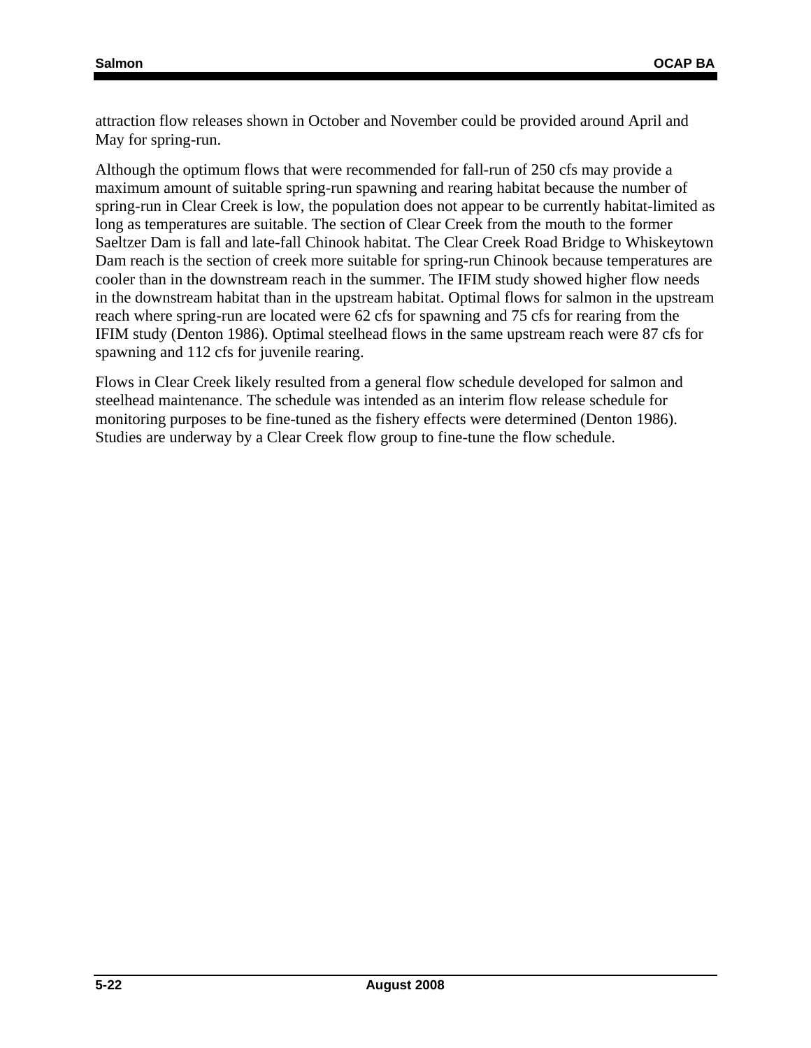attraction flow releases shown in October and November could be provided around April and May for spring-run.

Although the optimum flows that were recommended for fall-run of 250 cfs may provide a maximum amount of suitable spring-run spawning and rearing habitat because the number of spring-run in Clear Creek is low, the population does not appear to be currently habitat-limited as long as temperatures are suitable. The section of Clear Creek from the mouth to the former Saeltzer Dam is fall and late-fall Chinook habitat. The Clear Creek Road Bridge to Whiskeytown Dam reach is the section of creek more suitable for spring-run Chinook because temperatures are cooler than in the downstream reach in the summer. The IFIM study showed higher flow needs in the downstream habitat than in the upstream habitat. Optimal flows for salmon in the upstream reach where spring-run are located were 62 cfs for spawning and 75 cfs for rearing from the IFIM study (Denton 1986). Optimal steelhead flows in the same upstream reach were 87 cfs for spawning and 112 cfs for juvenile rearing.

Flows in Clear Creek likely resulted from a general flow schedule developed for salmon and steelhead maintenance. The schedule was intended as an interim flow release schedule for monitoring purposes to be fine-tuned as the fishery effects were determined (Denton 1986). Studies are underway by a Clear Creek flow group to fine-tune the flow schedule.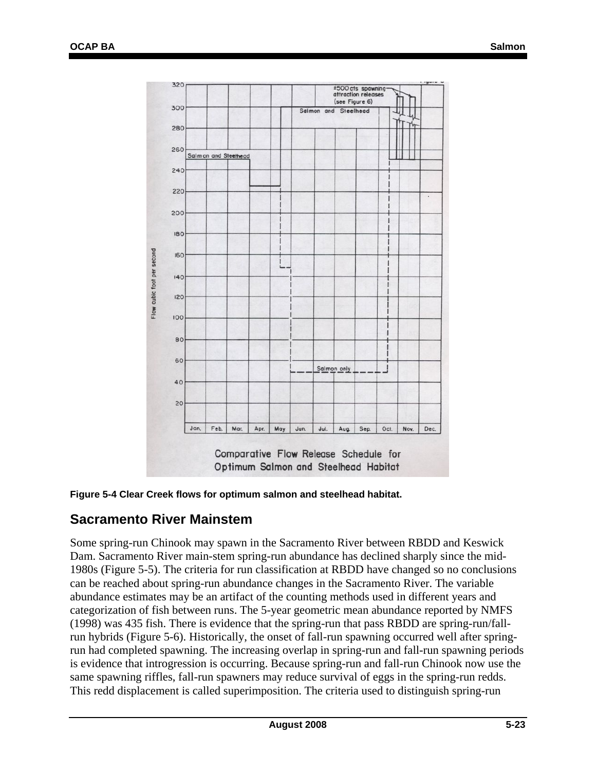Figure 5-4 Clear Creek flows for optimum salmon and steelhead habitat.

## Sacramento River Mainstem

Some spring-run Chinook may spawn in the Sacramento River between RBDD and Keswick Dam. Sacramento River main-stem spring-run abundance has declined sharply since the mid-1980s (Figure 5-5). The criteria for run classification at RBDD have changed so no conclusions can be reached about spring-run abundance changes in the Sacramento River. The variable abundance estimates may be an artifact of the counting methods used in different years and categorization of fish between runs. The 5-year geometric mean abundance reported by NMFS (1998) was 435 fish. There is evidence that the spring-run that pass RBDD are spring-run/fall-run hybrids (Figure 5-6). Historically, the onset of fall-run spawning occurred well after spring-run had completed spawning. The increasing overlap in spring-run and fall-run spawning periods is evidence that introgression is occurring. Because spring-run and fall-run Chinook now use the same spawning riffles, fall-run spawners may reduce survival of eggs in the spring-run redds. This redd displacement is called superimposition. The criteria used to distinguish spring-run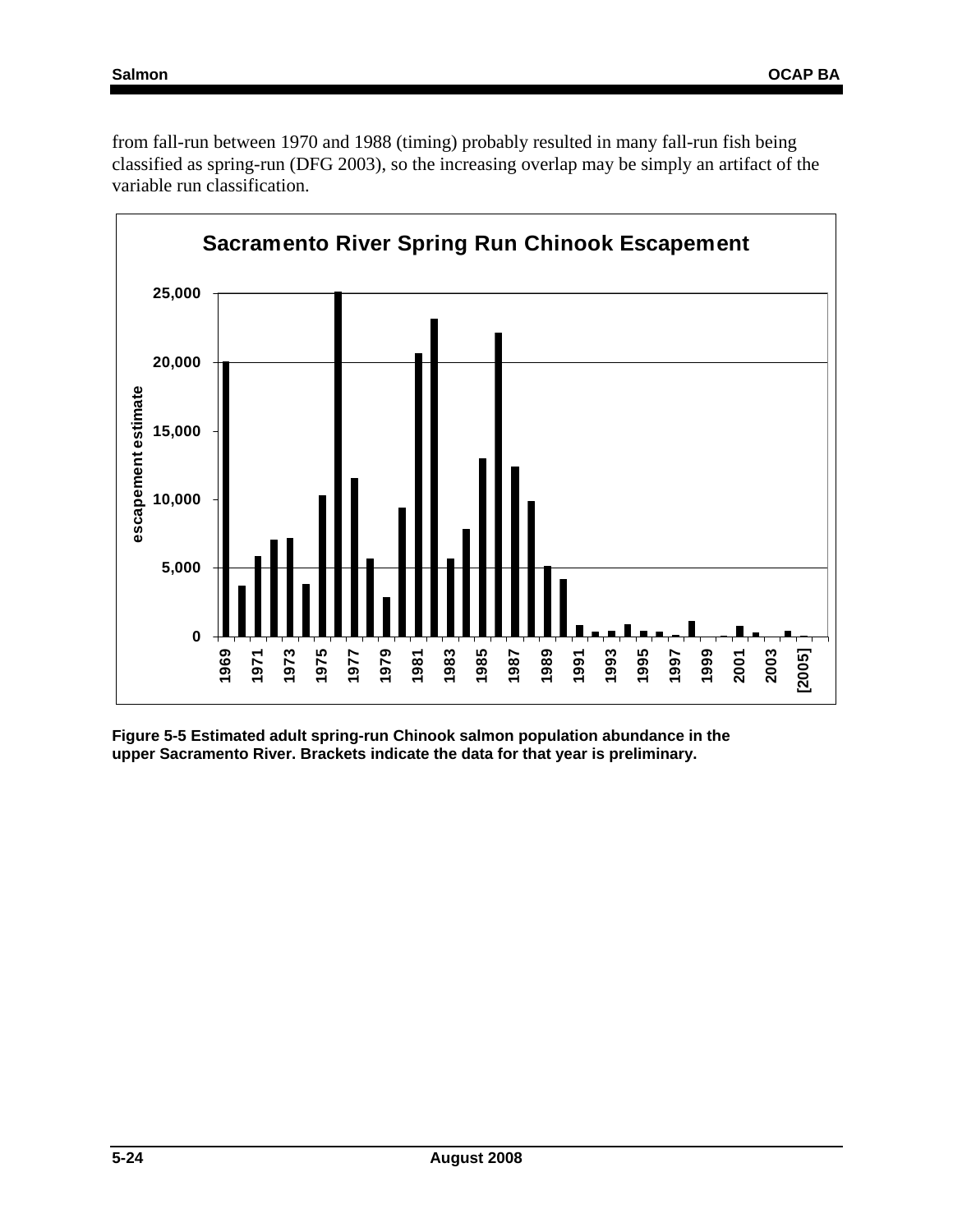from fall-run between 1970 and 1988 (timing) probably resulted in many fall-run fish being classified as spring-run (DFG 2003), so the increasing overlap may be simply an artifact of the variable run classification.

**Figure 5-5 Estimated adult spring-run Chinook salmon population abundance in the upper Sacramento River. Brackets indicate the data for that year is preliminary.**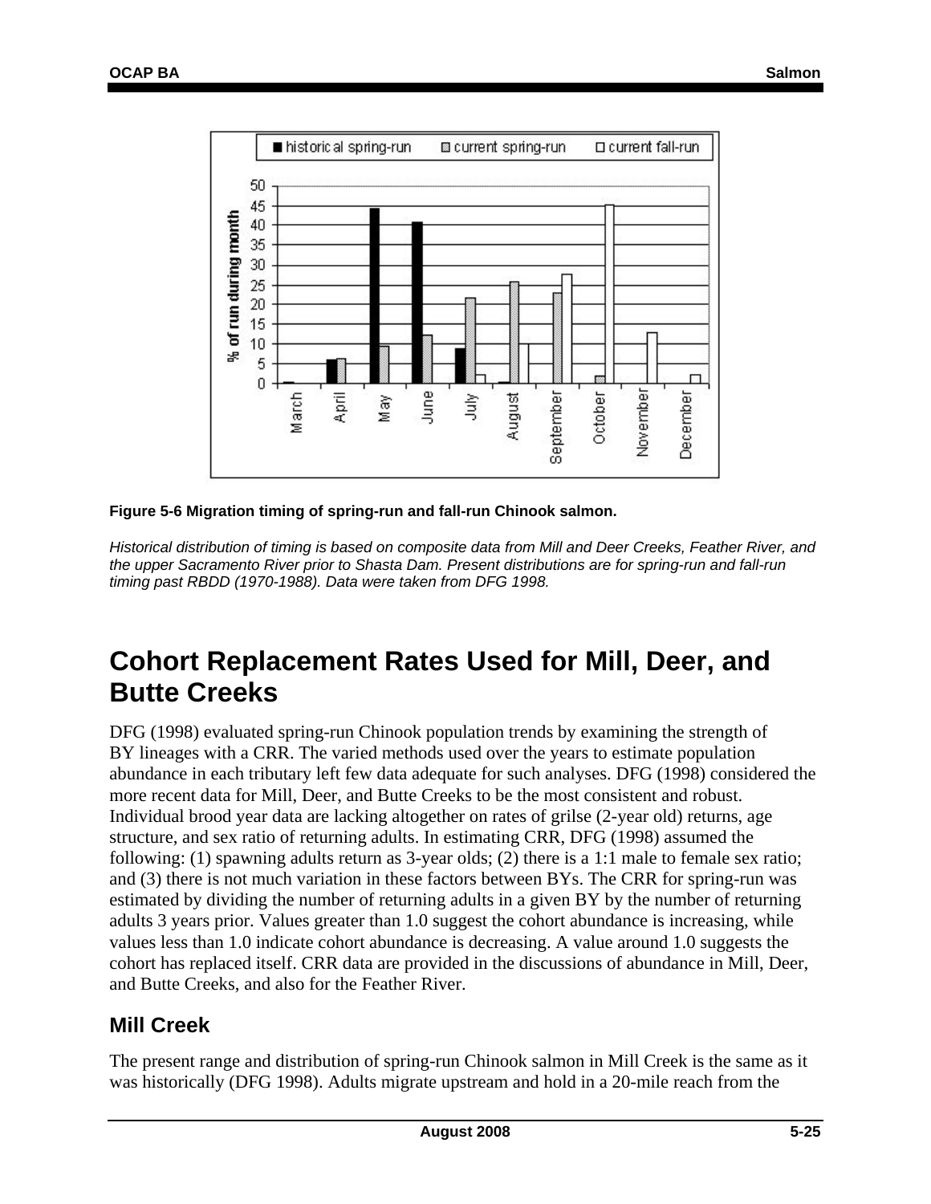**Figure 5-6 Migration timing of spring-run and fall-run Chinook salmon.**

*Historical distribution of timing is based on composite data from Mill and Deer Creeks, Feather River, and the upper Sacramento River prior to Shasta Dam. Present distributions are for spring-run and fall-run timing past RBDD (1970-1988). Data were taken from DFG 1998.*

# Cohort Replacement Rates Used for Mill, Deer, and Butte Creeks

DFG (1998) evaluated spring-run Chinook population trends by examining the strength of BY lineages with a CRR. The varied methods used over the years to estimate population abundance in each tributary left few data adequate for such analyses. DFG (1998) considered the more recent data for Mill, Deer, and Butte Creeks to be the most consistent and robust. Individual brood year data are lacking altogether on rates of grilse (2-year old) returns, age structure, and sex ratio of returning adults. In estimating CRR, DFG (1998) assumed the following: (1) spawning adults return as 3-year olds; (2) there is a 1:1 male to female sex ratio; and (3) there is not much variation in these factors between BYs. The CRR for spring-run was estimated by dividing the number of returning adults in a given BY by the number of returning adults 3 years prior. Values greater than 1.0 suggest the cohort abundance is increasing, while values less than 1.0 indicate cohort abundance is decreasing. A value around 1.0 suggests the cohort has replaced itself. CRR data are provided in the discussions of abundance in Mill, Deer, and Butte Creeks, and also for the Feather River.

## Mill Creek

The present range and distribution of spring-run Chinook salmon in Mill Creek is the same as it was historically (DFG 1998). Adults migrate upstream and hold in a 20-mile reach from the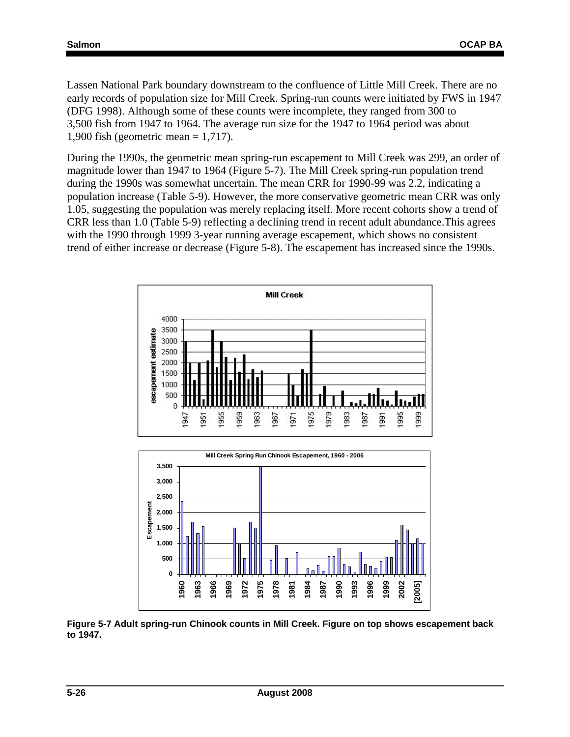Lassen National Park boundary downstream to the confluence of Little Mill Creek. There are no early records of population size for Mill Creek. Spring-run counts were initiated by FWS in 1947 (DFG 1998). Although some of these counts were incomplete, they ranged from 300 to 3,500 fish from 1947 to 1964. The average run size for the 1947 to 1964 period was about 1,900 fish (geometric mean = 1,717).

During the 1990s, the geometric mean spring-run escapement to Mill Creek was 299, an order of magnitude lower than 1947 to 1964 (Figure 5-7). The Mill Creek spring-run population trend during the 1990s was somewhat uncertain. The mean CRR for 1990-99 was 2.2, indicating a population increase (Table 5-9). However, the more conservative geometric mean CRR was only 1.05, suggesting the population was merely replacing itself. More recent cohorts show a trend of CRR less than 1.0 (Table 5-9) reflecting a declining trend in recent adult abundance.This agrees with the 1990 through 1999 3-year running average escapement, which shows no consistent trend of either increase or decrease (Figure 5-8). The escapement has increased since the 1990s.

**Figure 5-7 Adult spring-run Chinook counts in Mill Creek. Figure on top shows escapement back to 1947.**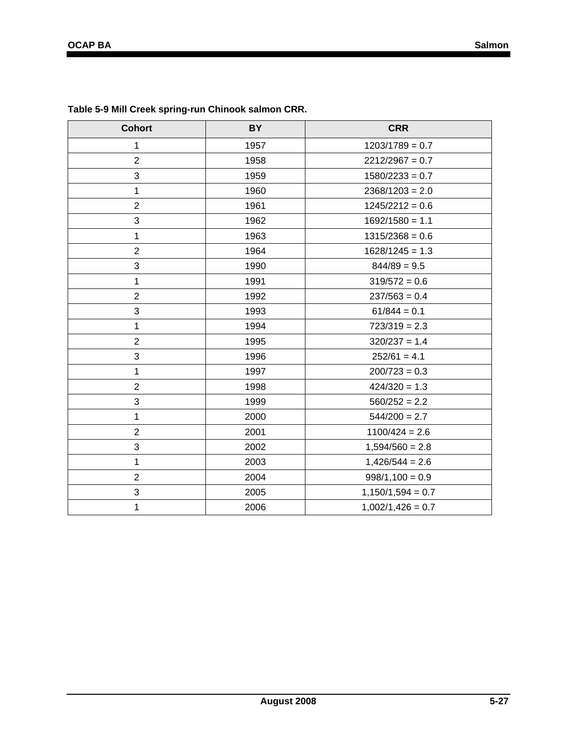**Table 5-9 Mill Creek spring-run Chinook salmon CRR.**

| Cohort | BY | CRR |
|---|---|---|
| 1 | 1957 | 1203/1789 = 0.7 |
| 2 | 1958 | 2212/2967 = 0.7 |
| 3 | 1959 | 1580/2233 = 0.7 |
| 1 | 1960 | 2368/1203 = 2.0 |
| 2 | 1961 | 1245/2212 = 0.6 |
| 3 | 1962 | 1692/1580 = 1.1 |
| 1 | 1963 | 1315/2368 = 0.6 |
| 2 | 1964 | 1628/1245 = 1.3 |
| 3 | 1990 | 844/89 = 9.5 |
| 1 | 1991 | 319/572 = 0.6 |
| 2 | 1992 | 237/563 = 0.4 |
| 3 | 1993 | 61/844 = 0.1 |
| 1 | 1994 | 723/319 = 2.3 |
| 2 | 1995 | 320/237 = 1.4 |
| 3 | 1996 | 252/61 = 4.1 |
| 1 | 1997 | 200/723 = 0.3 |
| 2 | 1998 | 424/320 = 1.3 |
| 3 | 1999 | 560/252 = 2.2 |
| 1 | 2000 | 544/200 = 2.7 |
| 2 | 2001 | 1100/424 = 2.6 |
| 3 | 2002 | 1,594/560 = 2.8 |
| 1 | 2003 | 1,426/544 = 2.6 |
| 2 | 2004 | 998/1,100 = 0.9 |
| 3 | 2005 | 1,150/1,594 = 0.7 |
| 1 | 2006 | 1,002/1,426 = 0.7 |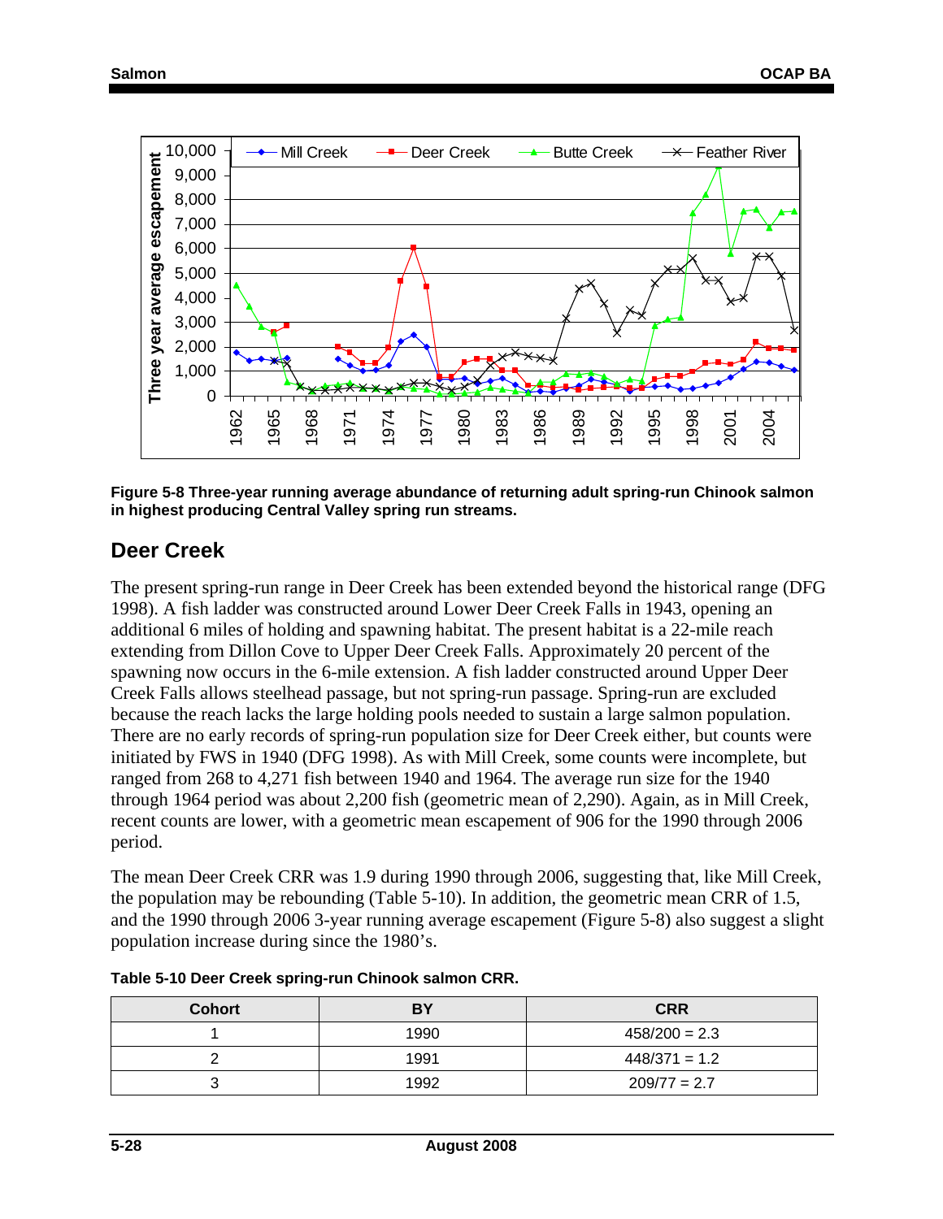Figure 5-8 Three-year running average abundance of returning adult spring-run Chinook salmon in highest producing Central Valley spring run streams.

## Deer Creek

The present spring-run range in Deer Creek has been extended beyond the historical range (DFG 1998). A fish ladder was constructed around Lower Deer Creek Falls in 1943, opening an additional 6 miles of holding and spawning habitat. The present habitat is a 22-mile reach extending from Dillon Cove to Upper Deer Creek Falls. Approximately 20 percent of the spawning now occurs in the 6-mile extension. A fish ladder constructed around Upper Deer Creek Falls allows steelhead passage, but not spring-run passage. Spring-run are excluded because the reach lacks the large holding pools needed to sustain a large salmon population. There are no early records of spring-run population size for Deer Creek either, but counts were initiated by FWS in 1940 (DFG 1998). As with Mill Creek, some counts were incomplete, but ranged from 268 to 4,271 fish between 1940 and 1964. The average run size for the 1940 through 1964 period was about 2,200 fish (geometric mean of 2,290). Again, as in Mill Creek, recent counts are lower, with a geometric mean escapement of 906 for the 1990 through 2006 period.

The mean Deer Creek CRR was 1.9 during 1990 through 2006, suggesting that, like Mill Creek, the population may be rebounding (Table 5-10). In addition, the geometric mean CRR of 1.5, and the 1990 through 2006 3-year running average escapement (Figure 5-8) also suggest a slight population increase during since the 1980's.

**Table 5-10 Deer Creek spring-run Chinook salmon CRR.**

| Cohort | BY | CRR |
|---|---|---|
| 1 | 1990 | 458/200 = 2.3 |
| 2 | 1991 | 448/371 = 1.2 |
| 3 | 1992 | 209/77 = 2.7 |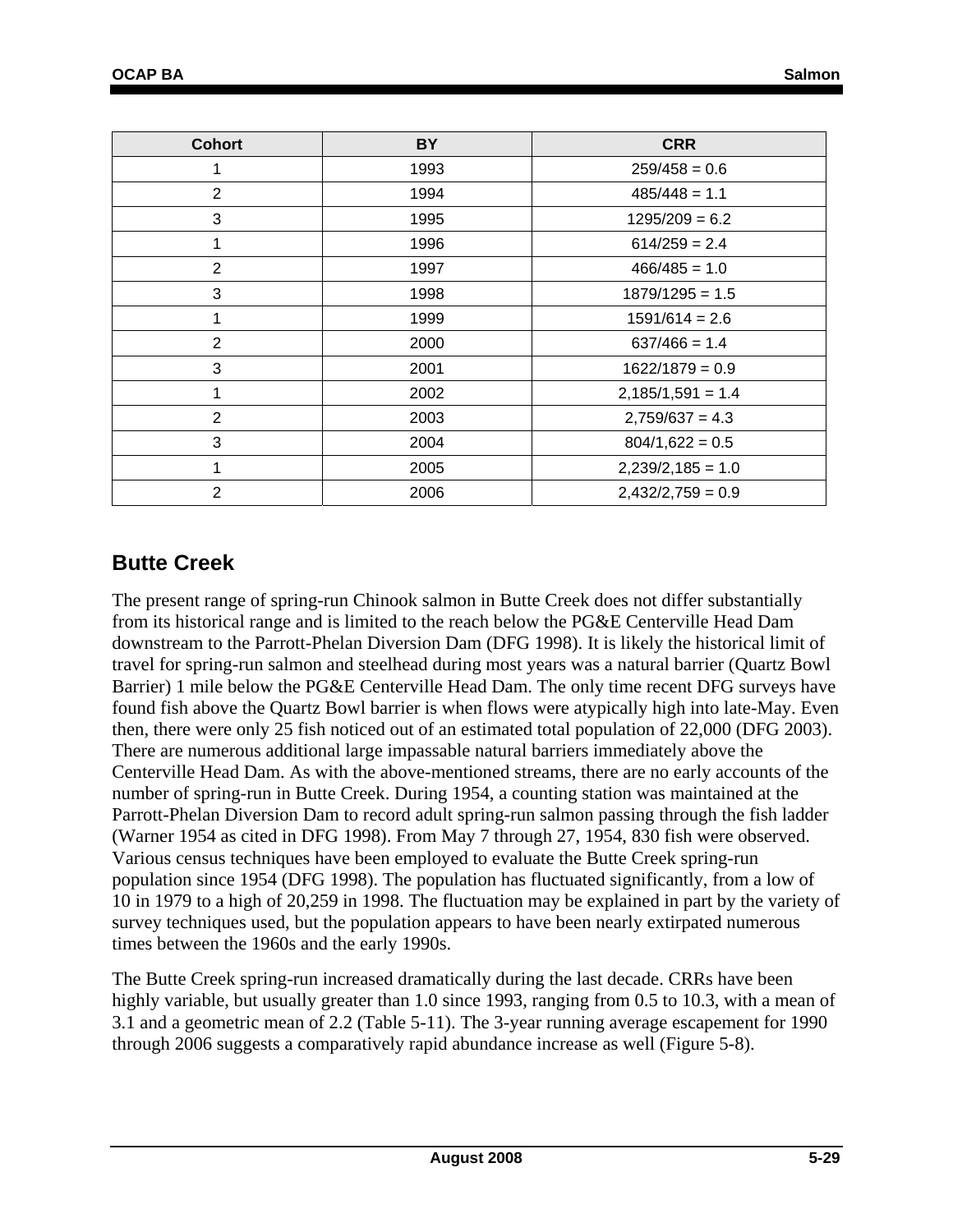| Cohort | BY | CRR |
|---|---|---|
| 1 | 1993 | 259/458 = 0.6 |
| 2 | 1994 | 485/448 = 1.1 |
| 3 | 1995 | 1295/209 = 6.2 |
| 1 | 1996 | 614/259 = 2.4 |
| 2 | 1997 | 466/485 = 1.0 |
| 3 | 1998 | 1879/1295 = 1.5 |
| 1 | 1999 | 1591/614 = 2.6 |
| 2 | 2000 | 637/466 = 1.4 |
| 3 | 2001 | 1622/1879 = 0.9 |
| 1 | 2002 | 2,185/1,591 = 1.4 |
| 2 | 2003 | 2,759/637 = 4.3 |
| 3 | 2004 | 804/1,622 = 0.5 |
| 1 | 2005 | 2,239/2,185 = 1.0 |
| 2 | 2006 | 2,432/2,759 = 0.9 |

## Butte Creek

The present range of spring-run Chinook salmon in Butte Creek does not differ substantially from its historical range and is limited to the reach below the PG&E Centerville Head Dam downstream to the Parrott-Phelan Diversion Dam (DFG 1998). It is likely the historical limit of travel for spring-run salmon and steelhead during most years was a natural barrier (Quartz Bowl Barrier) 1 mile below the PG&E Centerville Head Dam. The only time recent DFG surveys have found fish above the Quartz Bowl barrier is when flows were atypically high into late-May. Even then, there were only 25 fish noticed out of an estimated total population of 22,000 (DFG 2003). There are numerous additional large impassable natural barriers immediately above the Centerville Head Dam. As with the above-mentioned streams, there are no early accounts of the number of spring-run in Butte Creek. During 1954, a counting station was maintained at the Parrott-Phelan Diversion Dam to record adult spring-run salmon passing through the fish ladder (Warner 1954 as cited in DFG 1998). From May 7 through 27, 1954, 830 fish were observed. Various census techniques have been employed to evaluate the Butte Creek spring-run population since 1954 (DFG 1998). The population has fluctuated significantly, from a low of 10 in 1979 to a high of 20,259 in 1998. The fluctuation may be explained in part by the variety of survey techniques used, but the population appears to have been nearly extirpated numerous times between the 1960s and the early 1990s.

The Butte Creek spring-run increased dramatically during the last decade. CRRs have been highly variable, but usually greater than 1.0 since 1993, ranging from 0.5 to 10.3, with a mean of 3.1 and a geometric mean of 2.2 (Table 5-11). The 3-year running average escapement for 1990 through 2006 suggests a comparatively rapid abundance increase as well (Figure 5-8).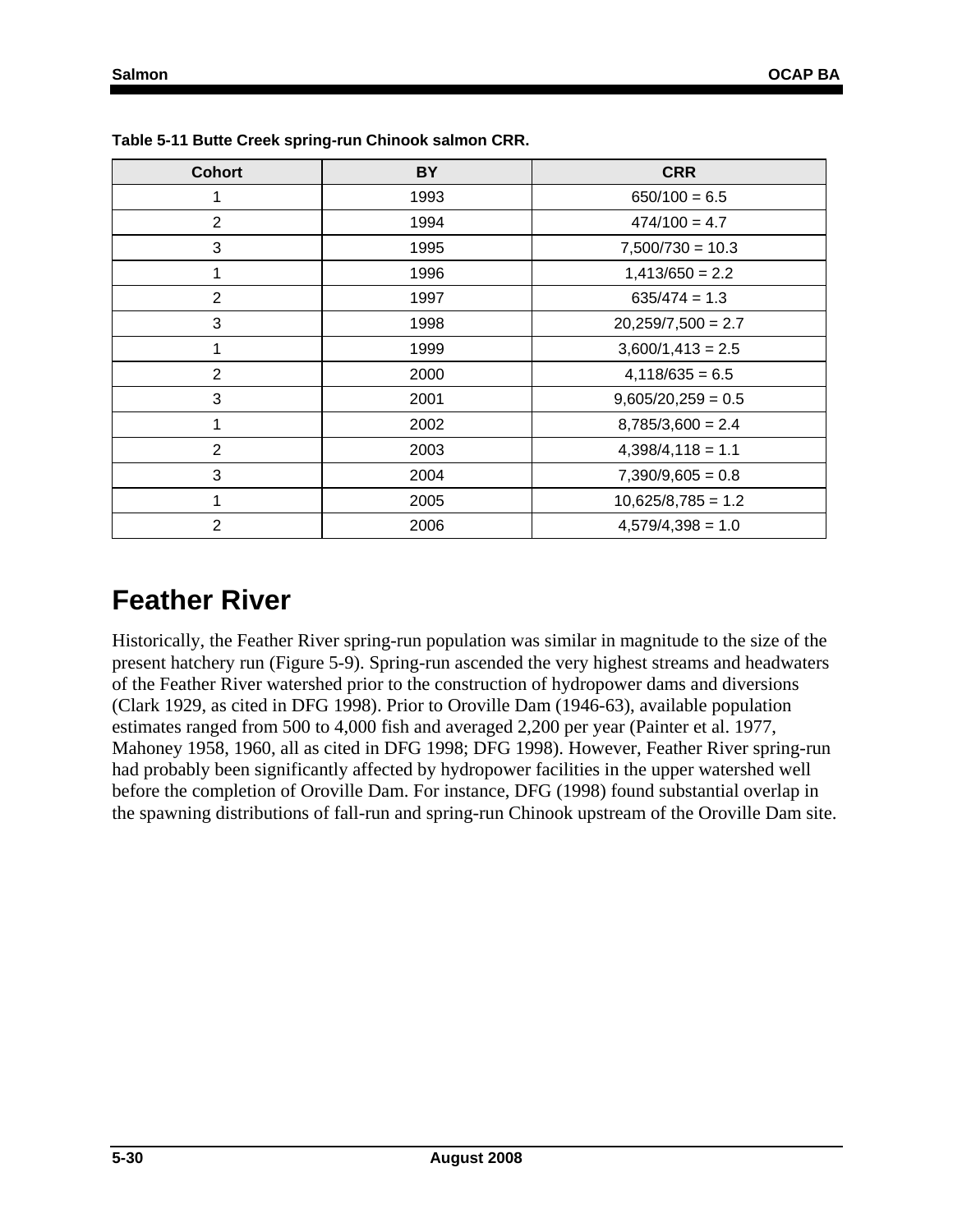**Table 5-11 Butte Creek spring-run Chinook salmon CRR.**

| Cohort | BY | CRR |
|---|---|---|
| 1 | 1993 | 650/100 = 6.5 |
| 2 | 1994 | 474/100 = 4.7 |
| 3 | 1995 | 7,500/730 = 10.3 |
| 1 | 1996 | 1,413/650 = 2.2 |
| 2 | 1997 | 635/474 = 1.3 |
| 3 | 1998 | 20,259/7,500 = 2.7 |
| 1 | 1999 | 3,600/1,413 = 2.5 |
| 2 | 2000 | 4,118/635 = 6.5 |
| 3 | 2001 | 9,605/20,259 = 0.5 |
| 1 | 2002 | 8,785/3,600 = 2.4 |
| 2 | 2003 | 4,398/4,118 = 1.1 |
| 3 | 2004 | 7,390/9,605 = 0.8 |
| 1 | 2005 | 10,625/8,785 = 1.2 |
| 2 | 2006 | 4,579/4,398 = 1.0 |

# Feather River

Historically, the Feather River spring-run population was similar in magnitude to the size of the present hatchery run (Figure 5-9). Spring-run ascended the very highest streams and headwaters of the Feather River watershed prior to the construction of hydropower dams and diversions (Clark 1929, as cited in DFG 1998). Prior to Oroville Dam (1946-63), available population estimates ranged from 500 to 4,000 fish and averaged 2,200 per year (Painter et al. 1977, Mahoney 1958, 1960, all as cited in DFG 1998; DFG 1998). However, Feather River spring-run had probably been significantly affected by hydropower facilities in the upper watershed well before the completion of Oroville Dam. For instance, DFG (1998) found substantial overlap in the spawning distributions of fall-run and spring-run Chinook upstream of the Oroville Dam site.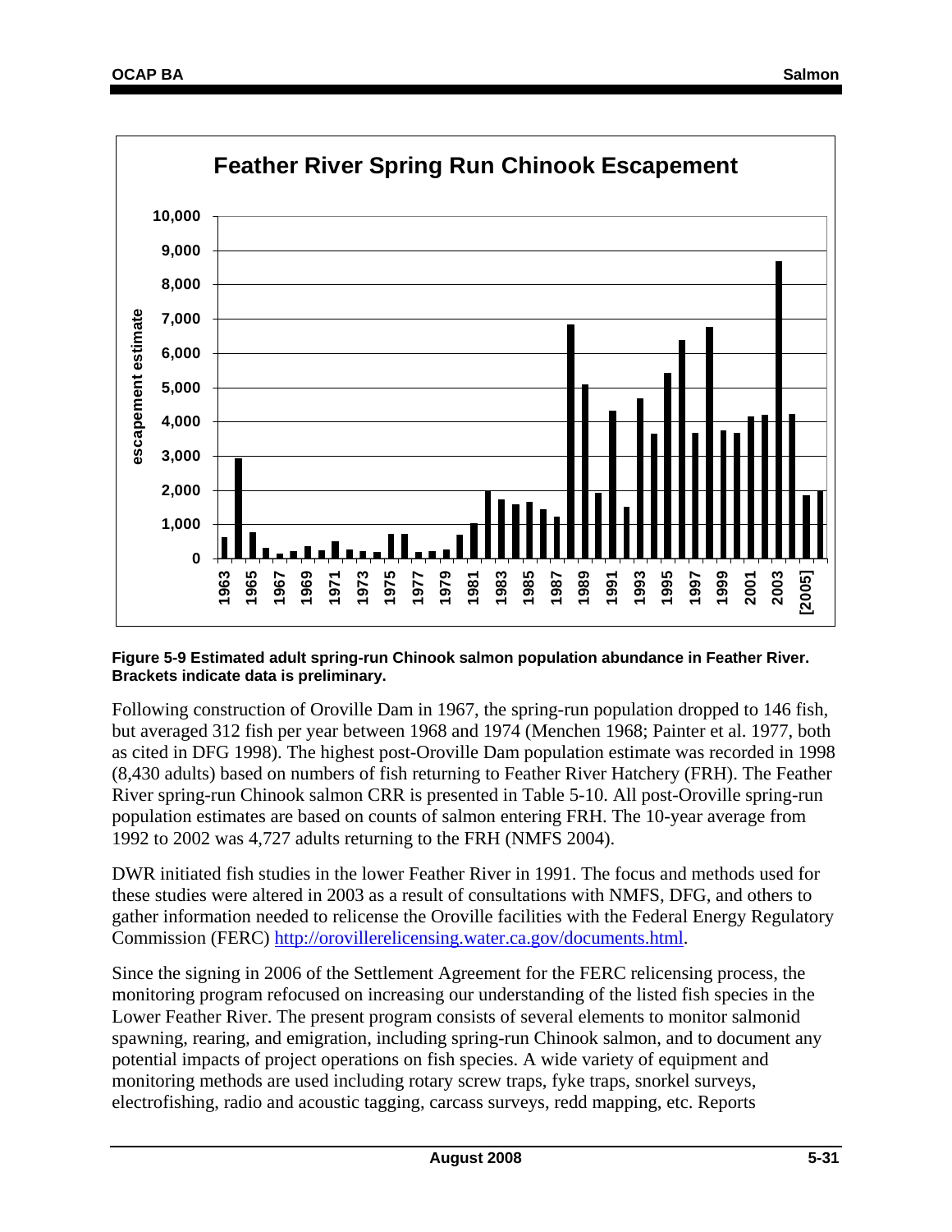**Figure 5-9 Estimated adult spring-run Chinook salmon population abundance in Feather River. Brackets indicate data is preliminary.**

Following construction of Oroville Dam in 1967, the spring-run population dropped to 146 fish, but averaged 312 fish per year between 1968 and 1974 (Menchen 1968; Painter et al. 1977, both as cited in DFG 1998). The highest post-Oroville Dam population estimate was recorded in 1998 (8,430 adults) based on numbers of fish returning to Feather River Hatchery (FRH). The Feather River spring-run Chinook salmon CRR is presented in Table 5-10. All post-Oroville spring-run population estimates are based on counts of salmon entering FRH. The 10-year average from 1992 to 2002 was 4,727 adults returning to the FRH (NMFS 2004).

DWR initiated fish studies in the lower Feather River in 1991. The focus and methods used for these studies were altered in 2003 as a result of consultations with NMFS, DFG, and others to gather information needed to relicense the Oroville facilities with the Federal Energy Regulatory Commission (FERC) http://orovillerelicensing.water.ca.gov/documents.html.

Since the signing in 2006 of the Settlement Agreement for the FERC relicensing process, the monitoring program refocused on increasing our understanding of the listed fish species in the Lower Feather River. The present program consists of several elements to monitor salmonid spawning, rearing, and emigration, including spring-run Chinook salmon, and to document any potential impacts of project operations on fish species. A wide variety of equipment and monitoring methods are used including rotary screw traps, fyke traps, snorkel surveys, electrofishing, radio and acoustic tagging, carcass surveys, redd mapping, etc. Reports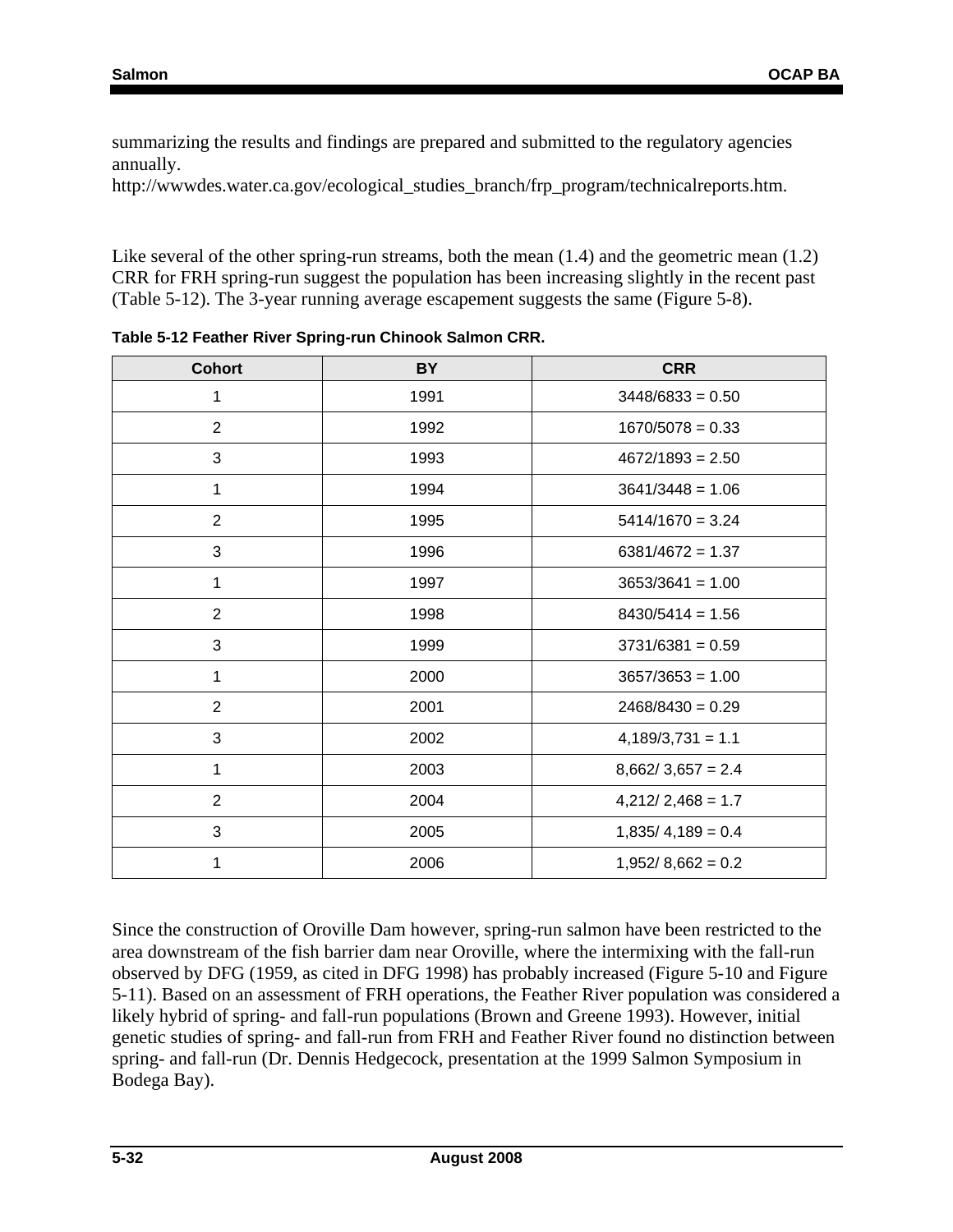summarizing the results and findings are prepared and submitted to the regulatory agencies annually.
http://wwwdes.water.ca.gov/ecological_studies_branch/frp_program/technicalreports.htm.

Like several of the other spring-run streams, both the mean (1.4) and the geometric mean (1.2) CRR for FRH spring-run suggest the population has been increasing slightly in the recent past (Table 5-12). The 3-year running average escapement suggests the same (Figure 5-8).

**Table 5-12 Feather River Spring-run Chinook Salmon CRR.**

| Cohort | BY | CRR |
|---|---|---|
| 1 | 1991 | 3448/6833 = 0.50 |
| 2 | 1992 | 1670/5078 = 0.33 |
| 3 | 1993 | 4672/1893 = 2.50 |
| 1 | 1994 | 3641/3448 = 1.06 |
| 2 | 1995 | 5414/1670 = 3.24 |
| 3 | 1996 | 6381/4672 = 1.37 |
| 1 | 1997 | 3653/3641 = 1.00 |
| 2 | 1998 | 8430/5414 = 1.56 |
| 3 | 1999 | 3731/6381 = 0.59 |
| 1 | 2000 | 3657/3653 = 1.00 |
| 2 | 2001 | 2468/8430 = 0.29 |
| 3 | 2002 | 4,189/3,731 = 1.1 |
| 1 | 2003 | 8,662/ 3,657 = 2.4 |
| 2 | 2004 | 4,212/ 2,468 = 1.7 |
| 3 | 2005 | 1,835/ 4,189 = 0.4 |
| 1 | 2006 | 1,952/ 8,662 = 0.2 |

Since the construction of Oroville Dam however, spring-run salmon have been restricted to the area downstream of the fish barrier dam near Oroville, where the intermixing with the fall-run observed by DFG (1959, as cited in DFG 1998) has probably increased (Figure 5-10 and Figure 5-11). Based on an assessment of FRH operations, the Feather River population was considered a likely hybrid of spring- and fall-run populations (Brown and Greene 1993). However, initial genetic studies of spring- and fall-run from FRH and Feather River found no distinction between spring- and fall-run (Dr. Dennis Hedgecock, presentation at the 1999 Salmon Symposium in Bodega Bay).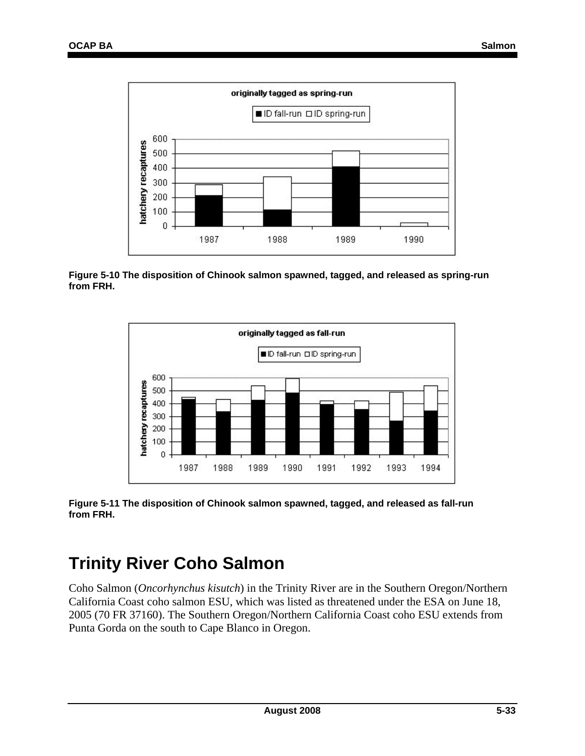Figure 5-10 The disposition of Chinook salmon spawned, tagged, and released as spring-run from FRH.

Figure 5-11 The disposition of Chinook salmon spawned, tagged, and released as fall-run from FRH.

# Trinity River Coho Salmon

Coho Salmon (*Oncorhynchus kisutch*) in the Trinity River are in the Southern Oregon/Northern California Coast coho salmon ESU, which was listed as threatened under the ESA on June 18, 2005 (70 FR 37160). The Southern Oregon/Northern California Coast coho ESU extends from Punta Gorda on the south to Cape Blanco in Oregon.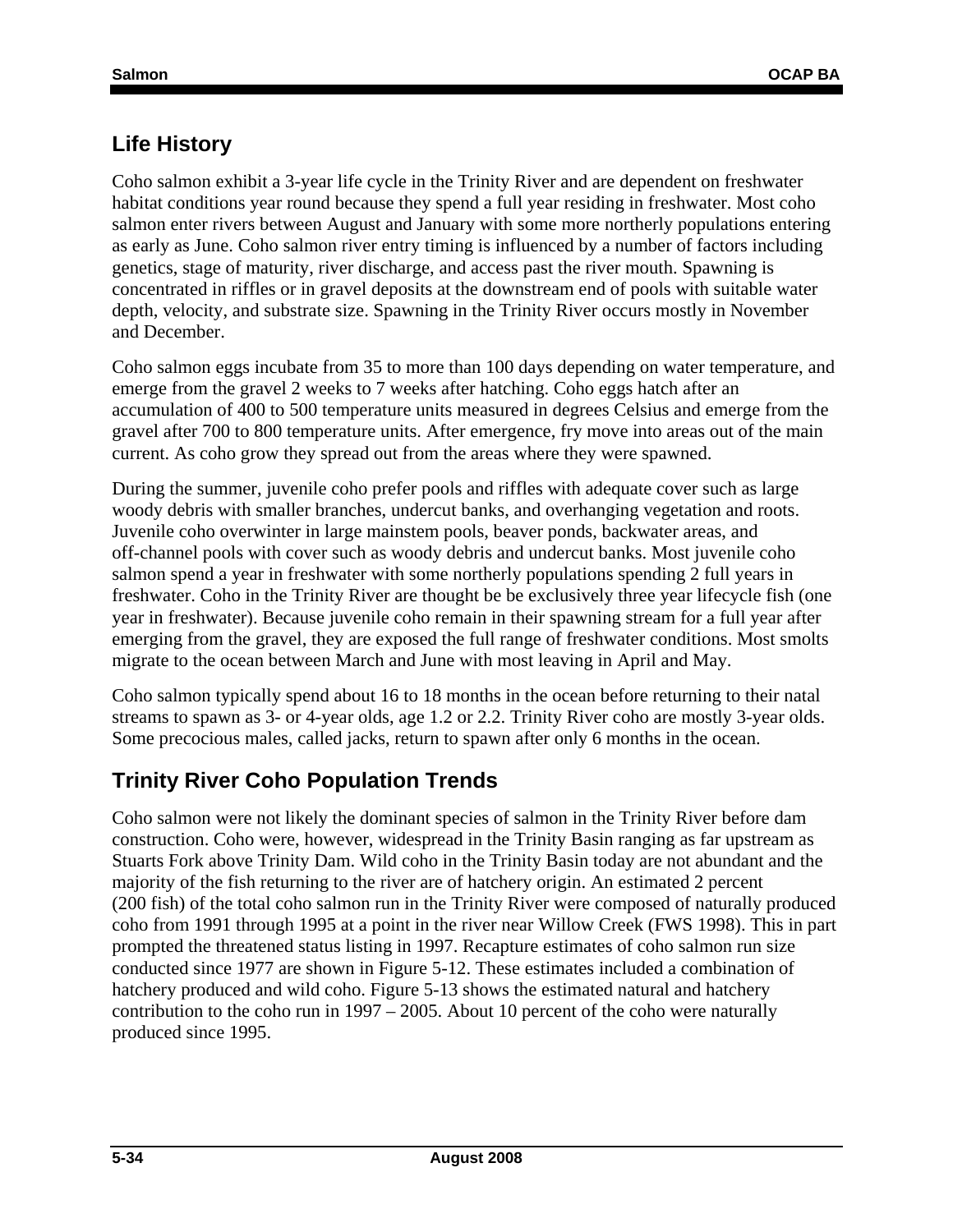## Life History

Coho salmon exhibit a 3-year life cycle in the Trinity River and are dependent on freshwater habitat conditions year round because they spend a full year residing in freshwater. Most coho salmon enter rivers between August and January with some more northerly populations entering as early as June. Coho salmon river entry timing is influenced by a number of factors including genetics, stage of maturity, river discharge, and access past the river mouth. Spawning is concentrated in riffles or in gravel deposits at the downstream end of pools with suitable water depth, velocity, and substrate size. Spawning in the Trinity River occurs mostly in November and December.

Coho salmon eggs incubate from 35 to more than 100 days depending on water temperature, and emerge from the gravel 2 weeks to 7 weeks after hatching. Coho eggs hatch after an accumulation of 400 to 500 temperature units measured in degrees Celsius and emerge from the gravel after 700 to 800 temperature units. After emergence, fry move into areas out of the main current. As coho grow they spread out from the areas where they were spawned.

During the summer, juvenile coho prefer pools and riffles with adequate cover such as large woody debris with smaller branches, undercut banks, and overhanging vegetation and roots. Juvenile coho overwinter in large mainstem pools, beaver ponds, backwater areas, and off-channel pools with cover such as woody debris and undercut banks. Most juvenile coho salmon spend a year in freshwater with some northerly populations spending 2 full years in freshwater. Coho in the Trinity River are thought be be exclusively three year lifecycle fish (one year in freshwater). Because juvenile coho remain in their spawning stream for a full year after emerging from the gravel, they are exposed the full range of freshwater conditions. Most smolts migrate to the ocean between March and June with most leaving in April and May.

Coho salmon typically spend about 16 to 18 months in the ocean before returning to their natal streams to spawn as 3- or 4-year olds, age 1.2 or 2.2. Trinity River coho are mostly 3-year olds. Some precocious males, called jacks, return to spawn after only 6 months in the ocean.

## Trinity River Coho Population Trends

Coho salmon were not likely the dominant species of salmon in the Trinity River before dam construction. Coho were, however, widespread in the Trinity Basin ranging as far upstream as Stuarts Fork above Trinity Dam. Wild coho in the Trinity Basin today are not abundant and the majority of the fish returning to the river are of hatchery origin. An estimated 2 percent (200 fish) of the total coho salmon run in the Trinity River were composed of naturally produced coho from 1991 through 1995 at a point in the river near Willow Creek (FWS 1998). This in part prompted the threatened status listing in 1997. Recapture estimates of coho salmon run size conducted since 1977 are shown in Figure 5-12. These estimates included a combination of hatchery produced and wild coho. Figure 5-13 shows the estimated natural and hatchery contribution to the coho run in 1997 – 2005. About 10 percent of the coho were naturally produced since 1995.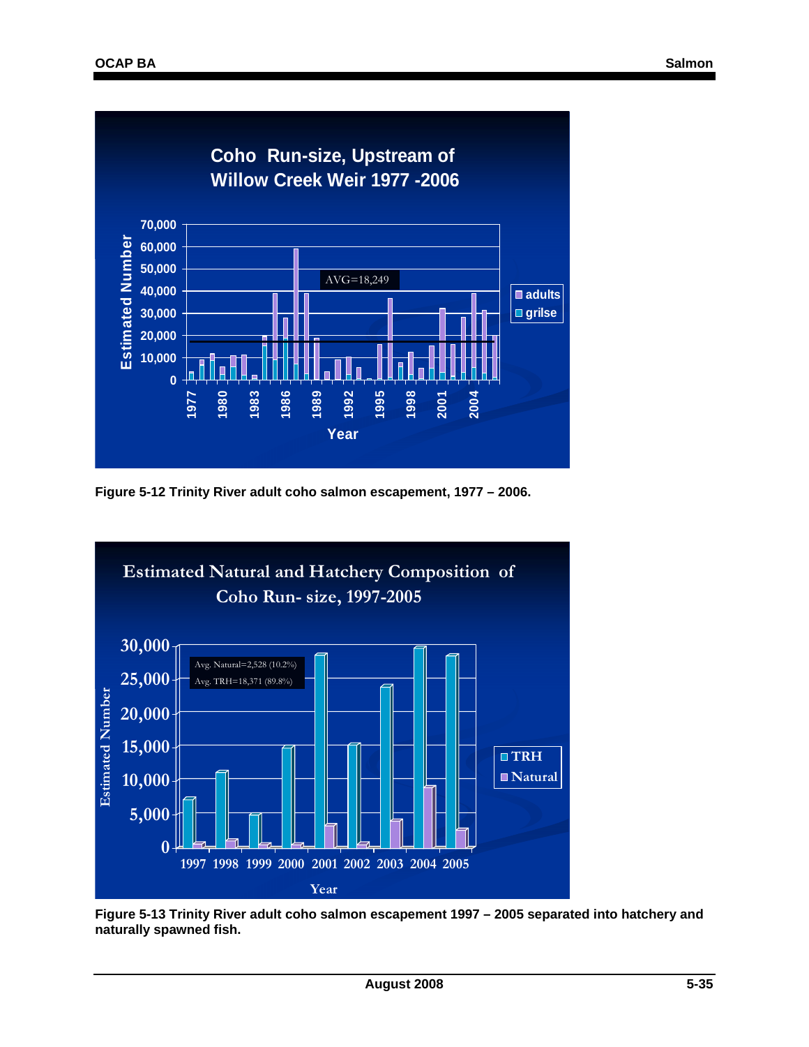Figure 5-12 Trinity River adult coho salmon escapement, 1977 – 2006.

Figure 5-13 Trinity River adult coho salmon escapement 1997 – 2005 separated into hatchery and naturally spawned fish.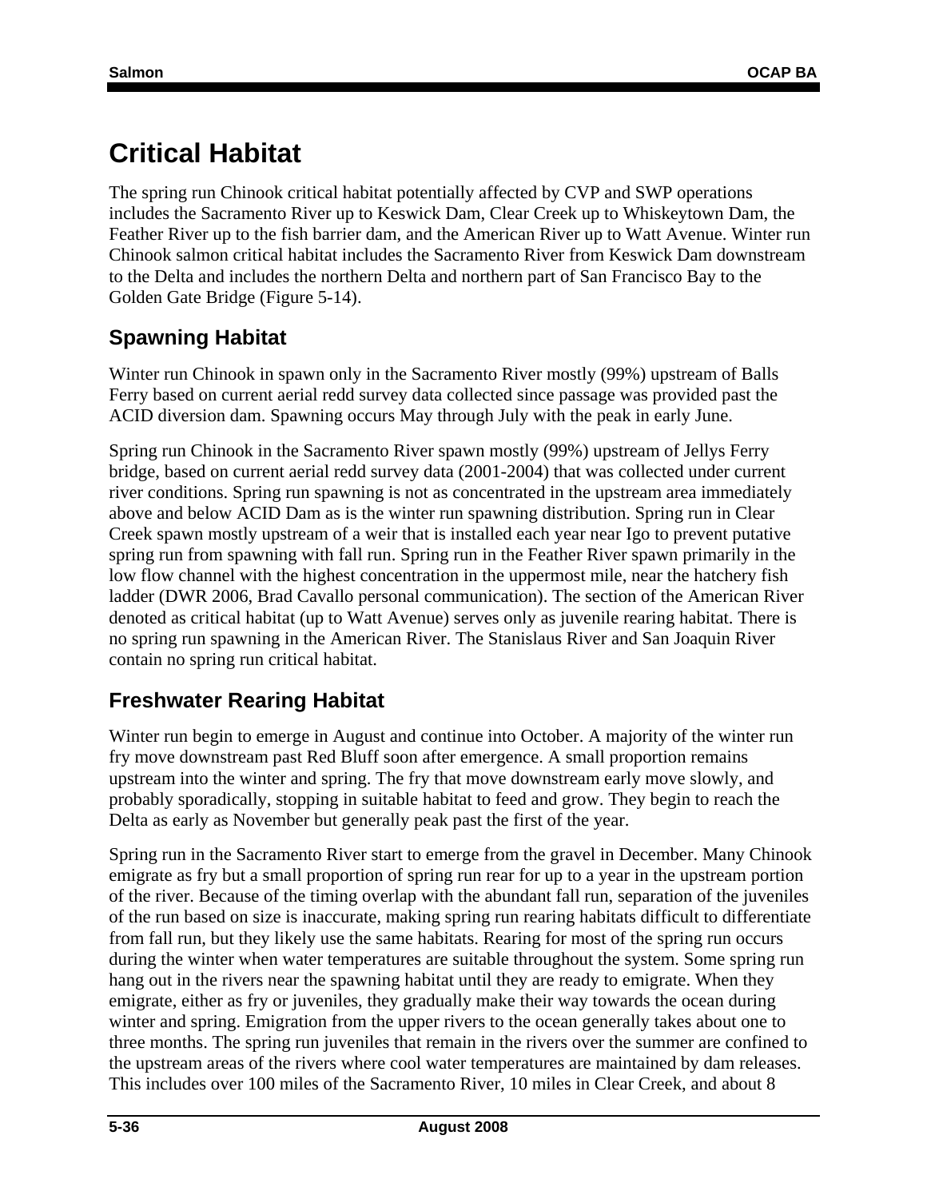# Critical Habitat

The spring run Chinook critical habitat potentially affected by CVP and SWP operations includes the Sacramento River up to Keswick Dam, Clear Creek up to Whiskeytown Dam, the Feather River up to the fish barrier dam, and the American River up to Watt Avenue. Winter run Chinook salmon critical habitat includes the Sacramento River from Keswick Dam downstream to the Delta and includes the northern Delta and northern part of San Francisco Bay to the Golden Gate Bridge (Figure 5-14).

## Spawning Habitat

Winter run Chinook in spawn only in the Sacramento River mostly (99%) upstream of Balls Ferry based on current aerial redd survey data collected since passage was provided past the ACID diversion dam. Spawning occurs May through July with the peak in early June.

Spring run Chinook in the Sacramento River spawn mostly (99%) upstream of Jellys Ferry bridge, based on current aerial redd survey data (2001-2004) that was collected under current river conditions. Spring run spawning is not as concentrated in the upstream area immediately above and below ACID Dam as is the winter run spawning distribution. Spring run in Clear Creek spawn mostly upstream of a weir that is installed each year near Igo to prevent putative spring run from spawning with fall run. Spring run in the Feather River spawn primarily in the low flow channel with the highest concentration in the uppermost mile, near the hatchery fish ladder (DWR 2006, Brad Cavallo personal communication). The section of the American River denoted as critical habitat (up to Watt Avenue) serves only as juvenile rearing habitat. There is no spring run spawning in the American River. The Stanislaus River and San Joaquin River contain no spring run critical habitat.

## Freshwater Rearing Habitat

Winter run begin to emerge in August and continue into October. A majority of the winter run fry move downstream past Red Bluff soon after emergence. A small proportion remains upstream into the winter and spring. The fry that move downstream early move slowly, and probably sporadically, stopping in suitable habitat to feed and grow. They begin to reach the Delta as early as November but generally peak past the first of the year.

Spring run in the Sacramento River start to emerge from the gravel in December. Many Chinook emigrate as fry but a small proportion of spring run rear for up to a year in the upstream portion of the river. Because of the timing overlap with the abundant fall run, separation of the juveniles of the run based on size is inaccurate, making spring run rearing habitats difficult to differentiate from fall run, but they likely use the same habitats. Rearing for most of the spring run occurs during the winter when water temperatures are suitable throughout the system. Some spring run hang out in the rivers near the spawning habitat until they are ready to emigrate. When they emigrate, either as fry or juveniles, they gradually make their way towards the ocean during winter and spring. Emigration from the upper rivers to the ocean generally takes about one to three months. The spring run juveniles that remain in the rivers over the summer are confined to the upstream areas of the rivers where cool water temperatures are maintained by dam releases. This includes over 100 miles of the Sacramento River, 10 miles in Clear Creek, and about 8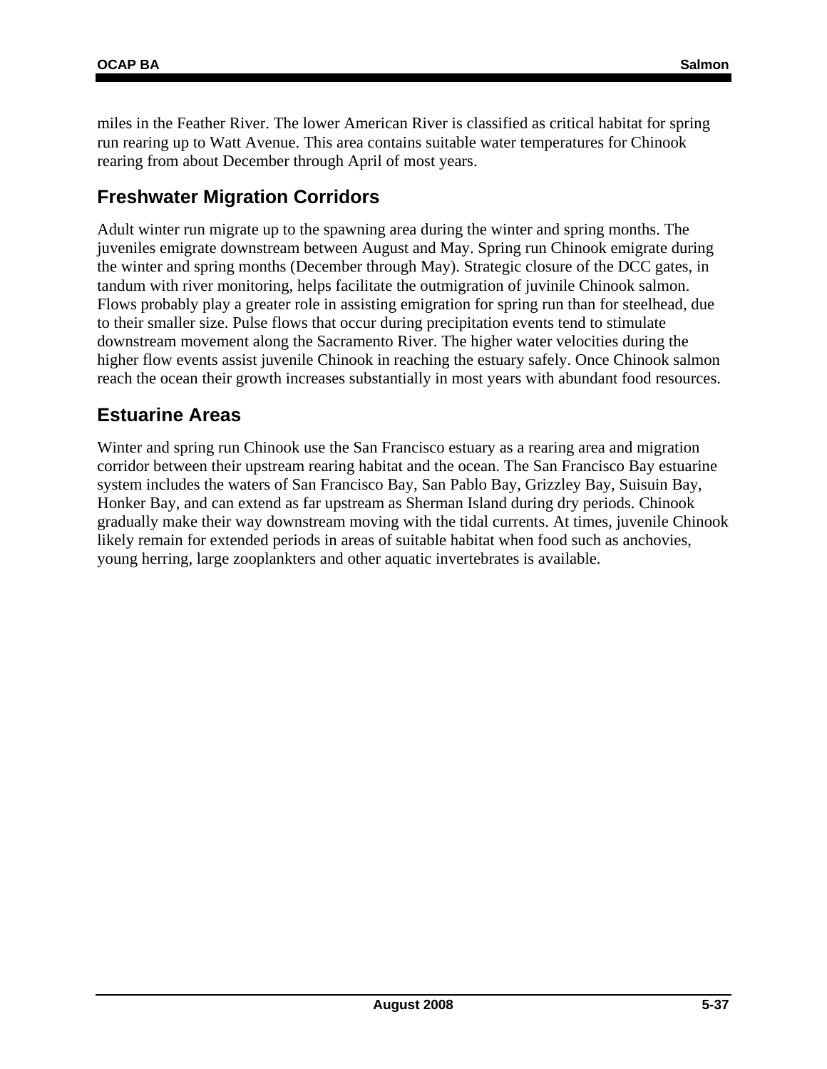miles in the Feather River. The lower American River is classified as critical habitat for spring run rearing up to Watt Avenue. This area contains suitable water temperatures for Chinook rearing from about December through April of most years.

## Freshwater Migration Corridors

Adult winter run migrate up to the spawning area during the winter and spring months. The juveniles emigrate downstream between August and May. Spring run Chinook emigrate during the winter and spring months (December through May). Strategic closure of the DCC gates, in tandum with river monitoring, helps facilitate the outmigration of juvinile Chinook salmon. Flows probably play a greater role in assisting emigration for spring run than for steelhead, due to their smaller size. Pulse flows that occur during precipitation events tend to stimulate downstream movement along the Sacramento River. The higher water velocities during the higher flow events assist juvenile Chinook in reaching the estuary safely. Once Chinook salmon reach the ocean their growth increases substantially in most years with abundant food resources.

## Estuarine Areas

Winter and spring run Chinook use the San Francisco estuary as a rearing area and migration corridor between their upstream rearing habitat and the ocean. The San Francisco Bay estuarine system includes the waters of San Francisco Bay, San Pablo Bay, Grizzley Bay, Suisuin Bay, Honker Bay, and can extend as far upstream as Sherman Island during dry periods. Chinook gradually make their way downstream moving with the tidal currents. At times, juvenile Chinook likely remain for extended periods in areas of suitable habitat when food such as anchovies, young herring, large zooplankters and other aquatic invertebrates is available.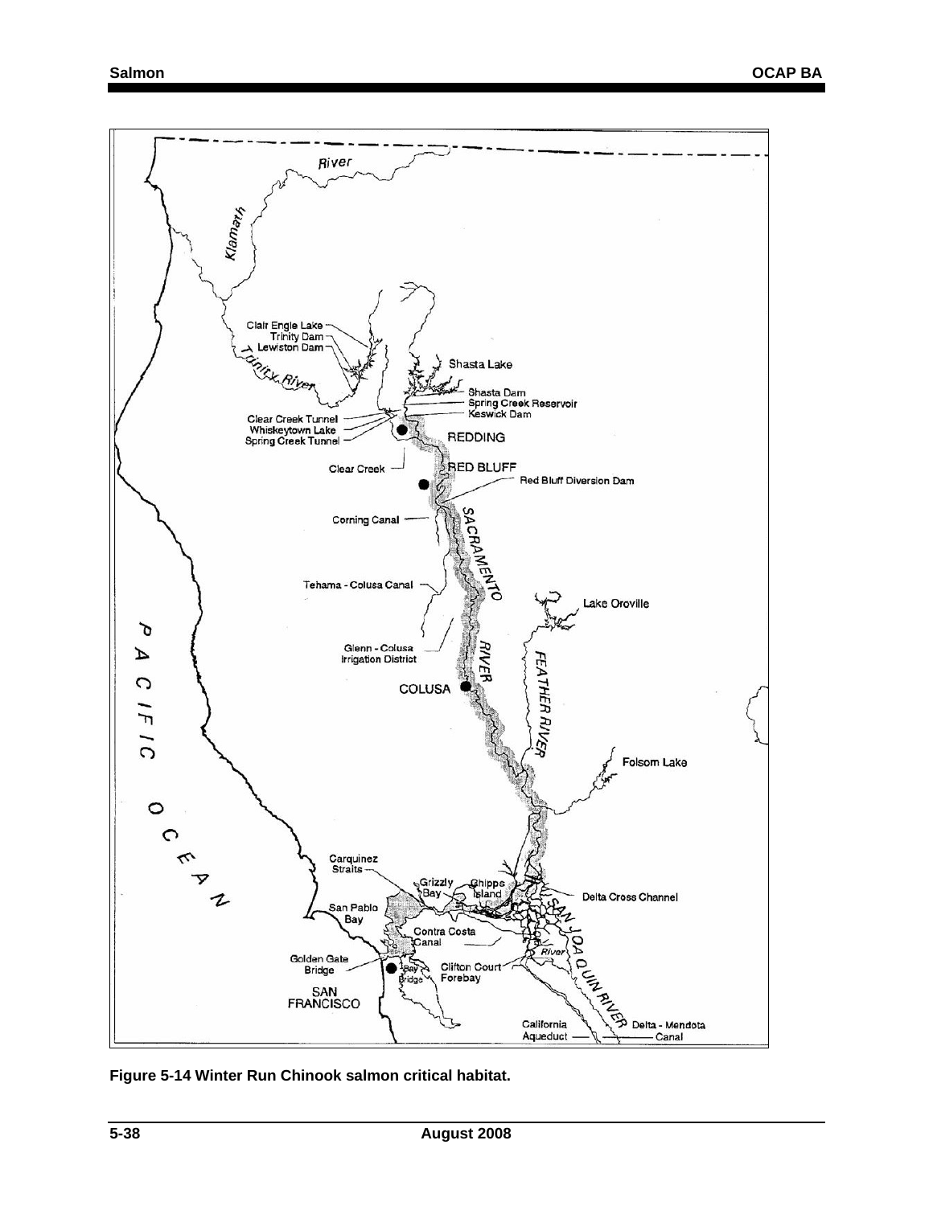**Figure 5-14 Winter Run Chinook salmon critical habitat.**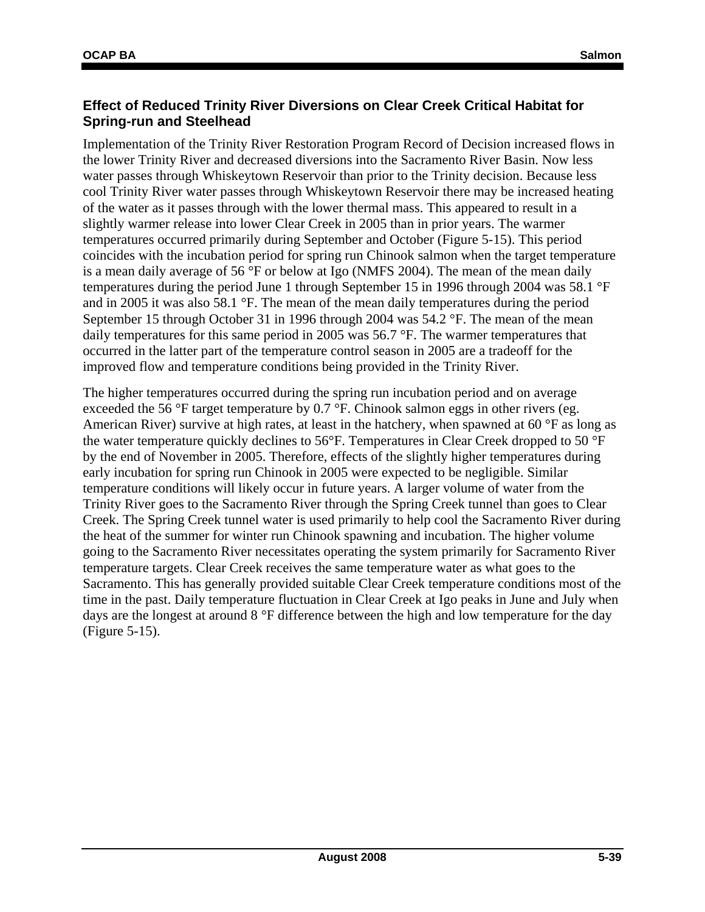### Effect of Reduced Trinity River Diversions on Clear Creek Critical Habitat for Spring-run and Steelhead

Implementation of the Trinity River Restoration Program Record of Decision increased flows in the lower Trinity River and decreased diversions into the Sacramento River Basin. Now less water passes through Whiskeytown Reservoir than prior to the Trinity decision. Because less cool Trinity River water passes through Whiskeytown Reservoir there may be increased heating of the water as it passes through with the lower thermal mass. This appeared to result in a slightly warmer release into lower Clear Creek in 2005 than in prior years. The warmer temperatures occurred primarily during September and October (Figure 5-15). This period coincides with the incubation period for spring run Chinook salmon when the target temperature is a mean daily average of 56 °F or below at Igo (NMFS 2004). The mean of the mean daily temperatures during the period June 1 through September 15 in 1996 through 2004 was 58.1 °F and in 2005 it was also 58.1 °F. The mean of the mean daily temperatures during the period September 15 through October 31 in 1996 through 2004 was 54.2 °F. The mean of the mean daily temperatures for this same period in 2005 was 56.7 °F. The warmer temperatures that occurred in the latter part of the temperature control season in 2005 are a tradeoff for the improved flow and temperature conditions being provided in the Trinity River.

The higher temperatures occurred during the spring run incubation period and on average exceeded the 56 °F target temperature by 0.7 °F. Chinook salmon eggs in other rivers (eg. American River) survive at high rates, at least in the hatchery, when spawned at 60 °F as long as the water temperature quickly declines to 56°F. Temperatures in Clear Creek dropped to 50 °F by the end of November in 2005. Therefore, effects of the slightly higher temperatures during early incubation for spring run Chinook in 2005 were expected to be negligible. Similar temperature conditions will likely occur in future years. A larger volume of water from the Trinity River goes to the Sacramento River through the Spring Creek tunnel than goes to Clear Creek. The Spring Creek tunnel water is used primarily to help cool the Sacramento River during the heat of the summer for winter run Chinook spawning and incubation. The higher volume going to the Sacramento River necessitates operating the system primarily for Sacramento River temperature targets. Clear Creek receives the same temperature water as what goes to the Sacramento. This has generally provided suitable Clear Creek temperature conditions most of the time in the past. Daily temperature fluctuation in Clear Creek at Igo peaks in June and July when days are the longest at around 8 °F difference between the high and low temperature for the day (Figure 5-15).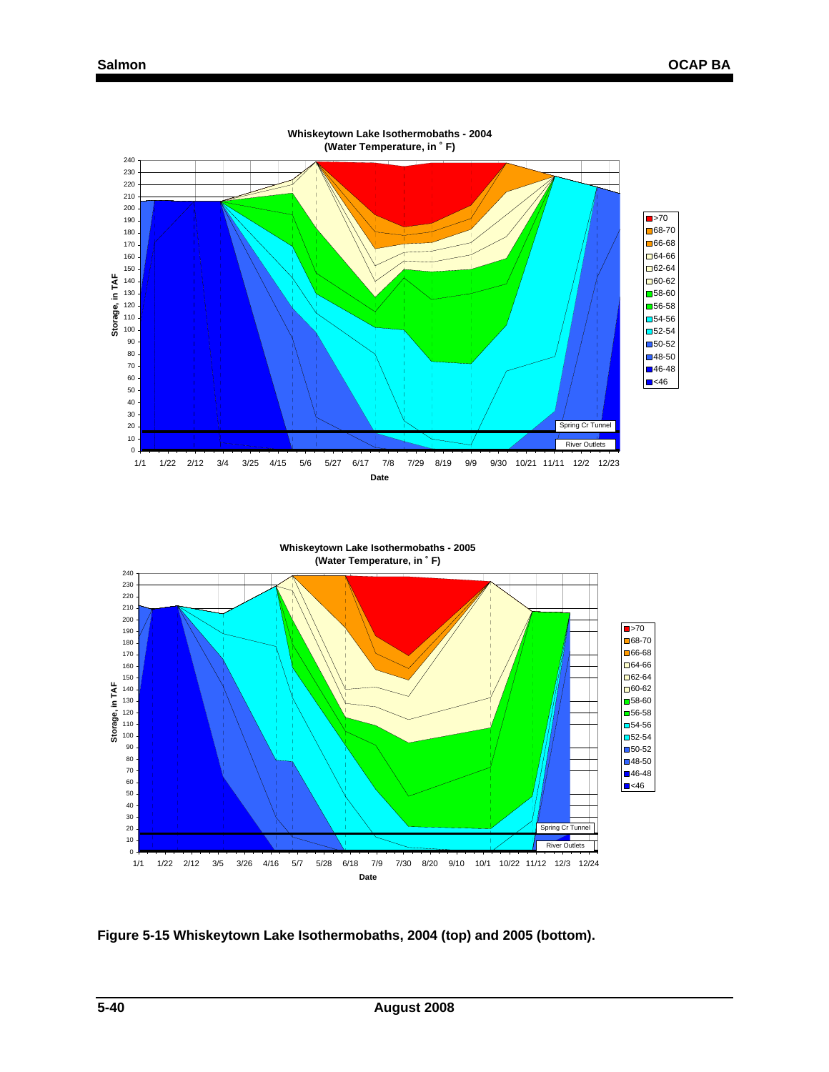**Whiskeytown Lake Isothermobaths - 2004**
**(Water Temperature, in ˚ F)**

**Whiskeytown Lake Isothermobaths - 2005**
**(Water Temperature, in ˚ F)**

**Figure 5-15 Whiskeytown Lake Isothermobaths, 2004 (top) and 2005 (bottom).**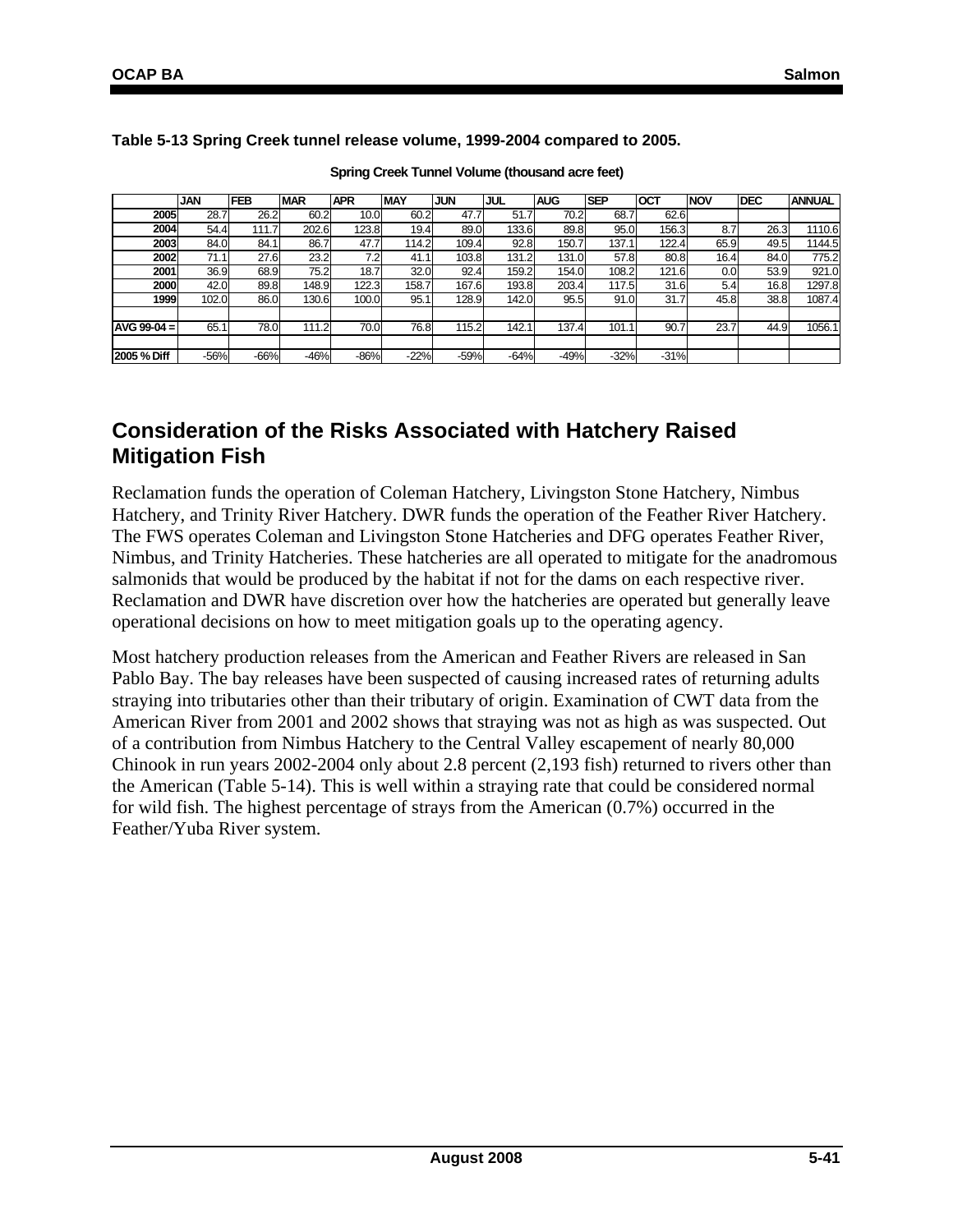**Table 5-13 Spring Creek tunnel release volume, 1999-2004 compared to 2005.**

**Spring Creek Tunnel Volume (thousand acre feet)**

| | JAN | FEB | MAR | APR | MAY | JUN | JUL | AUG | SEP | OCT | NOV | DEC | ANNUAL |
|---|---|---|---|---|---|---|---|---|---|---|---|---|---|
| 2005 | 28.7 | 26.2 | 60.2 | 10.0 | 60.2 | 47.7 | 51.7 | 70.2 | 68.7 | 62.6 | | | |
| 2004 | 54.4 | 111.7 | 202.6 | 123.8 | 19.4 | 89.0 | 133.6 | 89.8 | 95.0 | 156.3 | 8.7 | 26.3 | 1110.6 |
| 2003 | 84.0 | 84.1 | 86.7 | 47.7 | 114.2 | 109.4 | 92.8 | 150.7 | 137.1 | 122.4 | 65.9 | 49.5 | 1144.5 |
| 2002 | 71.1 | 27.6 | 23.2 | 7.2 | 41.1 | 103.8 | 131.2 | 131.0 | 57.8 | 80.8 | 16.4 | 84.0 | 775.2 |
| 2001 | 36.9 | 68.9 | 75.2 | 18.7 | 32.0 | 92.4 | 159.2 | 154.0 | 108.2 | 121.6 | 0.0 | 53.9 | 921.0 |
| 2000 | 42.0 | 89.8 | 148.9 | 122.3 | 158.7 | 167.6 | 193.8 | 203.4 | 117.5 | 31.6 | 5.4 | 16.8 | 1297.8 |
| 1999 | 102.0 | 86.0 | 130.6 | 100.0 | 95.1 | 128.9 | 142.0 | 95.5 | 91.0 | 31.7 | 45.8 | 38.8 | 1087.4 |
| | | | | | | | | | | | | | |
| AVG 99-04 = | 65.1 | 78.0 | 111.2 | 70.0 | 76.8 | 115.2 | 142.1 | 137.4 | 101.1 | 90.7 | 23.7 | 44.9 | 1056.1 |
| | | | | | | | | | | | | | |
| 2005 % Diff | -56% | -66% | -46% | -86% | -22% | -59% | -64% | -49% | -32% | -31% | | | |

## Consideration of the Risks Associated with Hatchery Raised Mitigation Fish

Reclamation funds the operation of Coleman Hatchery, Livingston Stone Hatchery, Nimbus Hatchery, and Trinity River Hatchery. DWR funds the operation of the Feather River Hatchery. The FWS operates Coleman and Livingston Stone Hatcheries and DFG operates Feather River, Nimbus, and Trinity Hatcheries. These hatcheries are all operated to mitigate for the anadromous salmonids that would be produced by the habitat if not for the dams on each respective river. Reclamation and DWR have discretion over how the hatcheries are operated but generally leave operational decisions on how to meet mitigation goals up to the operating agency.

Most hatchery production releases from the American and Feather Rivers are released in San Pablo Bay. The bay releases have been suspected of causing increased rates of returning adults straying into tributaries other than their tributary of origin. Examination of CWT data from the American River from 2001 and 2002 shows that straying was not as high as was suspected. Out of a contribution from Nimbus Hatchery to the Central Valley escapement of nearly 80,000 Chinook in run years 2002-2004 only about 2.8 percent (2,193 fish) returned to rivers other than the American (Table 5-14). This is well within a straying rate that could be considered normal for wild fish. The highest percentage of strays from the American (0.7%) occurred in the Feather/Yuba River system.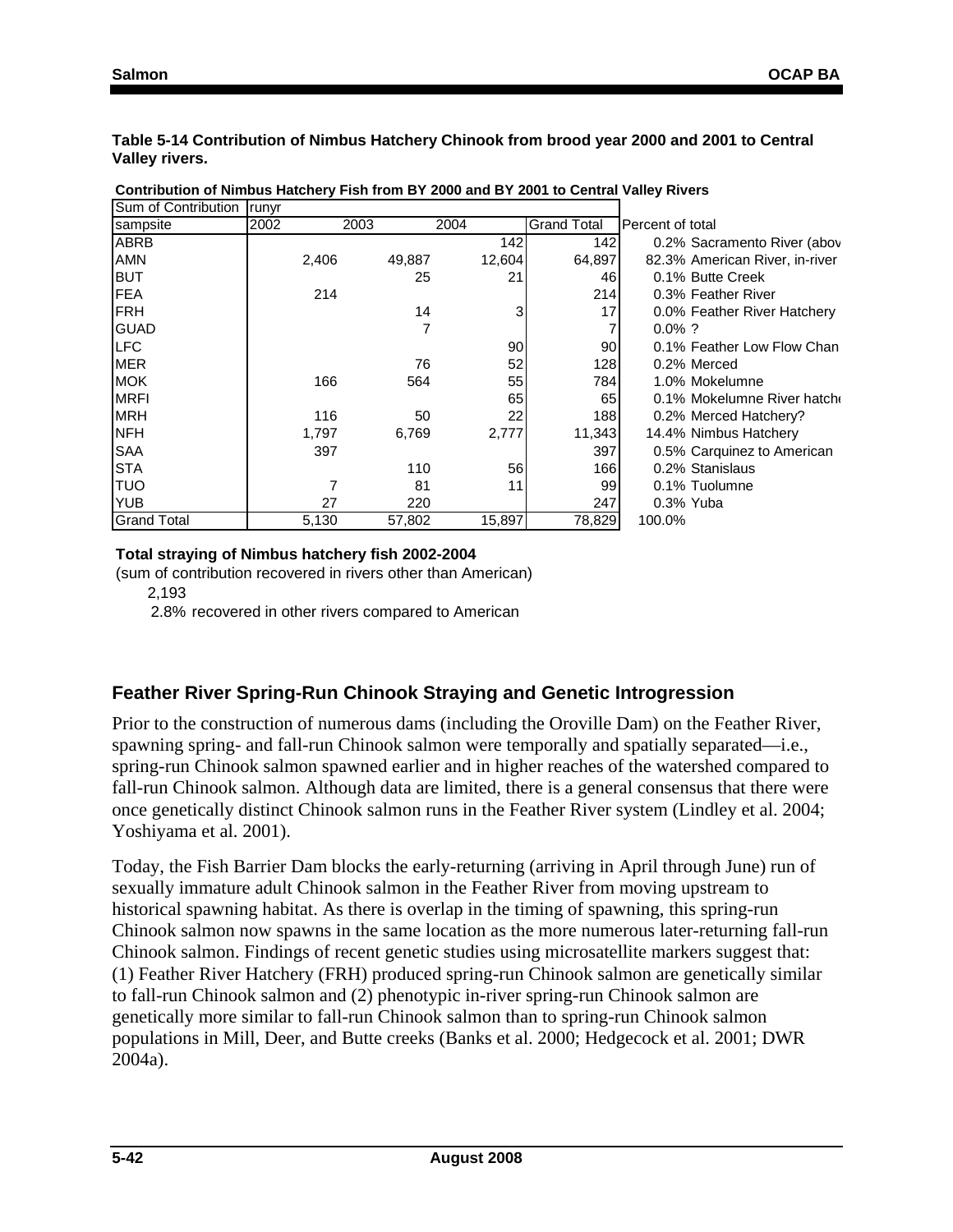**Table 5-14 Contribution of Nimbus Hatchery Chinook from brood year 2000 and 2001 to Central Valley rivers.**

**Contribution of Nimbus Hatchery Fish from BY 2000 and BY 2001 to Central Valley Rivers**

| Sum of Contribution | runyr | | | | | |
|---|---|---|---|---|---|---|
| sampsite | 2002 | 2003 | 2004 | Grand Total | Percent of total | |
| ABRB | | | 142 | 142 | 0.2% | Sacramento River (abov |
| AMN | 2,406 | 49,887 | 12,604 | 64,897 | 82.3% | American River, in-river |
| BUT | | 25 | 21 | 46 | 0.1% | Butte Creek |
| FEA | 214 | | | 214 | 0.3% | Feather River |
| FRH | | 14 | 3 | 17 | 0.0% | Feather River Hatchery |
| GUAD | | 7 | | 7 | 0.0% | ? |
| LFC | | | 90 | 90 | 0.1% | Feather Low Flow Chan |
| MER | | 76 | 52 | 128 | 0.2% | Merced |
| MOK | 166 | 564 | 55 | 784 | 1.0% | Mokelumne |
| MRFI | | | 65 | 65 | 0.1% | Mokelumne River hatch |
| MRH | 116 | 50 | 22 | 188 | 0.2% | Merced Hatchery? |
| NFH | 1,797 | 6,769 | 2,777 | 11,343 | 14.4% | Nimbus Hatchery |
| SAA | 397 | | | 397 | 0.5% | Carquinez to American |
| STA | | 110 | 56 | 166 | 0.2% | Stanislaus |
| TUO | 7 | 81 | 11 | 99 | 0.1% | Tuolumne |
| YUB | 27 | 220 | | 247 | 0.3% | Yuba |
| Grand Total | 5,130 | 57,802 | 15,897 | 78,829 | 100.0% | |

**Total straying of Nimbus hatchery fish 2002-2004**

(sum of contribution recovered in rivers other than American)

2,193

2.8% recovered in other rivers compared to American

## Feather River Spring-Run Chinook Straying and Genetic Introgression

Prior to the construction of numerous dams (including the Oroville Dam) on the Feather River, spawning spring- and fall-run Chinook salmon were temporally and spatially separated—i.e., spring-run Chinook salmon spawned earlier and in higher reaches of the watershed compared to fall-run Chinook salmon. Although data are limited, there is a general consensus that there were once genetically distinct Chinook salmon runs in the Feather River system (Lindley et al. 2004; Yoshiyama et al. 2001).

Today, the Fish Barrier Dam blocks the early-returning (arriving in April through June) run of sexually immature adult Chinook salmon in the Feather River from moving upstream to historical spawning habitat. As there is overlap in the timing of spawning, this spring-run Chinook salmon now spawns in the same location as the more numerous later-returning fall-run Chinook salmon. Findings of recent genetic studies using microsatellite markers suggest that: (1) Feather River Hatchery (FRH) produced spring-run Chinook salmon are genetically similar to fall-run Chinook salmon and (2) phenotypic in-river spring-run Chinook salmon are genetically more similar to fall-run Chinook salmon than to spring-run Chinook salmon populations in Mill, Deer, and Butte creeks (Banks et al. 2000; Hedgecock et al. 2001; DWR 2004a).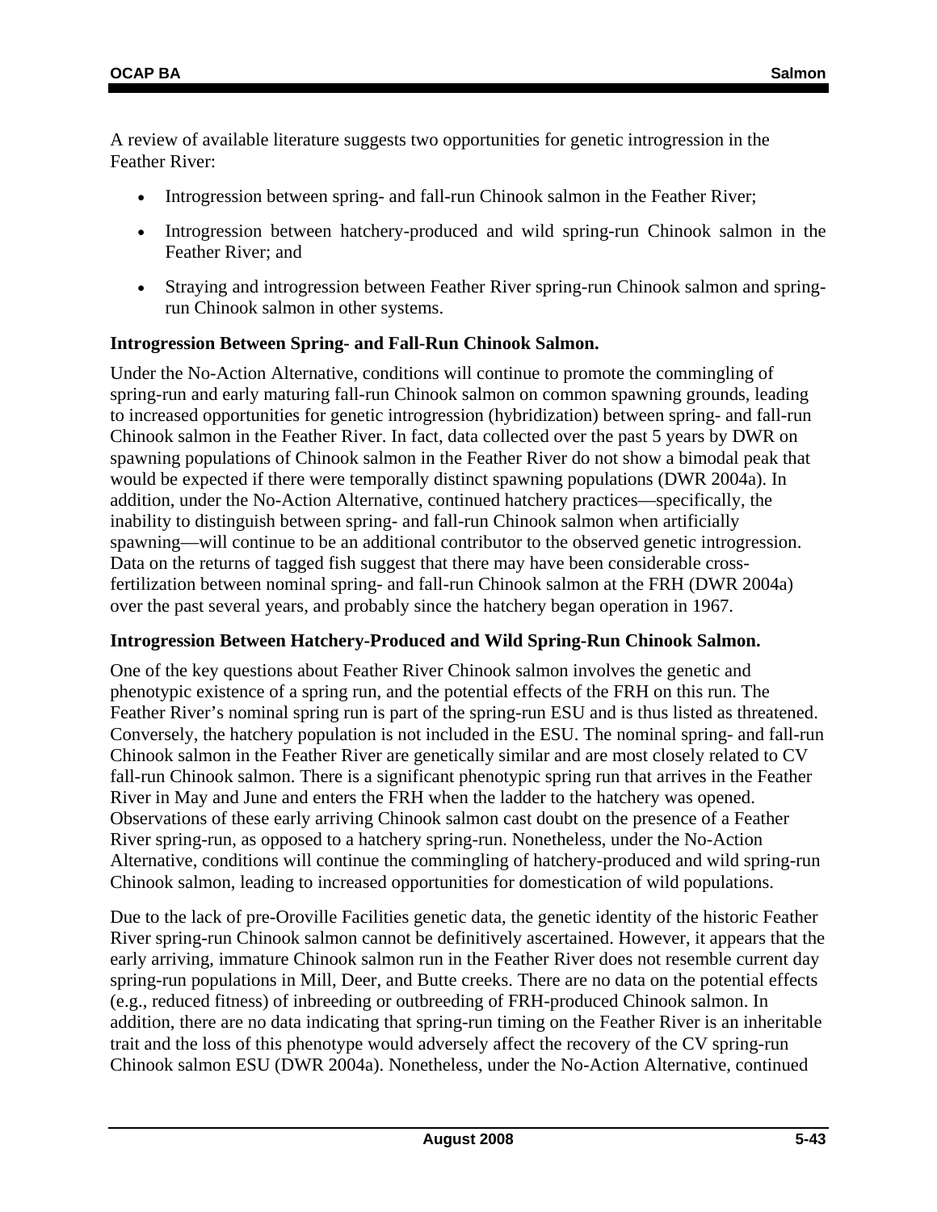A review of available literature suggests two opportunities for genetic introgression in the Feather River:

- Introgression between spring- and fall-run Chinook salmon in the Feather River;
- Introgression between hatchery-produced and wild spring-run Chinook salmon in the Feather River; and
- Straying and introgression between Feather River spring-run Chinook salmon and spring-run Chinook salmon in other systems.

**Introgression Between Spring- and Fall-Run Chinook Salmon.**

Under the No-Action Alternative, conditions will continue to promote the commingling of spring-run and early maturing fall-run Chinook salmon on common spawning grounds, leading to increased opportunities for genetic introgression (hybridization) between spring- and fall-run Chinook salmon in the Feather River. In fact, data collected over the past 5 years by DWR on spawning populations of Chinook salmon in the Feather River do not show a bimodal peak that would be expected if there were temporally distinct spawning populations (DWR 2004a). In addition, under the No-Action Alternative, continued hatchery practices—specifically, the inability to distinguish between spring- and fall-run Chinook salmon when artificially spawning—will continue to be an additional contributor to the observed genetic introgression. Data on the returns of tagged fish suggest that there may have been considerable cross-fertilization between nominal spring- and fall-run Chinook salmon at the FRH (DWR 2004a) over the past several years, and probably since the hatchery began operation in 1967.

**Introgression Between Hatchery-Produced and Wild Spring-Run Chinook Salmon.**

One of the key questions about Feather River Chinook salmon involves the genetic and phenotypic existence of a spring run, and the potential effects of the FRH on this run. The Feather River's nominal spring run is part of the spring-run ESU and is thus listed as threatened. Conversely, the hatchery population is not included in the ESU. The nominal spring- and fall-run Chinook salmon in the Feather River are genetically similar and are most closely related to CV fall-run Chinook salmon. There is a significant phenotypic spring run that arrives in the Feather River in May and June and enters the FRH when the ladder to the hatchery was opened. Observations of these early arriving Chinook salmon cast doubt on the presence of a Feather River spring-run, as opposed to a hatchery spring-run. Nonetheless, under the No-Action Alternative, conditions will continue the commingling of hatchery-produced and wild spring-run Chinook salmon, leading to increased opportunities for domestication of wild populations.

Due to the lack of pre-Oroville Facilities genetic data, the genetic identity of the historic Feather River spring-run Chinook salmon cannot be definitively ascertained. However, it appears that the early arriving, immature Chinook salmon run in the Feather River does not resemble current day spring-run populations in Mill, Deer, and Butte creeks. There are no data on the potential effects (e.g., reduced fitness) of inbreeding or outbreeding of FRH-produced Chinook salmon. In addition, there are no data indicating that spring-run timing on the Feather River is an inheritable trait and the loss of this phenotype would adversely affect the recovery of the CV spring-run Chinook salmon ESU (DWR 2004a). Nonetheless, under the No-Action Alternative, continued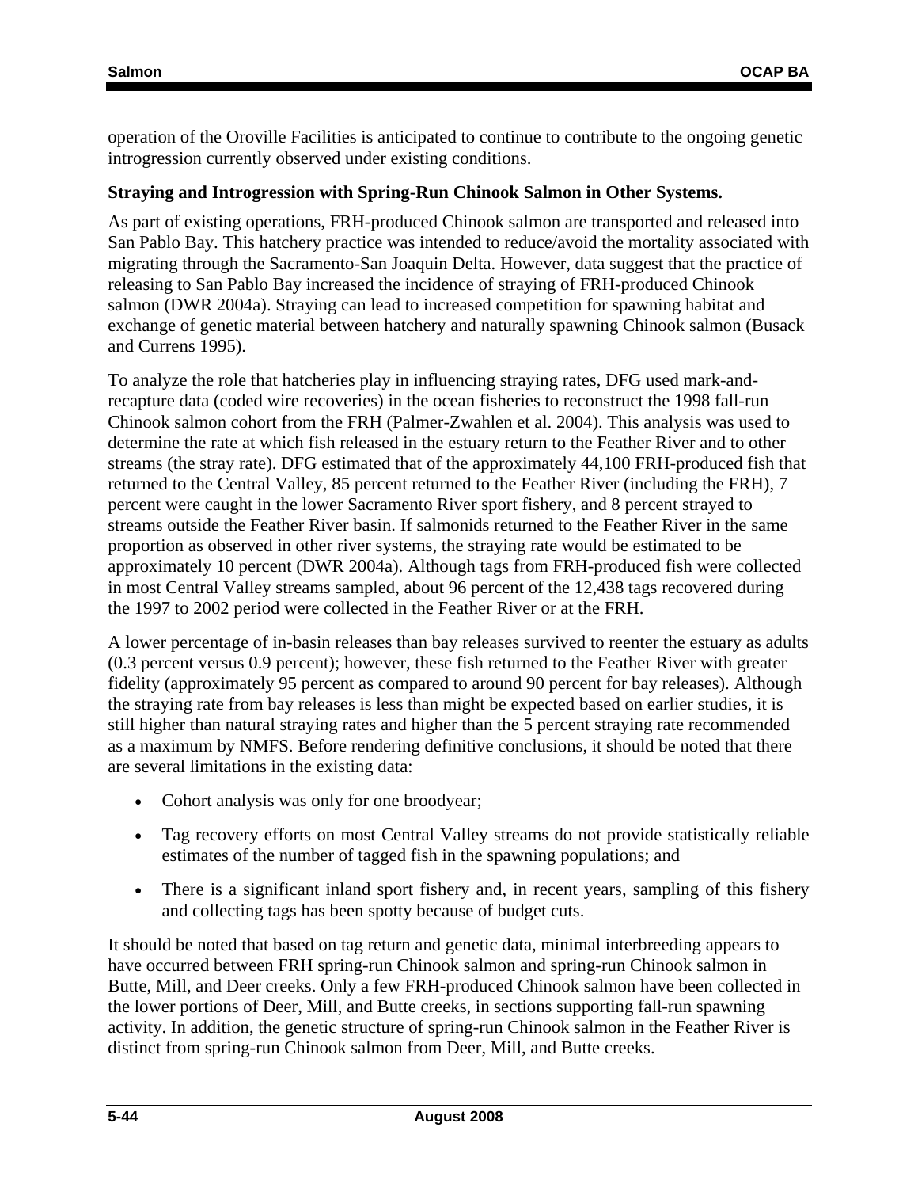operation of the Oroville Facilities is anticipated to continue to contribute to the ongoing genetic introgression currently observed under existing conditions.

**Straying and Introgression with Spring-Run Chinook Salmon in Other Systems.**

As part of existing operations, FRH-produced Chinook salmon are transported and released into San Pablo Bay. This hatchery practice was intended to reduce/avoid the mortality associated with migrating through the Sacramento-San Joaquin Delta. However, data suggest that the practice of releasing to San Pablo Bay increased the incidence of straying of FRH-produced Chinook salmon (DWR 2004a). Straying can lead to increased competition for spawning habitat and exchange of genetic material between hatchery and naturally spawning Chinook salmon (Busack and Currens 1995).

To analyze the role that hatcheries play in influencing straying rates, DFG used mark-and-recapture data (coded wire recoveries) in the ocean fisheries to reconstruct the 1998 fall-run Chinook salmon cohort from the FRH (Palmer-Zwahlen et al. 2004). This analysis was used to determine the rate at which fish released in the estuary return to the Feather River and to other streams (the stray rate). DFG estimated that of the approximately 44,100 FRH-produced fish that returned to the Central Valley, 85 percent returned to the Feather River (including the FRH), 7 percent were caught in the lower Sacramento River sport fishery, and 8 percent strayed to streams outside the Feather River basin. If salmonids returned to the Feather River in the same proportion as observed in other river systems, the straying rate would be estimated to be approximately 10 percent (DWR 2004a). Although tags from FRH-produced fish were collected in most Central Valley streams sampled, about 96 percent of the 12,438 tags recovered during the 1997 to 2002 period were collected in the Feather River or at the FRH.

A lower percentage of in-basin releases than bay releases survived to reenter the estuary as adults (0.3 percent versus 0.9 percent); however, these fish returned to the Feather River with greater fidelity (approximately 95 percent as compared to around 90 percent for bay releases). Although the straying rate from bay releases is less than might be expected based on earlier studies, it is still higher than natural straying rates and higher than the 5 percent straying rate recommended as a maximum by NMFS. Before rendering definitive conclusions, it should be noted that there are several limitations in the existing data:

- Cohort analysis was only for one broodyear;
- Tag recovery efforts on most Central Valley streams do not provide statistically reliable estimates of the number of tagged fish in the spawning populations; and
- There is a significant inland sport fishery and, in recent years, sampling of this fishery and collecting tags has been spotty because of budget cuts.

It should be noted that based on tag return and genetic data, minimal interbreeding appears to have occurred between FRH spring-run Chinook salmon and spring-run Chinook salmon in Butte, Mill, and Deer creeks. Only a few FRH-produced Chinook salmon have been collected in the lower portions of Deer, Mill, and Butte creeks, in sections supporting fall-run spawning activity. In addition, the genetic structure of spring-run Chinook salmon in the Feather River is distinct from spring-run Chinook salmon from Deer, Mill, and Butte creeks.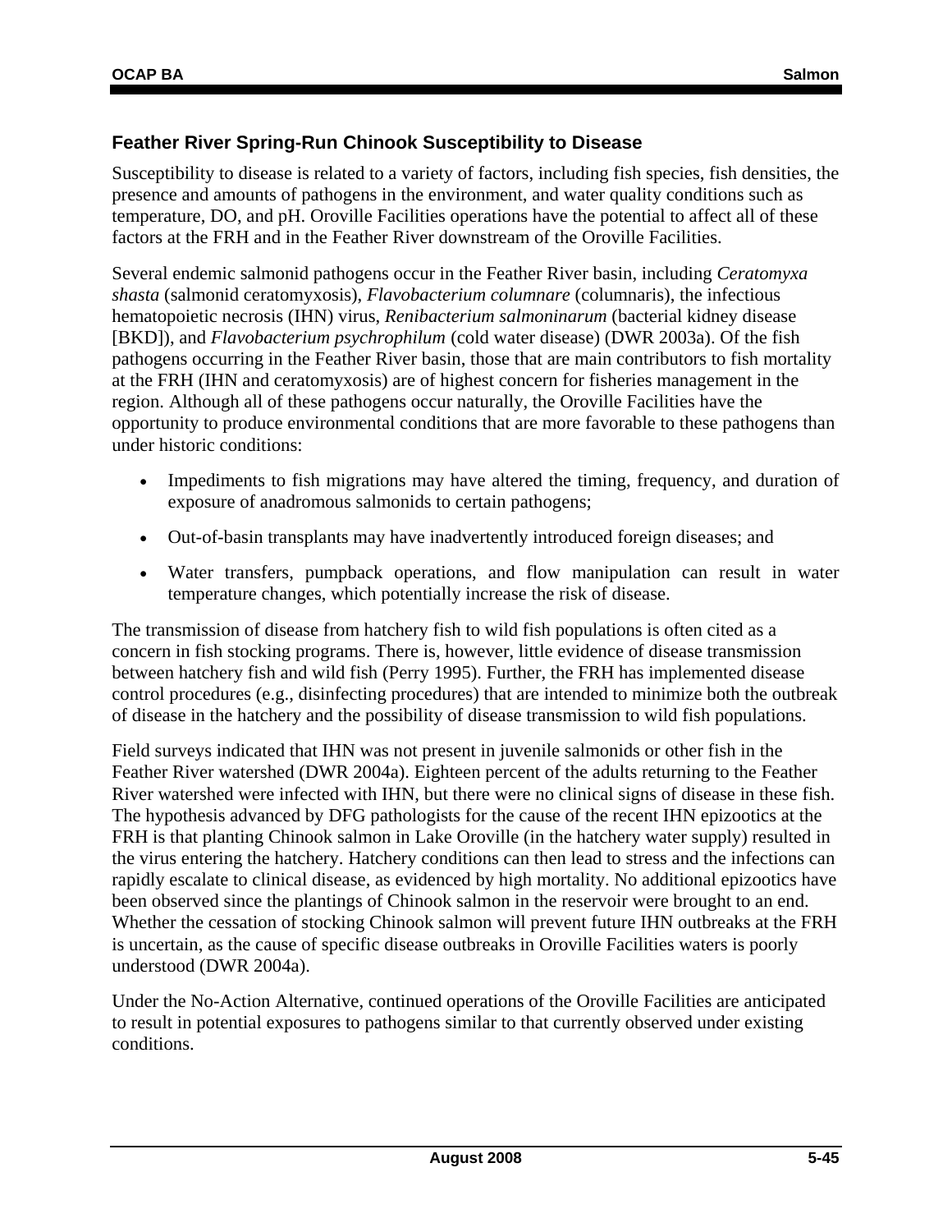### Feather River Spring-Run Chinook Susceptibility to Disease

Susceptibility to disease is related to a variety of factors, including fish species, fish densities, the presence and amounts of pathogens in the environment, and water quality conditions such as temperature, DO, and pH. Oroville Facilities operations have the potential to affect all of these factors at the FRH and in the Feather River downstream of the Oroville Facilities.

Several endemic salmonid pathogens occur in the Feather River basin, including *Ceratomyxa shasta* (salmonid ceratomyxosis), *Flavobacterium columnare* (columnaris), the infectious hematopoietic necrosis (IHN) virus, *Renibacterium salmoninarum* (bacterial kidney disease [BKD]), and *Flavobacterium psychrophilum* (cold water disease) (DWR 2003a). Of the fish pathogens occurring in the Feather River basin, those that are main contributors to fish mortality at the FRH (IHN and ceratomyxosis) are of highest concern for fisheries management in the region. Although all of these pathogens occur naturally, the Oroville Facilities have the opportunity to produce environmental conditions that are more favorable to these pathogens than under historic conditions:

- Impediments to fish migrations may have altered the timing, frequency, and duration of exposure of anadromous salmonids to certain pathogens;
- Out-of-basin transplants may have inadvertently introduced foreign diseases; and
- Water transfers, pumpback operations, and flow manipulation can result in water temperature changes, which potentially increase the risk of disease.

The transmission of disease from hatchery fish to wild fish populations is often cited as a concern in fish stocking programs. There is, however, little evidence of disease transmission between hatchery fish and wild fish (Perry 1995). Further, the FRH has implemented disease control procedures (e.g., disinfecting procedures) that are intended to minimize both the outbreak of disease in the hatchery and the possibility of disease transmission to wild fish populations.

Field surveys indicated that IHN was not present in juvenile salmonids or other fish in the Feather River watershed (DWR 2004a). Eighteen percent of the adults returning to the Feather River watershed were infected with IHN, but there were no clinical signs of disease in these fish. The hypothesis advanced by DFG pathologists for the cause of the recent IHN epizootics at the FRH is that planting Chinook salmon in Lake Oroville (in the hatchery water supply) resulted in the virus entering the hatchery. Hatchery conditions can then lead to stress and the infections can rapidly escalate to clinical disease, as evidenced by high mortality. No additional epizootics have been observed since the plantings of Chinook salmon in the reservoir were brought to an end. Whether the cessation of stocking Chinook salmon will prevent future IHN outbreaks at the FRH is uncertain, as the cause of specific disease outbreaks in Oroville Facilities waters is poorly understood (DWR 2004a).

Under the No-Action Alternative, continued operations of the Oroville Facilities are anticipated to result in potential exposures to pathogens similar to that currently observed under existing conditions.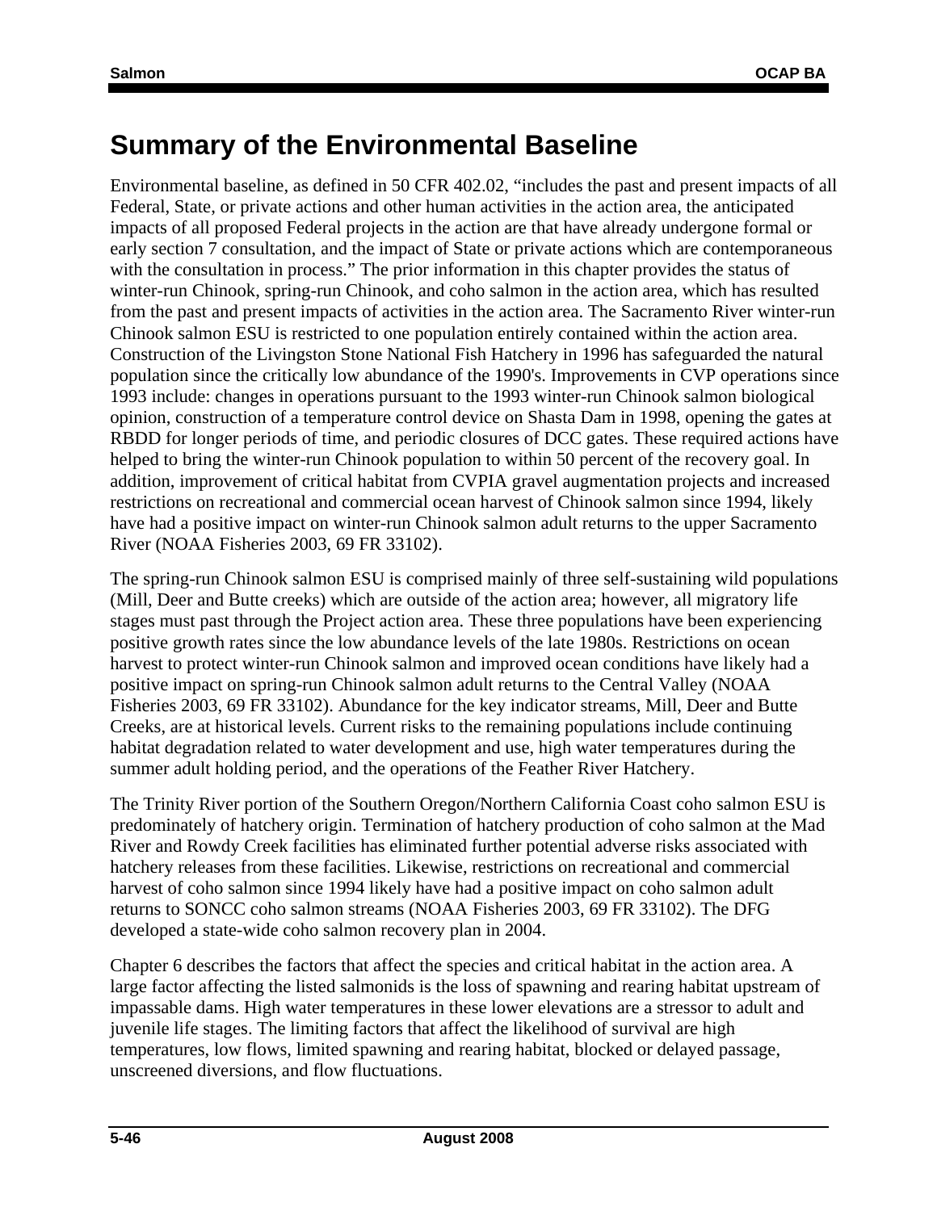# Summary of the Environmental Baseline

Environmental baseline, as defined in 50 CFR 402.02, "includes the past and present impacts of all Federal, State, or private actions and other human activities in the action area, the anticipated impacts of all proposed Federal projects in the action are that have already undergone formal or early section 7 consultation, and the impact of State or private actions which are contemporaneous with the consultation in process." The prior information in this chapter provides the status of winter-run Chinook, spring-run Chinook, and coho salmon in the action area, which has resulted from the past and present impacts of activities in the action area. The Sacramento River winter-run Chinook salmon ESU is restricted to one population entirely contained within the action area. Construction of the Livingston Stone National Fish Hatchery in 1996 has safeguarded the natural population since the critically low abundance of the 1990's. Improvements in CVP operations since 1993 include: changes in operations pursuant to the 1993 winter-run Chinook salmon biological opinion, construction of a temperature control device on Shasta Dam in 1998, opening the gates at RBDD for longer periods of time, and periodic closures of DCC gates. These required actions have helped to bring the winter-run Chinook population to within 50 percent of the recovery goal. In addition, improvement of critical habitat from CVPIA gravel augmentation projects and increased restrictions on recreational and commercial ocean harvest of Chinook salmon since 1994, likely have had a positive impact on winter-run Chinook salmon adult returns to the upper Sacramento River (NOAA Fisheries 2003, 69 FR 33102).

The spring-run Chinook salmon ESU is comprised mainly of three self-sustaining wild populations (Mill, Deer and Butte creeks) which are outside of the action area; however, all migratory life stages must past through the Project action area. These three populations have been experiencing positive growth rates since the low abundance levels of the late 1980s. Restrictions on ocean harvest to protect winter-run Chinook salmon and improved ocean conditions have likely had a positive impact on spring-run Chinook salmon adult returns to the Central Valley (NOAA Fisheries 2003, 69 FR 33102). Abundance for the key indicator streams, Mill, Deer and Butte Creeks, are at historical levels. Current risks to the remaining populations include continuing habitat degradation related to water development and use, high water temperatures during the summer adult holding period, and the operations of the Feather River Hatchery.

The Trinity River portion of the Southern Oregon/Northern California Coast coho salmon ESU is predominately of hatchery origin. Termination of hatchery production of coho salmon at the Mad River and Rowdy Creek facilities has eliminated further potential adverse risks associated with hatchery releases from these facilities. Likewise, restrictions on recreational and commercial harvest of coho salmon since 1994 likely have had a positive impact on coho salmon adult returns to SONCC coho salmon streams (NOAA Fisheries 2003, 69 FR 33102). The DFG developed a state-wide coho salmon recovery plan in 2004.

Chapter 6 describes the factors that affect the species and critical habitat in the action area. A large factor affecting the listed salmonids is the loss of spawning and rearing habitat upstream of impassable dams. High water temperatures in these lower elevations are a stressor to adult and juvenile life stages. The limiting factors that affect the likelihood of survival are high temperatures, low flows, limited spawning and rearing habitat, blocked or delayed passage, unscreened diversions, and flow fluctuations.